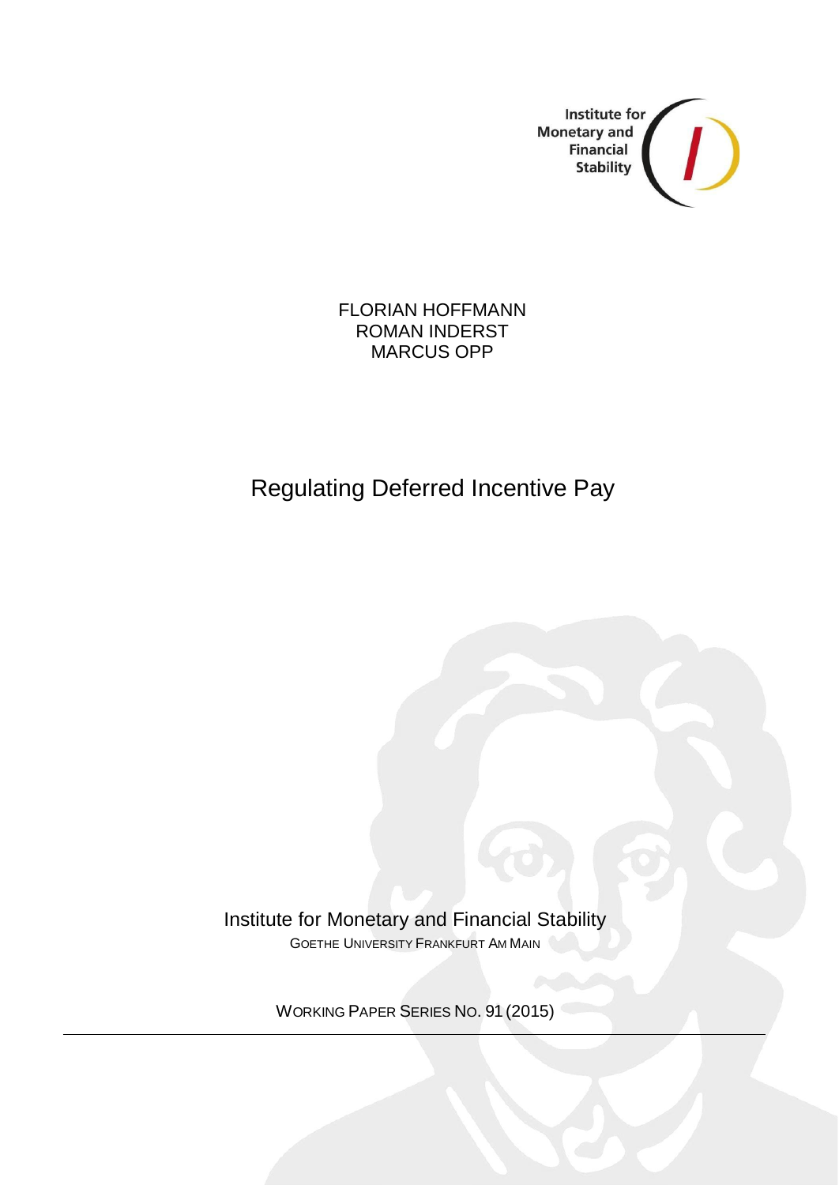Institute for Monetary and Financial Stability

FLORIAN HOFFMANN
ROMAN INDERST
MARCUS OPP

# Regulating Deferred Incentive Pay

Institute for Monetary and Financial Stability
GOETHE UNIVERSITY FRANKFURT AM MAIN

WORKING PAPER SERIES NO. 91 (2015)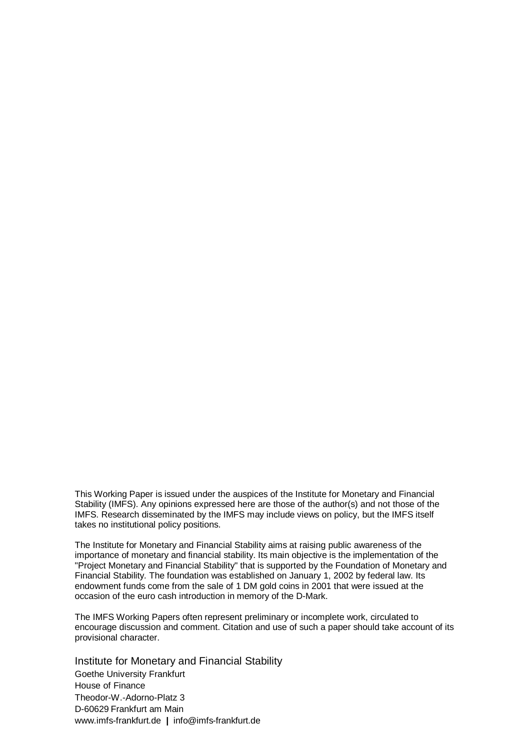This Working Paper is issued under the auspices of the Institute for Monetary and Financial Stability (IMFS). Any opinions expressed here are those of the author(s) and not those of the IMFS. Research disseminated by the IMFS may include views on policy, but the IMFS itself takes no institutional policy positions.

The Institute for Monetary and Financial Stability aims at raising public awareness of the importance of monetary and financial stability. Its main objective is the implementation of the "Project Monetary and Financial Stability" that is supported by the Foundation of Monetary and Financial Stability. The foundation was established on January 1, 2002 by federal law. Its endowment funds come from the sale of 1 DM gold coins in 2001 that were issued at the occasion of the euro cash introduction in memory of the D-Mark.

The IMFS Working Papers often represent preliminary or incomplete work, circulated to encourage discussion and comment. Citation and use of such a paper should take account of its provisional character.

Institute for Monetary and Financial Stability
Goethe University Frankfurt
House of Finance
Theodor-W.-Adorno-Platz 3
D-60629 Frankfurt am Main
www.imfs-frankfurt.de | info@imfs-frankfurt.de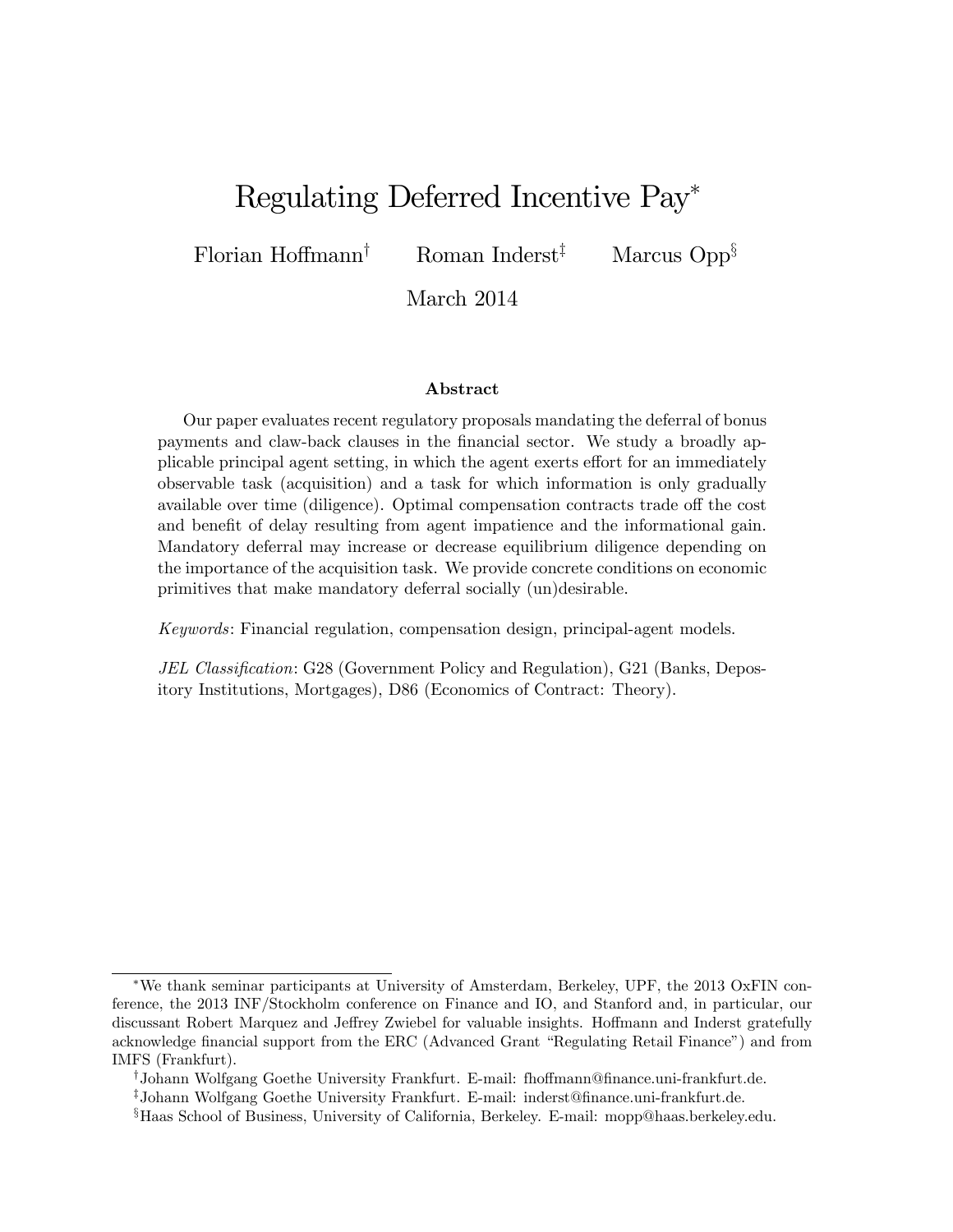# Regulating Deferred Incentive Pay[*]

Florian Hoffmann[†] Roman Inderst[‡] Marcus Opp[§]

March 2014

### Abstract

Our paper evaluates recent regulatory proposals mandating the deferral of bonus payments and claw-back clauses in the financial sector. We study a broadly applicable principal agent setting, in which the agent exerts effort for an immediately observable task (acquisition) and a task for which information is only gradually available over time (diligence). Optimal compensation contracts trade off the cost and benefit of delay resulting from agent impatience and the informational gain. Mandatory deferral may increase or decrease equilibrium diligence depending on the importance of the acquisition task. We provide concrete conditions on economic primitives that make mandatory deferral socially (un)desirable.

*Keywords*: Financial regulation, compensation design, principal-agent models.

*JEL Classification*: G28 (Government Policy and Regulation), G21 (Banks, Depository Institutions, Mortgages), D86 (Economics of Contract: Theory).

---

[*] We thank seminar participants at University of Amsterdam, Berkeley, UPF, the 2013 OxFIN conference, the 2013 INF/Stockholm conference on Finance and IO, and Stanford and, in particular, our discussant Robert Marquez and Jeffrey Zwiebel for valuable insights. Hoffmann and Inderst gratefully acknowledge financial support from the ERC (Advanced Grant "Regulating Retail Finance") and from IMFS (Frankfurt).

[†] Johann Wolfgang Goethe University Frankfurt. E-mail: fhoffmann@finance.uni-frankfurt.de.

[‡] Johann Wolfgang Goethe University Frankfurt. E-mail: inderst@finance.uni-frankfurt.de.

[§] Haas School of Business, University of California, Berkeley. E-mail: mopp@haas.berkeley.edu.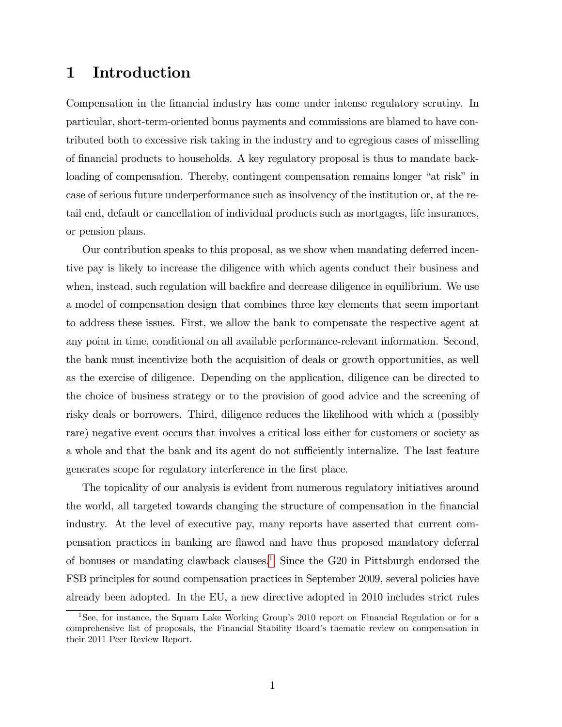# 1 Introduction

Compensation in the financial industry has come under intense regulatory scrutiny. In particular, short-term-oriented bonus payments and commissions are blamed to have contributed both to excessive risk taking in the industry and to egregious cases of misselling of financial products to households. A key regulatory proposal is thus to mandate back-loading of compensation. Thereby, contingent compensation remains longer "at risk" in case of serious future underperformance such as insolvency of the institution or, at the retail end, default or cancellation of individual products such as mortgages, life insurances, or pension plans.

Our contribution speaks to this proposal, as we show when mandating deferred incentive pay is likely to increase the diligence with which agents conduct their business and when, instead, such regulation will backfire and decrease diligence in equilibrium. We use a model of compensation design that combines three key elements that seem important to address these issues. First, we allow the bank to compensate the respective agent at any point in time, conditional on all available performance-relevant information. Second, the bank must incentivize both the acquisition of deals or growth opportunities, as well as the exercise of diligence. Depending on the application, diligence can be directed to the choice of business strategy or to the provision of good advice and the screening of risky deals or borrowers. Third, diligence reduces the likelihood with which a (possibly rare) negative event occurs that involves a critical loss either for customers or society as a whole and that the bank and its agent do not sufficiently internalize. The last feature generates scope for regulatory interference in the first place.

The topicality of our analysis is evident from numerous regulatory initiatives around the world, all targeted towards changing the structure of compensation in the financial industry. At the level of executive pay, many reports have asserted that current compensation practices in banking are flawed and have thus proposed mandatory deferral of bonuses or mandating clawback clauses.[1] Since the G20 in Pittsburgh endorsed the FSB principles for sound compensation practices in September 2009, several policies have already been adopted. In the EU, a new directive adopted in 2010 includes strict rules

[1] See, for instance, the Squam Lake Working Group's 2010 report on Financial Regulation or for a comprehensive list of proposals, the Financial Stability Board's thematic review on compensation in their 2011 Peer Review Report.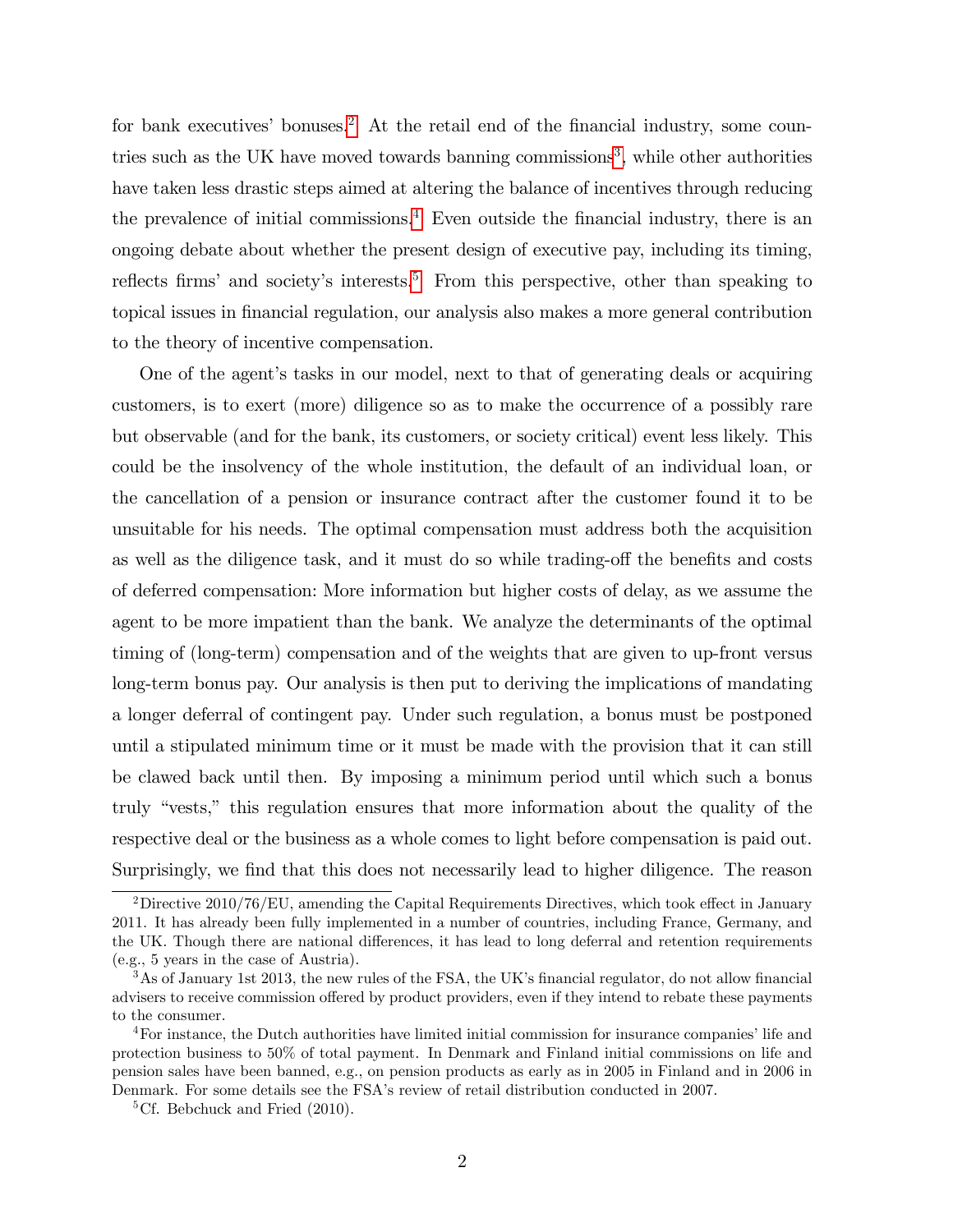for bank executives' bonuses.[2] At the retail end of the financial industry, some countries such as the UK have moved towards banning commissions[3], while other authorities have taken less drastic steps aimed at altering the balance of incentives through reducing the prevalence of initial commissions.[4] Even outside the financial industry, there is an ongoing debate about whether the present design of executive pay, including its timing, reflects firms' and society's interests.[5] From this perspective, other than speaking to topical issues in financial regulation, our analysis also makes a more general contribution to the theory of incentive compensation.

One of the agent's tasks in our model, next to that of generating deals or acquiring customers, is to exert (more) diligence so as to make the occurrence of a possibly rare but observable (and for the bank, its customers, or society critical) event less likely. This could be the insolvency of the whole institution, the default of an individual loan, or the cancellation of a pension or insurance contract after the customer found it to be unsuitable for his needs. The optimal compensation must address both the acquisition as well as the diligence task, and it must do so while trading-off the benefits and costs of deferred compensation: More information but higher costs of delay, as we assume the agent to be more impatient than the bank. We analyze the determinants of the optimal timing of (long-term) compensation and of the weights that are given to up-front versus long-term bonus pay. Our analysis is then put to deriving the implications of mandating a longer deferral of contingent pay. Under such regulation, a bonus must be postponed until a stipulated minimum time or it must be made with the provision that it can still be clawed back until then. By imposing a minimum period until which such a bonus truly "vests," this regulation ensures that more information about the quality of the respective deal or the business as a whole comes to light before compensation is paid out. Surprisingly, we find that this does not necessarily lead to higher diligence. The reason

---

[2] Directive 2010/76/EU, amending the Capital Requirements Directives, which took effect in January 2011. It has already been fully implemented in a number of countries, including France, Germany, and the UK. Though there are national differences, it has lead to long deferral and retention requirements (e.g., 5 years in the case of Austria).

[3] As of January 1st 2013, the new rules of the FSA, the UK's financial regulator, do not allow financial advisers to receive commission offered by product providers, even if they intend to rebate these payments to the consumer.

[4] For instance, the Dutch authorities have limited initial commission for insurance companies' life and protection business to 50% of total payment. In Denmark and Finland initial commissions on life and pension sales have been banned, e.g., on pension products as early as in 2005 in Finland and in 2006 in Denmark. For some details see the FSA's review of retail distribution conducted in 2007.

[5] Cf. Bebchuck and Fried (2010).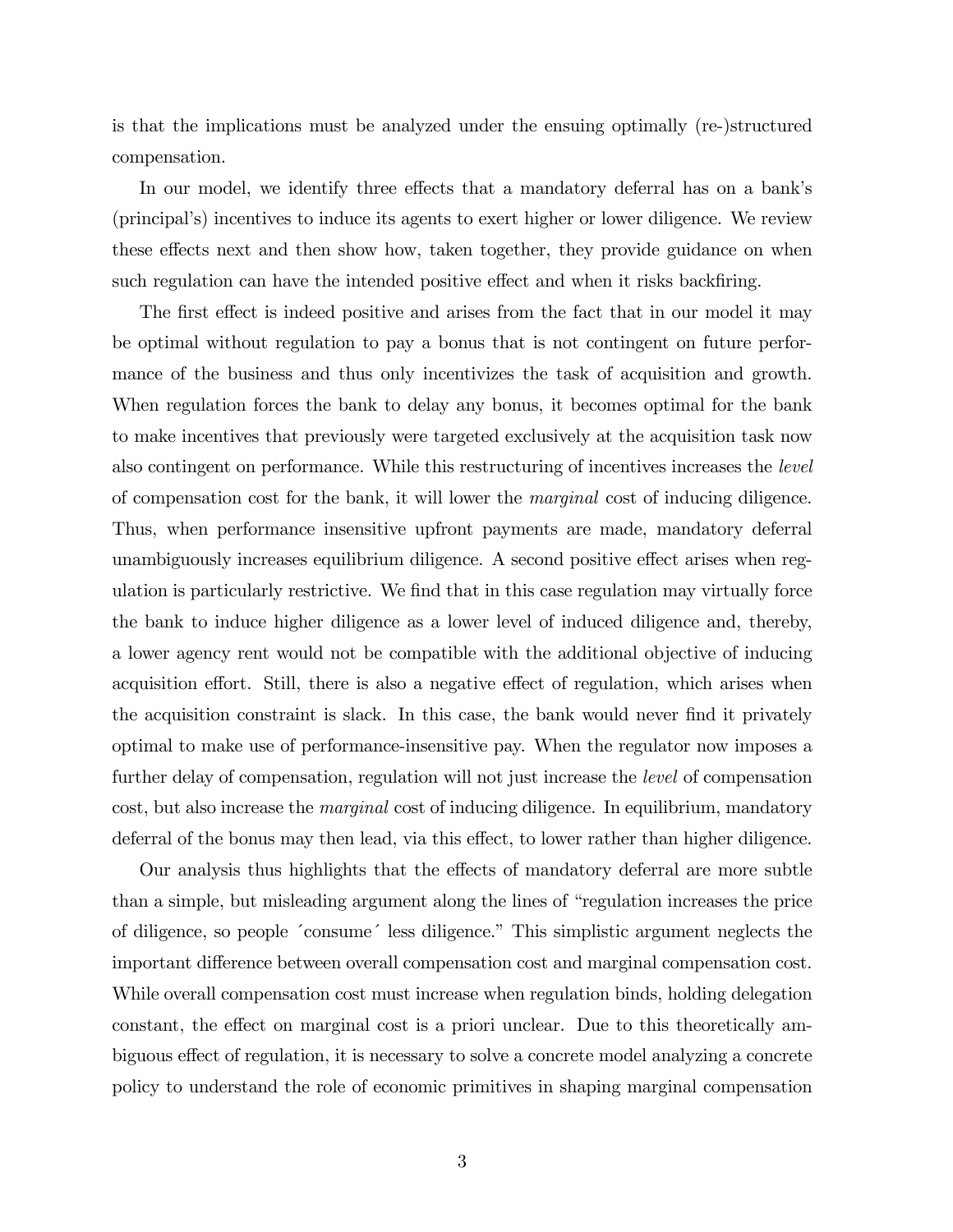is that the implications must be analyzed under the ensuing optimally (re-)structured compensation.

In our model, we identify three effects that a mandatory deferral has on a bank's (principal's) incentives to induce its agents to exert higher or lower diligence. We review these effects next and then show how, taken together, they provide guidance on when such regulation can have the intended positive effect and when it risks backfiring.

The first effect is indeed positive and arises from the fact that in our model it may be optimal without regulation to pay a bonus that is not contingent on future performance of the business and thus only incentivizes the task of acquisition and growth. When regulation forces the bank to delay any bonus, it becomes optimal for the bank to make incentives that previously were targeted exclusively at the acquisition task now also contingent on performance. While this restructuring of incentives increases the *level* of compensation cost for the bank, it will lower the *marginal* cost of inducing diligence. Thus, when performance insensitive upfront payments are made, mandatory deferral unambiguously increases equilibrium diligence. A second positive effect arises when regulation is particularly restrictive. We find that in this case regulation may virtually force the bank to induce higher diligence as a lower level of induced diligence and, thereby, a lower agency rent would not be compatible with the additional objective of inducing acquisition effort. Still, there is also a negative effect of regulation, which arises when the acquisition constraint is slack. In this case, the bank would never find it privately optimal to make use of performance-insensitive pay. When the regulator now imposes a further delay of compensation, regulation will not just increase the *level* of compensation cost, but also increase the *marginal* cost of inducing diligence. In equilibrium, mandatory deferral of the bonus may then lead, via this effect, to lower rather than higher diligence.

Our analysis thus highlights that the effects of mandatory deferral are more subtle than a simple, but misleading argument along the lines of "regulation increases the price of diligence, so people ´consume´ less diligence." This simplistic argument neglects the important difference between overall compensation cost and marginal compensation cost. While overall compensation cost must increase when regulation binds, holding delegation constant, the effect on marginal cost is a priori unclear. Due to this theoretically ambiguous effect of regulation, it is necessary to solve a concrete model analyzing a concrete policy to understand the role of economic primitives in shaping marginal compensation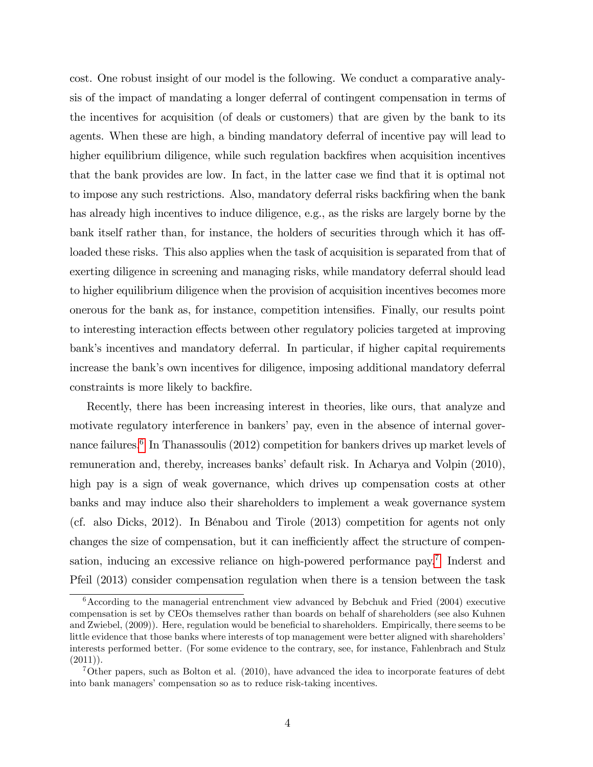cost. One robust insight of our model is the following. We conduct a comparative analysis of the impact of mandating a longer deferral of contingent compensation in terms of the incentives for acquisition (of deals or customers) that are given by the bank to its agents. When these are high, a binding mandatory deferral of incentive pay will lead to higher equilibrium diligence, while such regulation backfires when acquisition incentives that the bank provides are low. In fact, in the latter case we find that it is optimal not to impose any such restrictions. Also, mandatory deferral risks backfiring when the bank has already high incentives to induce diligence, e.g., as the risks are largely borne by the bank itself rather than, for instance, the holders of securities through which it has offloaded these risks. This also applies when the task of acquisition is separated from that of exerting diligence in screening and managing risks, while mandatory deferral should lead to higher equilibrium diligence when the provision of acquisition incentives becomes more onerous for the bank as, for instance, competition intensifies. Finally, our results point to interesting interaction effects between other regulatory policies targeted at improving bank's incentives and mandatory deferral. In particular, if higher capital requirements increase the bank's own incentives for diligence, imposing additional mandatory deferral constraints is more likely to backfire.

Recently, there has been increasing interest in theories, like ours, that analyze and motivate regulatory interference in bankers' pay, even in the absence of internal governance failures.[6] In Thanassoulis (2012) competition for bankers drives up market levels of remuneration and, thereby, increases banks' default risk. In Acharya and Volpin (2010), high pay is a sign of weak governance, which drives up compensation costs at other banks and may induce also their shareholders to implement a weak governance system (cf. also Dicks, 2012). In Bénabou and Tirole (2013) competition for agents not only changes the size of compensation, but it can inefficiently affect the structure of compensation, inducing an excessive reliance on high-powered performance pay.[7] Inderst and Pfeil (2013) consider compensation regulation when there is a tension between the task

[6] According to the managerial entrenchment view advanced by Bebchuk and Fried (2004) executive compensation is set by CEOs themselves rather than boards on behalf of shareholders (see also Kuhnen and Zwiebel, (2009)). Here, regulation would be beneficial to shareholders. Empirically, there seems to be little evidence that those banks where interests of top management were better aligned with shareholders' interests performed better. (For some evidence to the contrary, see, for instance, Fahlenbrach and Stulz (2011)).

[7] Other papers, such as Bolton et al. (2010), have advanced the idea to incorporate features of debt into bank managers' compensation so as to reduce risk-taking incentives.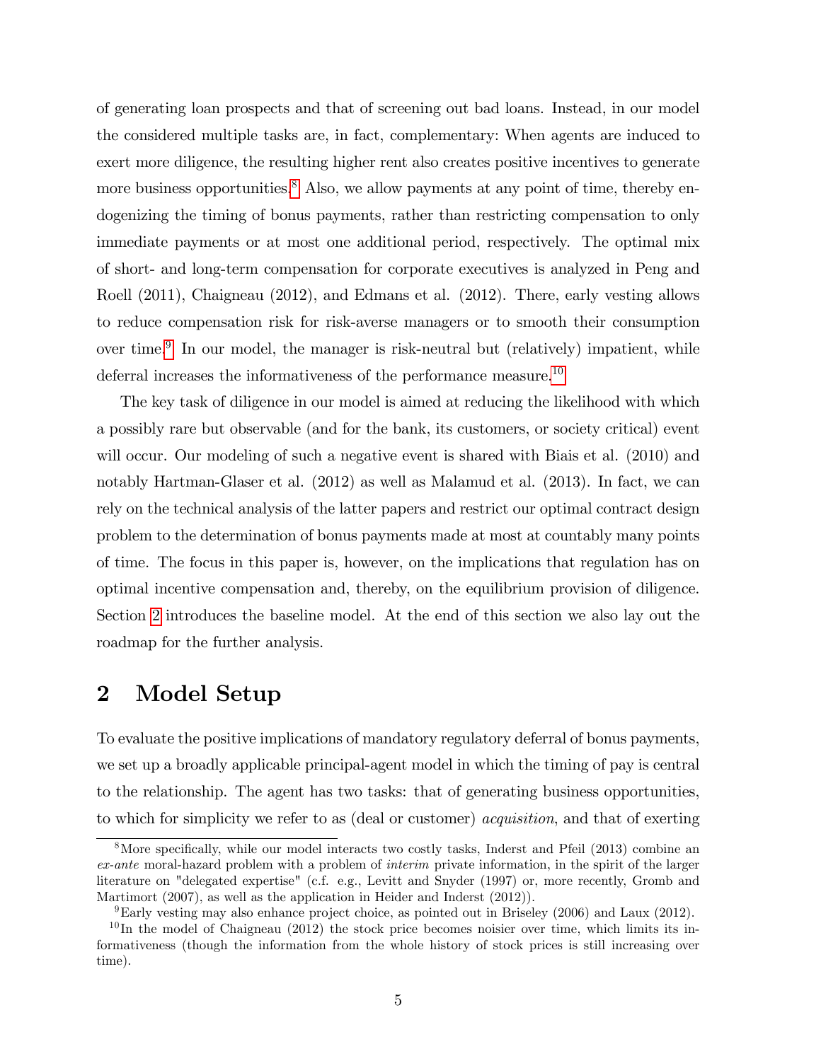of generating loan prospects and that of screening out bad loans. Instead, in our model the considered multiple tasks are, in fact, complementary: When agents are induced to exert more diligence, the resulting higher rent also creates positive incentives to generate more business opportunities.[8] Also, we allow payments at any point of time, thereby endogenizing the timing of bonus payments, rather than restricting compensation to only immediate payments or at most one additional period, respectively. The optimal mix of short- and long-term compensation for corporate executives is analyzed in Peng and Roell (2011), Chaigneau (2012), and Edmans et al. (2012). There, early vesting allows to reduce compensation risk for risk-averse managers or to smooth their consumption over time.[9] In our model, the manager is risk-neutral but (relatively) impatient, while deferral increases the informativeness of the performance measure.[10]

The key task of diligence in our model is aimed at reducing the likelihood with which a possibly rare but observable (and for the bank, its customers, or society critical) event will occur. Our modeling of such a negative event is shared with Biais et al. (2010) and notably Hartman-Glaser et al. (2012) as well as Malamud et al. (2013). In fact, we can rely on the technical analysis of the latter papers and restrict our optimal contract design problem to the determination of bonus payments made at most at countably many points of time. The focus in this paper is, however, on the implications that regulation has on optimal incentive compensation and, thereby, on the equilibrium provision of diligence. Section 2 introduces the baseline model. At the end of this section we also lay out the roadmap for the further analysis.

# 2 Model Setup

To evaluate the positive implications of mandatory regulatory deferral of bonus payments, we set up a broadly applicable principal-agent model in which the timing of pay is central to the relationship. The agent has two tasks: that of generating business opportunities, to which for simplicity we refer to as (deal or customer) *acquisition*, and that of exerting

---

[8] More specifically, while our model interacts two costly tasks, Inderst and Pfeil (2013) combine an *ex-ante* moral-hazard problem with a problem of *interim* private information, in the spirit of the larger literature on "delegated expertise" (c.f. e.g., Levitt and Snyder (1997) or, more recently, Gromb and Martimort (2007), as well as the application in Heider and Inderst (2012)).

[9] Early vesting may also enhance project choice, as pointed out in Briseley (2006) and Laux (2012).

[10] In the model of Chaigneau (2012) the stock price becomes noisier over time, which limits its informativeness (though the information from the whole history of stock prices is still increasing over time).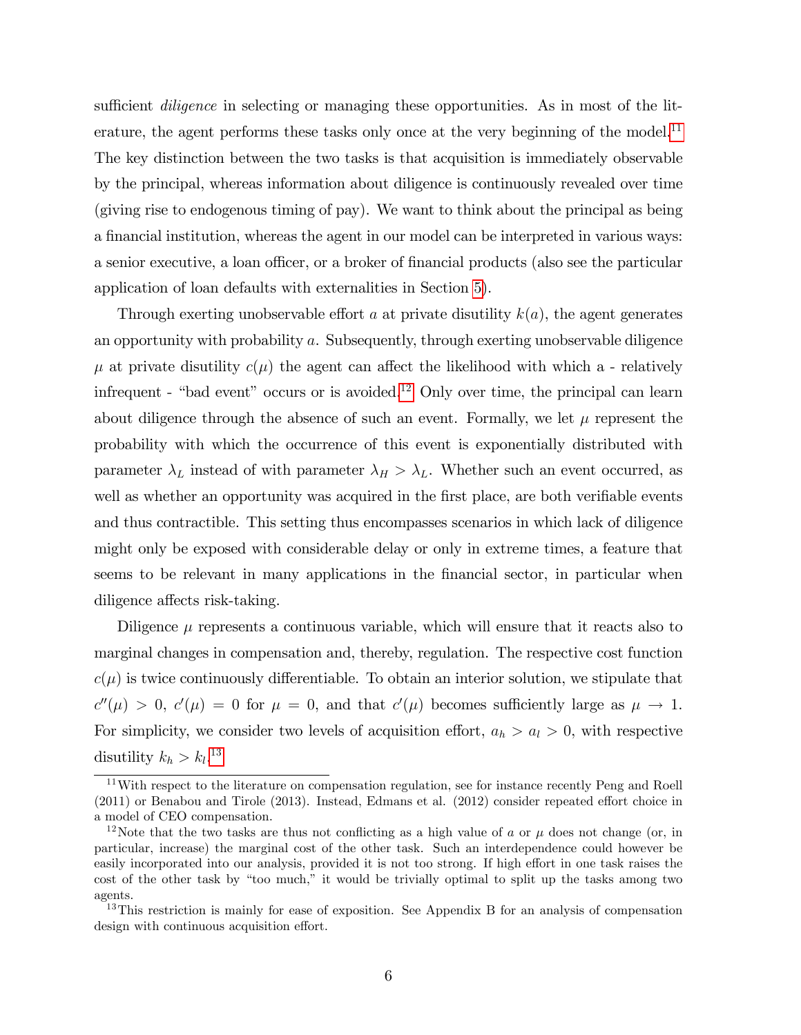sufficient *diligence* in selecting or managing these opportunities. As in most of the literature, the agent performs these tasks only once at the very beginning of the model.[11] The key distinction between the two tasks is that acquisition is immediately observable by the principal, whereas information about diligence is continuously revealed over time (giving rise to endogenous timing of pay). We want to think about the principal as being a financial institution, whereas the agent in our model can be interpreted in various ways: a senior executive, a loan officer, or a broker of financial products (also see the particular application of loan defaults with externalities in Section 5).

Through exerting unobservable effort $a$ at private disutility $k(a)$, the agent generates an opportunity with probability $a$. Subsequently, through exerting unobservable diligence $\mu$ at private disutility $c(\mu)$ the agent can affect the likelihood with which a - relatively infrequent - "bad event" occurs or is avoided.[12] Only over time, the principal can learn about diligence through the absence of such an event. Formally, we let $\mu$ represent the probability with which the occurrence of this event is exponentially distributed with parameter $\lambda_L$ instead of with parameter $\lambda_H > \lambda_L$. Whether such an event occurred, as well as whether an opportunity was acquired in the first place, are both verifiable events and thus contractible. This setting thus encompasses scenarios in which lack of diligence might only be exposed with considerable delay or only in extreme times, a feature that seems to be relevant in many applications in the financial sector, in particular when diligence affects risk-taking.

Diligence $\mu$ represents a continuous variable, which will ensure that it reacts also to marginal changes in compensation and, thereby, regulation. The respective cost function $c(\mu)$ is twice continuously differentiable. To obtain an interior solution, we stipulate that $c''(\mu) > 0$, $c'(\mu) = 0$ for $\mu = 0$, and that $c'(\mu)$ becomes sufficiently large as $\mu \to 1$. For simplicity, we consider two levels of acquisition effort, $a_h > a_l > 0$, with respective disutility $k_h > k_l$.[13]

---

[11] With respect to the literature on compensation regulation, see for instance recently Peng and Roell (2011) or Benabou and Tirole (2013). Instead, Edmans et al. (2012) consider repeated effort choice in a model of CEO compensation.

[12] Note that the two tasks are thus not conflicting as a high value of $a$ or $\mu$ does not change (or, in particular, increase) the marginal cost of the other task. Such an interdependence could however be easily incorporated into our analysis, provided it is not too strong. If high effort in one task raises the cost of the other task by "too much," it would be trivially optimal to split up the tasks among two agents.

[13] This restriction is mainly for ease of exposition. See Appendix B for an analysis of compensation design with continuous acquisition effort.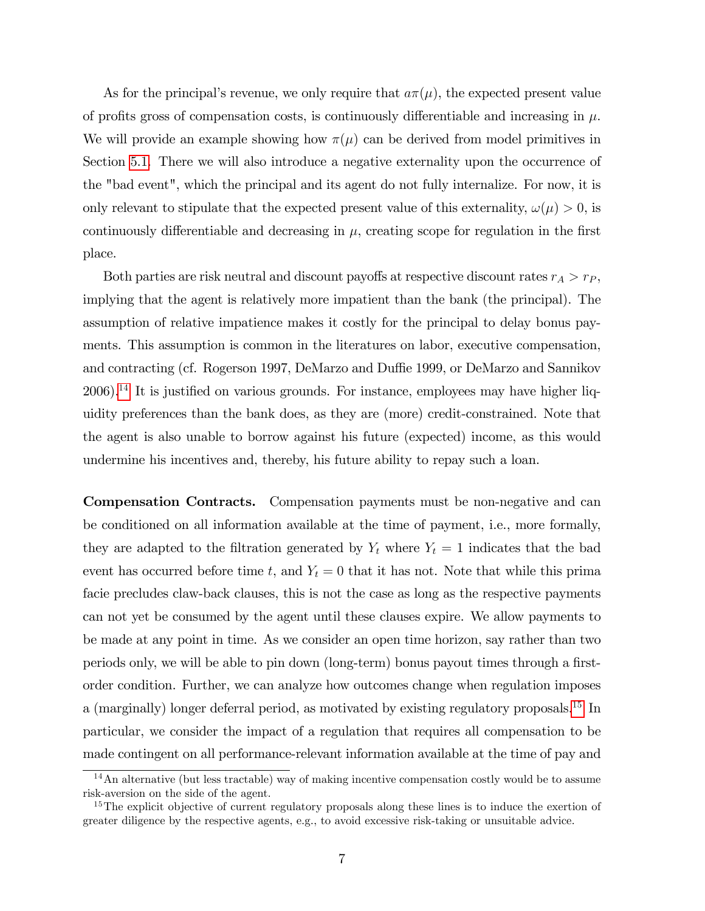As for the principal's revenue, we only require that $a\pi(\mu)$, the expected present value of profits gross of compensation costs, is continuously differentiable and increasing in $\mu$. We will provide an example showing how $\pi(\mu)$ can be derived from model primitives in Section 5.1. There we will also introduce a negative externality upon the occurrence of the "bad event", which the principal and its agent do not fully internalize. For now, it is only relevant to stipulate that the expected present value of this externality, $\omega(\mu) > 0$, is continuously differentiable and decreasing in $\mu$, creating scope for regulation in the first place.

Both parties are risk neutral and discount payoffs at respective discount rates $r_A > r_P$, implying that the agent is relatively more impatient than the bank (the principal). The assumption of relative impatience makes it costly for the principal to delay bonus payments. This assumption is common in the literatures on labor, executive compensation, and contracting (cf. Rogerson 1997, DeMarzo and Duffie 1999, or DeMarzo and Sannikov 2006).[14] It is justified on various grounds. For instance, employees may have higher liquidity preferences than the bank does, as they are (more) credit-constrained. Note that the agent is also unable to borrow against his future (expected) income, as this would undermine his incentives and, thereby, his future ability to repay such a loan.

**Compensation Contracts.** Compensation payments must be non-negative and can be conditioned on all information available at the time of payment, i.e., more formally, they are adapted to the filtration generated by $Y_t$ where $Y_t = 1$ indicates that the bad event has occurred before time $t$, and $Y_t = 0$ that it has not. Note that while this prima facie precludes claw-back clauses, this is not the case as long as the respective payments can not yet be consumed by the agent until these clauses expire. We allow payments to be made at any point in time. As we consider an open time horizon, say rather than two periods only, we will be able to pin down (long-term) bonus payout times through a first-order condition. Further, we can analyze how outcomes change when regulation imposes a (marginally) longer deferral period, as motivated by existing regulatory proposals.[15] In particular, we consider the impact of a regulation that requires all compensation to be made contingent on all performance-relevant information available at the time of pay and

[14] An alternative (but less tractable) way of making incentive compensation costly would be to assume risk-aversion on the side of the agent.

[15] The explicit objective of current regulatory proposals along these lines is to induce the exertion of greater diligence by the respective agents, e.g., to avoid excessive risk-taking or unsuitable advice.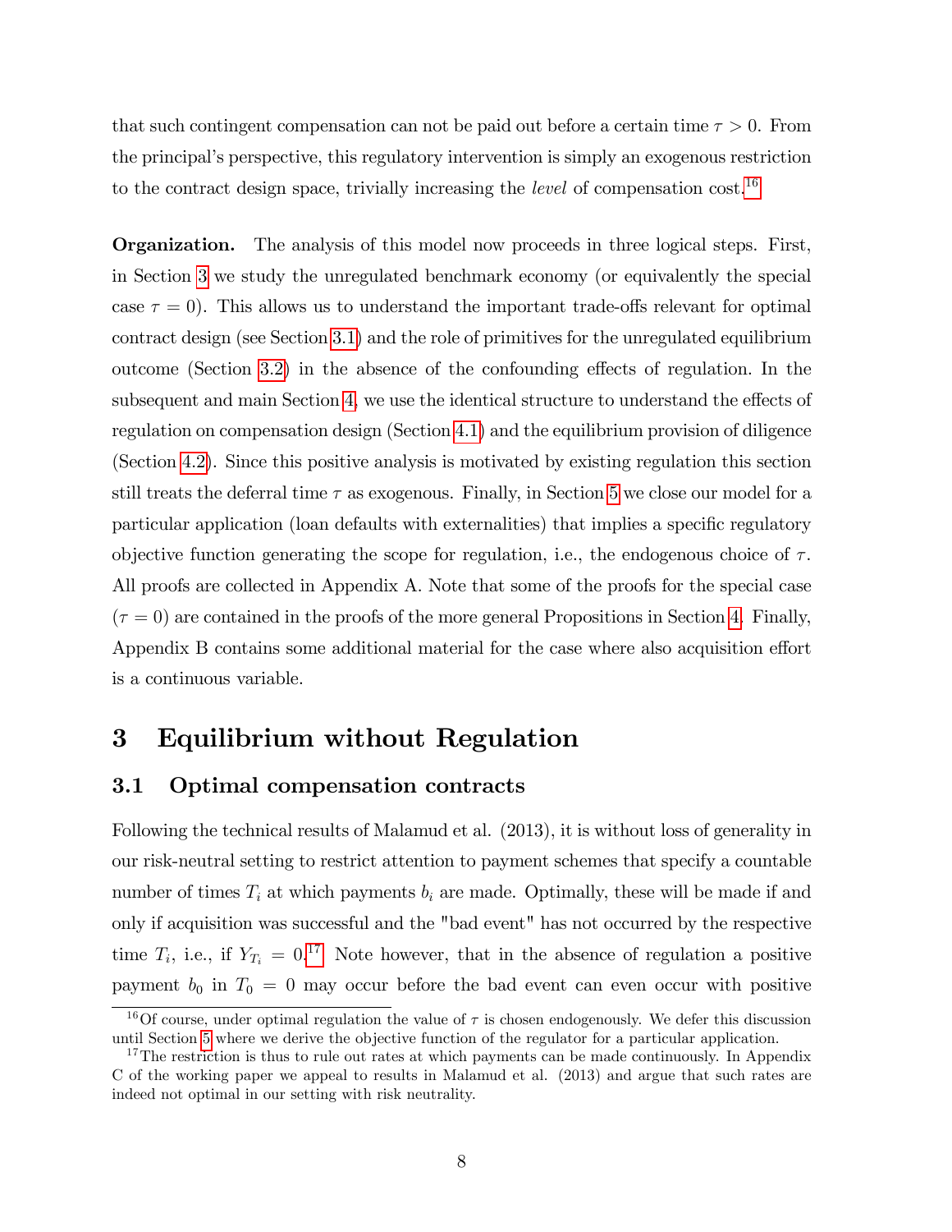that such contingent compensation can not be paid out before a certain time $\tau > 0$. From the principal's perspective, this regulatory intervention is simply an exogenous restriction to the contract design space, trivially increasing the *level* of compensation cost.[16]

**Organization.** The analysis of this model now proceeds in three logical steps. First, in Section 3 we study the unregulated benchmark economy (or equivalently the special case $\tau = 0$). This allows us to understand the important trade-offs relevant for optimal contract design (see Section 3.1) and the role of primitives for the unregulated equilibrium outcome (Section 3.2) in the absence of the confounding effects of regulation. In the subsequent and main Section 4, we use the identical structure to understand the effects of regulation on compensation design (Section 4.1) and the equilibrium provision of diligence (Section 4.2). Since this positive analysis is motivated by existing regulation this section still treats the deferral time $\tau$ as exogenous. Finally, in Section 5 we close our model for a particular application (loan defaults with externalities) that implies a specific regulatory objective function generating the scope for regulation, i.e., the endogenous choice of $\tau$. All proofs are collected in Appendix A. Note that some of the proofs for the special case ($\tau = 0$) are contained in the proofs of the more general Propositions in Section 4. Finally, Appendix B contains some additional material for the case where also acquisition effort is a continuous variable.

# 3 Equilibrium without Regulation

## 3.1 Optimal compensation contracts

Following the technical results of Malamud et al. (2013), it is without loss of generality in our risk-neutral setting to restrict attention to payment schemes that specify a countable number of times $T_i$ at which payments $b_i$ are made. Optimally, these will be made if and only if acquisition was successful and the "bad event" has not occurred by the respective time $T_i$, i.e., if $Y_{T_i} = 0$.[17] Note however, that in the absence of regulation a positive payment $b_0$ in $T_0 = 0$ may occur before the bad event can even occur with positive

[16] Of course, under optimal regulation the value of $\tau$ is chosen endogenously. We defer this discussion until Section 5 where we derive the objective function of the regulator for a particular application.

[17] The restriction is thus to rule out rates at which payments can be made continuously. In Appendix C of the working paper we appeal to results in Malamud et al. (2013) and argue that such rates are indeed not optimal in our setting with risk neutrality.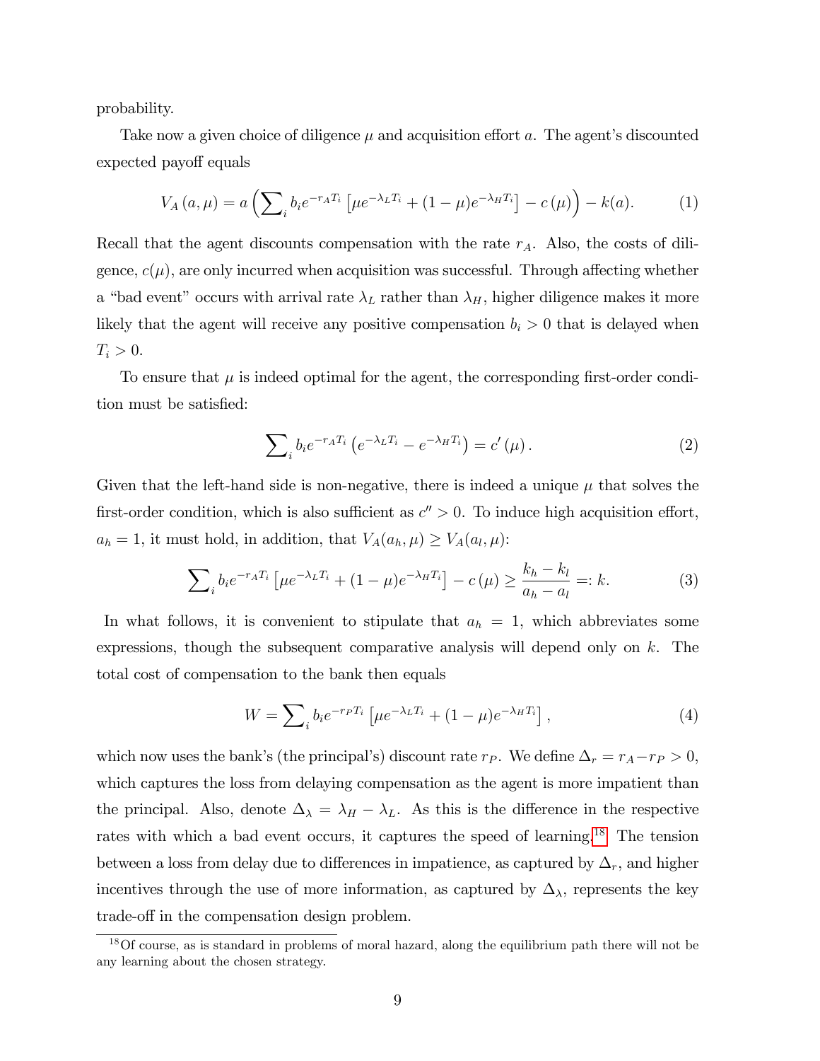probability.

Take now a given choice of diligence $\mu$ and acquisition effort $a$. The agent's discounted expected payoff equals

$$V_A(a,\mu) = a\left(\sum_i b_i e^{-r_A T_i}\left[\mu e^{-\lambda_L T_i} + (1-\mu)e^{-\lambda_H T_i}\right] - c(\mu)\right) - k(a). \tag{1}$$

Recall that the agent discounts compensation with the rate $r_A$. Also, the costs of diligence, $c(\mu)$, are only incurred when acquisition was successful. Through affecting whether a "bad event" occurs with arrival rate $\lambda_L$ rather than $\lambda_H$, higher diligence makes it more likely that the agent will receive any positive compensation $b_i > 0$ that is delayed when $T_i > 0$.

To ensure that $\mu$ is indeed optimal for the agent, the corresponding first-order condition must be satisfied:

$$\sum_i b_i e^{-r_A T_i}\left(e^{-\lambda_L T_i} - e^{-\lambda_H T_i}\right) = c'(\mu). \tag{2}$$

Given that the left-hand side is non-negative, there is indeed a unique $\mu$ that solves the first-order condition, which is also sufficient as $c'' > 0$. To induce high acquisition effort, $a_h = 1$, it must hold, in addition, that $V_A(a_h,\mu) \geq V_A(a_l,\mu)$:

$$\sum_i b_i e^{-r_A T_i}\left[\mu e^{-\lambda_L T_i} + (1-\mu)e^{-\lambda_H T_i}\right] - c(\mu) \geq \frac{k_h - k_l}{a_h - a_l} =: k. \tag{3}$$

In what follows, it is convenient to stipulate that $a_h = 1$, which abbreviates some expressions, though the subsequent comparative analysis will depend only on $k$. The total cost of compensation to the bank then equals

$$W = \sum_i b_i e^{-r_P T_i}\left[\mu e^{-\lambda_L T_i} + (1-\mu)e^{-\lambda_H T_i}\right], \tag{4}$$

which now uses the bank's (the principal's) discount rate $r_P$. We define $\Delta_r = r_A - r_P > 0$, which captures the loss from delaying compensation as the agent is more impatient than the principal. Also, denote $\Delta_\lambda = \lambda_H - \lambda_L$. As this is the difference in the respective rates with which a bad event occurs, it captures the speed of learning.[18] The tension between a loss from delay due to differences in impatience, as captured by $\Delta_r$, and higher incentives through the use of more information, as captured by $\Delta_\lambda$, represents the key trade-off in the compensation design problem.

[18] Of course, as is standard in problems of moral hazard, along the equilibrium path there will not be any learning about the chosen strategy.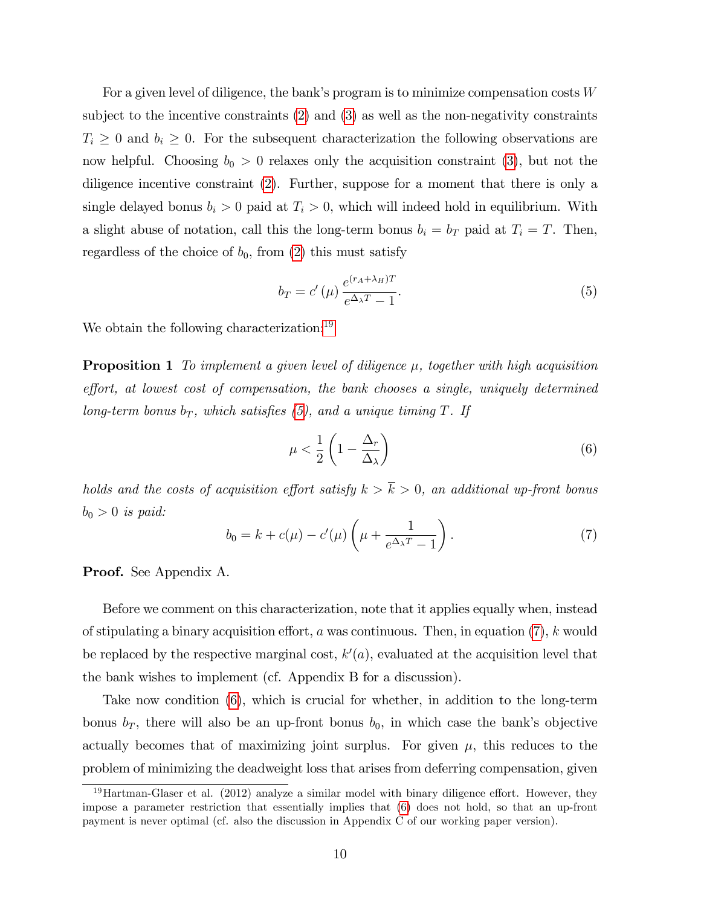For a given level of diligence, the bank's program is to minimize compensation costs $W$ subject to the incentive constraints (2) and (3) as well as the non-negativity constraints $T_i \geq 0$ and $b_i \geq 0$. For the subsequent characterization the following observations are now helpful. Choosing $b_0 > 0$ relaxes only the acquisition constraint (3), but not the diligence incentive constraint (2). Further, suppose for a moment that there is only a single delayed bonus $b_i > 0$ paid at $T_i > 0$, which will indeed hold in equilibrium. With a slight abuse of notation, call this the long-term bonus $b_i = b_T$ paid at $T_i = T$. Then, regardless of the choice of $b_0$, from (2) this must satisfy

$$b_T = c'(\mu) \frac{e^{(r_A+\lambda_H)T}}{e^{\Delta_\lambda T} - 1}. \tag{5}$$

We obtain the following characterization:[19]

**Proposition 1** *To implement a given level of diligence $\mu$, together with high acquisition effort, at lowest cost of compensation, the bank chooses a single, uniquely determined long-term bonus $b_T$, which satisfies (5), and a unique timing $T$. If*

$$\mu < \frac{1}{2}\left(1 - \frac{\Delta_r}{\Delta_\lambda}\right) \tag{6}$$

*holds and the costs of acquisition effort satisfy $k > \overline{k} > 0$, an additional up-front bonus $b_0 > 0$ is paid:*

$$b_0 = k + c(\mu) - c'(\mu)\left(\mu + \frac{1}{e^{\Delta_\lambda T} - 1}\right). \tag{7}$$

**Proof.** See Appendix A.

Before we comment on this characterization, note that it applies equally when, instead of stipulating a binary acquisition effort, $a$ was continuous. Then, in equation (7), $k$ would be replaced by the respective marginal cost, $k'(a)$, evaluated at the acquisition level that the bank wishes to implement (cf. Appendix B for a discussion).

Take now condition (6), which is crucial for whether, in addition to the long-term bonus $b_T$, there will also be an up-front bonus $b_0$, in which case the bank's objective actually becomes that of maximizing joint surplus. For given $\mu$, this reduces to the problem of minimizing the deadweight loss that arises from deferring compensation, given

[19] Hartman-Glaser et al. (2012) analyze a similar model with binary diligence effort. However, they impose a parameter restriction that essentially implies that (6) does not hold, so that an up-front payment is never optimal (cf. also the discussion in Appendix C of our working paper version).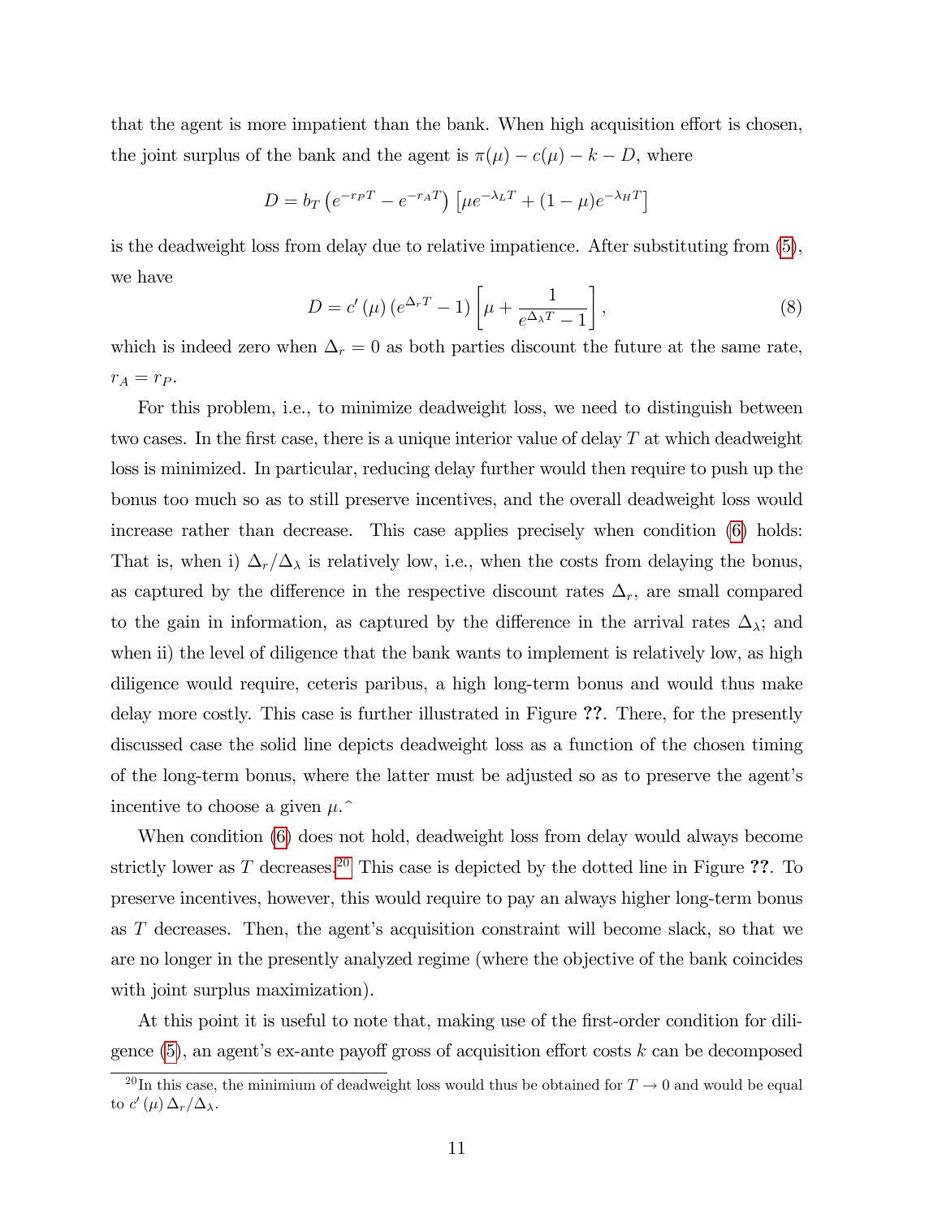that the agent is more impatient than the bank. When high acquisition effort is chosen, the joint surplus of the bank and the agent is $\pi(\mu) - c(\mu) - k - D$, where

$$D = b_T \left(e^{-r_P T} - e^{-r_A T}\right) \left[\mu e^{-\lambda_L T} + (1-\mu)e^{-\lambda_H T}\right]$$

is the deadweight loss from delay due to relative impatience. After substituting from (5), we have

$$D = c'(\mu)\left(e^{\Delta_r T} - 1\right)\left[\mu + \frac{1}{e^{\Delta_\lambda T} - 1}\right], \tag{8}$$

which is indeed zero when $\Delta_r = 0$ as both parties discount the future at the same rate, $r_A = r_P$.

For this problem, i.e., to minimize deadweight loss, we need to distinguish between two cases. In the first case, there is a unique interior value of delay $T$ at which deadweight loss is minimized. In particular, reducing delay further would then require to push up the bonus too much so as to still preserve incentives, and the overall deadweight loss would increase rather than decrease. This case applies precisely when condition (6) holds: That is, when i) $\Delta_r/\Delta_\lambda$ is relatively low, i.e., when the costs from delaying the bonus, as captured by the difference in the respective discount rates $\Delta_r$, are small compared to the gain in information, as captured by the difference in the arrival rates $\Delta_\lambda$; and when ii) the level of diligence that the bank wants to implement is relatively low, as high diligence would require, ceteris paribus, a high long-term bonus and would thus make delay more costly. This case is further illustrated in Figure **??**. There, for the presently discussed case the solid line depicts deadweight loss as a function of the chosen timing of the long-term bonus, where the latter must be adjusted so as to preserve the agent's incentive to choose a given $\hat{\mu}$.

When condition (6) does not hold, deadweight loss from delay would always become strictly lower as $T$ decreases.[20] This case is depicted by the dotted line in Figure **??**. To preserve incentives, however, this would require to pay an always higher long-term bonus as $T$ decreases. Then, the agent's acquisition constraint will become slack, so that we are no longer in the presently analyzed regime (where the objective of the bank coincides with joint surplus maximization).

At this point it is useful to note that, making use of the first-order condition for diligence (5), an agent's ex-ante payoff gross of acquisition effort costs $k$ can be decomposed

[20] In this case, the minimium of deadweight loss would thus be obtained for $T \to 0$ and would be equal to $c'(\mu)\,\Delta_r/\Delta_\lambda$.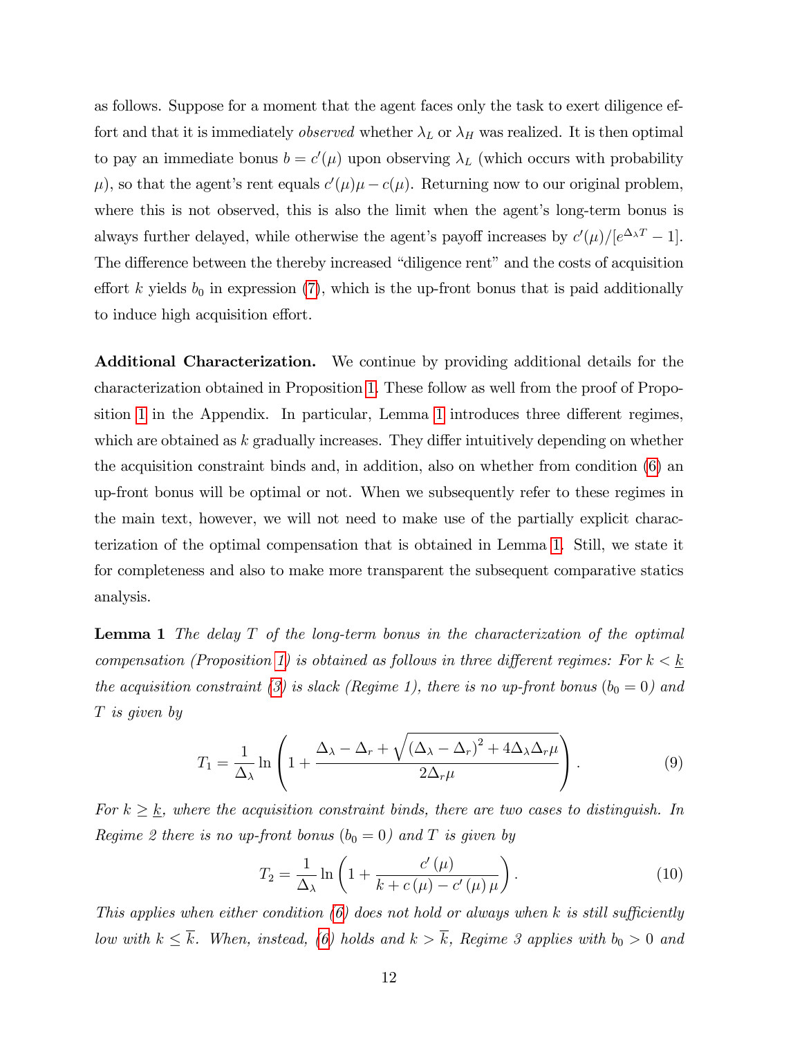as follows. Suppose for a moment that the agent faces only the task to exert diligence effort and that it is immediately *observed* whether $\lambda_L$ or $\lambda_H$ was realized. It is then optimal to pay an immediate bonus $b = c'(\mu)$ upon observing $\lambda_L$ (which occurs with probability $\mu$), so that the agent's rent equals $c'(\mu)\mu - c(\mu)$. Returning now to our original problem, where this is not observed, this is also the limit when the agent's long-term bonus is always further delayed, while otherwise the agent's payoff increases by $c'(\mu)/[e^{\Delta_\lambda T} - 1]$. The difference between the thereby increased "diligence rent" and the costs of acquisition effort $k$ yields $b_0$ in expression (7), which is the up-front bonus that is paid additionally to induce high acquisition effort.

**Additional Characterization.** We continue by providing additional details for the characterization obtained in Proposition 1. These follow as well from the proof of Proposition 1 in the Appendix. In particular, Lemma 1 introduces three different regimes, which are obtained as $k$ gradually increases. They differ intuitively depending on whether the acquisition constraint binds and, in addition, also on whether from condition (6) an up-front bonus will be optimal or not. When we subsequently refer to these regimes in the main text, however, we will not need to make use of the partially explicit characterization of the optimal compensation that is obtained in Lemma 1. Still, we state it for completeness and also to make more transparent the subsequent comparative statics analysis.

**Lemma 1** *The delay $T$ of the long-term bonus in the characterization of the optimal compensation (Proposition 1) is obtained as follows in three different regimes: For $k < \underline{k}$ the acquisition constraint (3) is slack (Regime 1), there is no up-front bonus ($b_0 = 0$) and $T$ is given by*

$$T_1 = \frac{1}{\Delta_\lambda} \ln \left( 1 + \frac{\Delta_\lambda - \Delta_r + \sqrt{(\Delta_\lambda - \Delta_r)^2 + 4\Delta_\lambda \Delta_r \mu}}{2\Delta_r \mu} \right). \tag{9}$$

*For $k \geq \underline{k}$, where the acquisition constraint binds, there are two cases to distinguish. In Regime 2 there is no up-front bonus ($b_0 = 0$) and $T$ is given by*

$$T_2 = \frac{1}{\Delta_\lambda} \ln \left( 1 + \frac{c'(\mu)}{k + c(\mu) - c'(\mu)\mu} \right). \tag{10}$$

*This applies when either condition (6) does not hold or always when $k$ is still sufficiently low with $k \leq \overline{k}$. When, instead, (6) holds and $k > \overline{k}$, Regime 3 applies with $b_0 > 0$ and*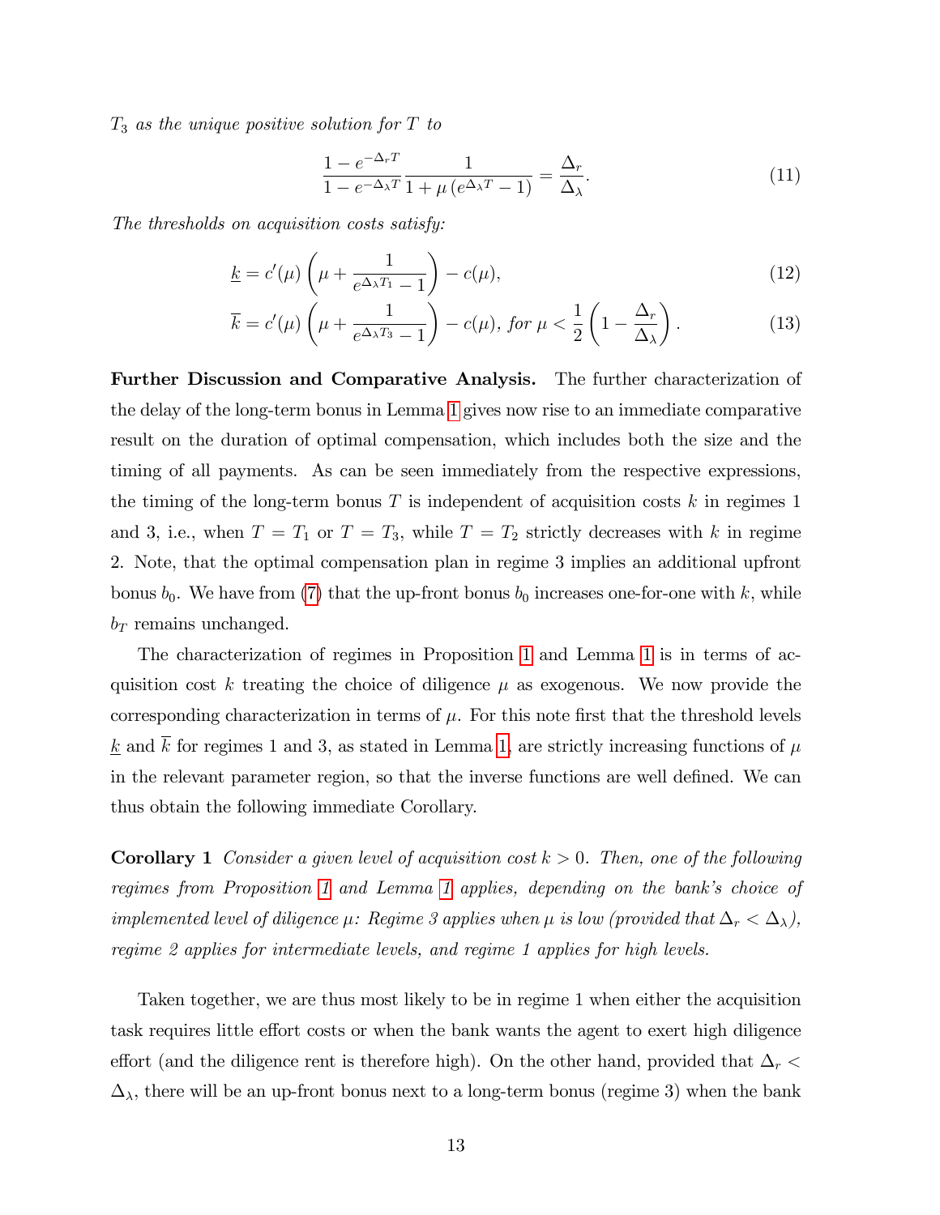*$T_3$ as the unique positive solution for $T$ to*

$$\frac{1-e^{-\Delta_r T}}{1-e^{-\Delta_\lambda T}} \frac{1}{1+\mu\left(e^{\Delta_\lambda T}-1\right)} = \frac{\Delta_r}{\Delta_\lambda}. \tag{11}$$

*The thresholds on acquisition costs satisfy:*

$$\underline{k} = c'(\mu)\left(\mu + \frac{1}{e^{\Delta_\lambda T_1}-1}\right) - c(\mu), \tag{12}$$

$$\overline{k} = c'(\mu)\left(\mu + \frac{1}{e^{\Delta_\lambda T_3}-1}\right) - c(\mu), \text{ for } \mu < \frac{1}{2}\left(1 - \frac{\Delta_r}{\Delta_\lambda}\right). \tag{13}$$

**Further Discussion and Comparative Analysis.** The further characterization of the delay of the long-term bonus in Lemma 1 gives now rise to an immediate comparative result on the duration of optimal compensation, which includes both the size and the timing of all payments. As can be seen immediately from the respective expressions, the timing of the long-term bonus $T$ is independent of acquisition costs $k$ in regimes 1 and 3, i.e., when $T = T_1$ or $T = T_3$, while $T = T_2$ strictly decreases with $k$ in regime 2. Note, that the optimal compensation plan in regime 3 implies an additional upfront bonus $b_0$. We have from (7) that the up-front bonus $b_0$ increases one-for-one with $k$, while $b_T$ remains unchanged.

The characterization of regimes in Proposition 1 and Lemma 1 is in terms of acquisition cost $k$ treating the choice of diligence $\mu$ as exogenous. We now provide the corresponding characterization in terms of $\mu$. For this note first that the threshold levels $\underline{k}$ and $\overline{k}$ for regimes 1 and 3, as stated in Lemma 1, are strictly increasing functions of $\mu$ in the relevant parameter region, so that the inverse functions are well defined. We can thus obtain the following immediate Corollary.

**Corollary 1** *Consider a given level of acquisition cost $k > 0$. Then, one of the following regimes from Proposition 1 and Lemma 1 applies, depending on the bank's choice of implemented level of diligence $\mu$: Regime 3 applies when $\mu$ is low (provided that $\Delta_r < \Delta_\lambda$), regime 2 applies for intermediate levels, and regime 1 applies for high levels.*

Taken together, we are thus most likely to be in regime 1 when either the acquisition task requires little effort costs or when the bank wants the agent to exert high diligence effort (and the diligence rent is therefore high). On the other hand, provided that $\Delta_r < \Delta_\lambda$, there will be an up-front bonus next to a long-term bonus (regime 3) when the bank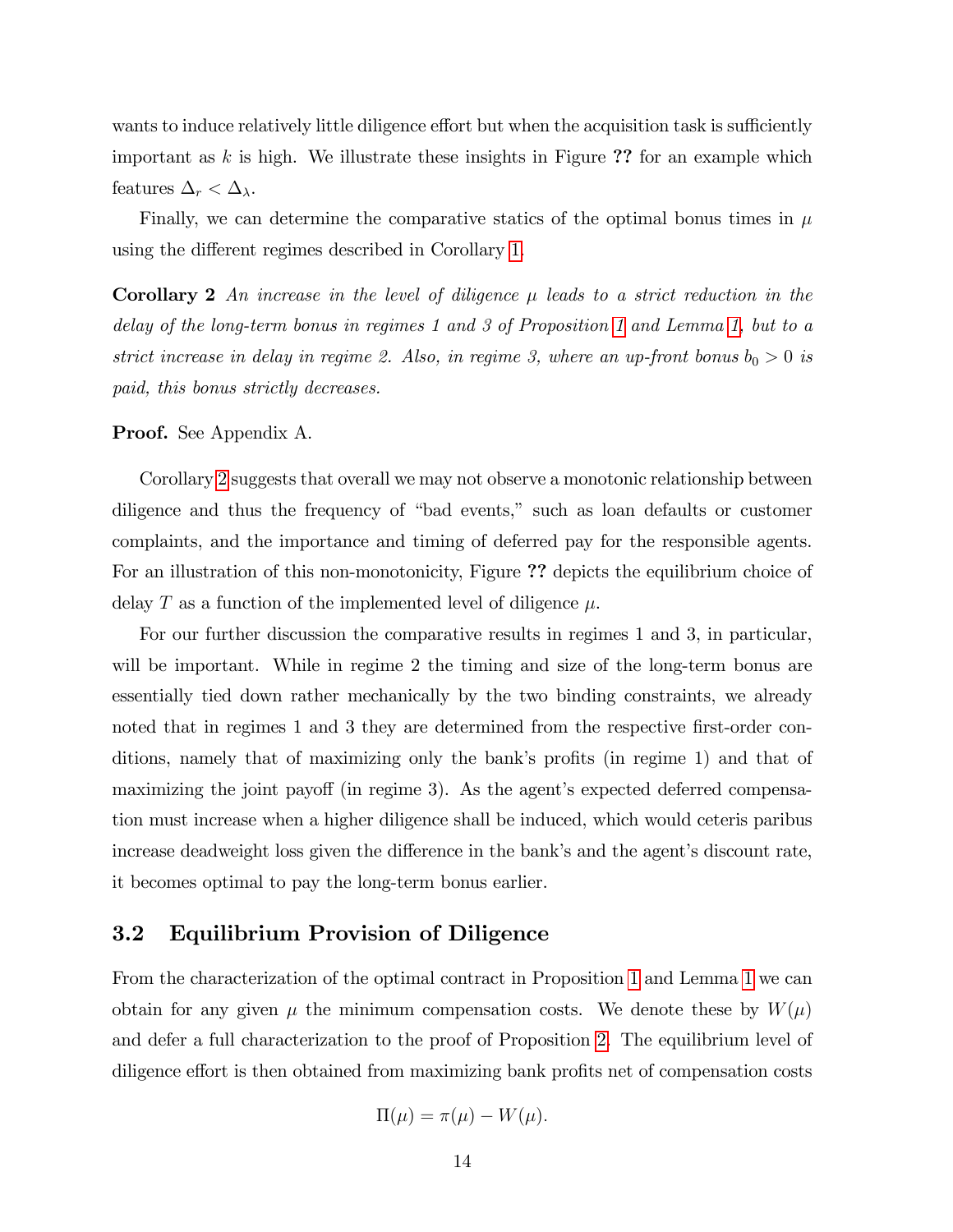wants to induce relatively little diligence effort but when the acquisition task is sufficiently important as $k$ is high. We illustrate these insights in Figure ?? for an example which features $\Delta_r < \Delta_\lambda$.

Finally, we can determine the comparative statics of the optimal bonus times in $\mu$ using the different regimes described in Corollary 1.

**Corollary 2** *An increase in the level of diligence $\mu$ leads to a strict reduction in the delay of the long-term bonus in regimes 1 and 3 of Proposition 1 and Lemma 1, but to a strict increase in delay in regime 2. Also, in regime 3, where an up-front bonus $b_0 > 0$ is paid, this bonus strictly decreases.*

**Proof.** See Appendix A.

Corollary 2 suggests that overall we may not observe a monotonic relationship between diligence and thus the frequency of "bad events," such as loan defaults or customer complaints, and the importance and timing of deferred pay for the responsible agents. For an illustration of this non-monotonicity, Figure ?? depicts the equilibrium choice of delay $T$ as a function of the implemented level of diligence $\mu$.

For our further discussion the comparative results in regimes 1 and 3, in particular, will be important. While in regime 2 the timing and size of the long-term bonus are essentially tied down rather mechanically by the two binding constraints, we already noted that in regimes 1 and 3 they are determined from the respective first-order conditions, namely that of maximizing only the bank's profits (in regime 1) and that of maximizing the joint payoff (in regime 3). As the agent's expected deferred compensation must increase when a higher diligence shall be induced, which would ceteris paribus increase deadweight loss given the difference in the bank's and the agent's discount rate, it becomes optimal to pay the long-term bonus earlier.

## 3.2 Equilibrium Provision of Diligence

From the characterization of the optimal contract in Proposition 1 and Lemma 1 we can obtain for any given $\mu$ the minimum compensation costs. We denote these by $W(\mu)$ and defer a full characterization to the proof of Proposition 2. The equilibrium level of diligence effort is then obtained from maximizing bank profits net of compensation costs

$$\Pi(\mu) = \pi(\mu) - W(\mu).$$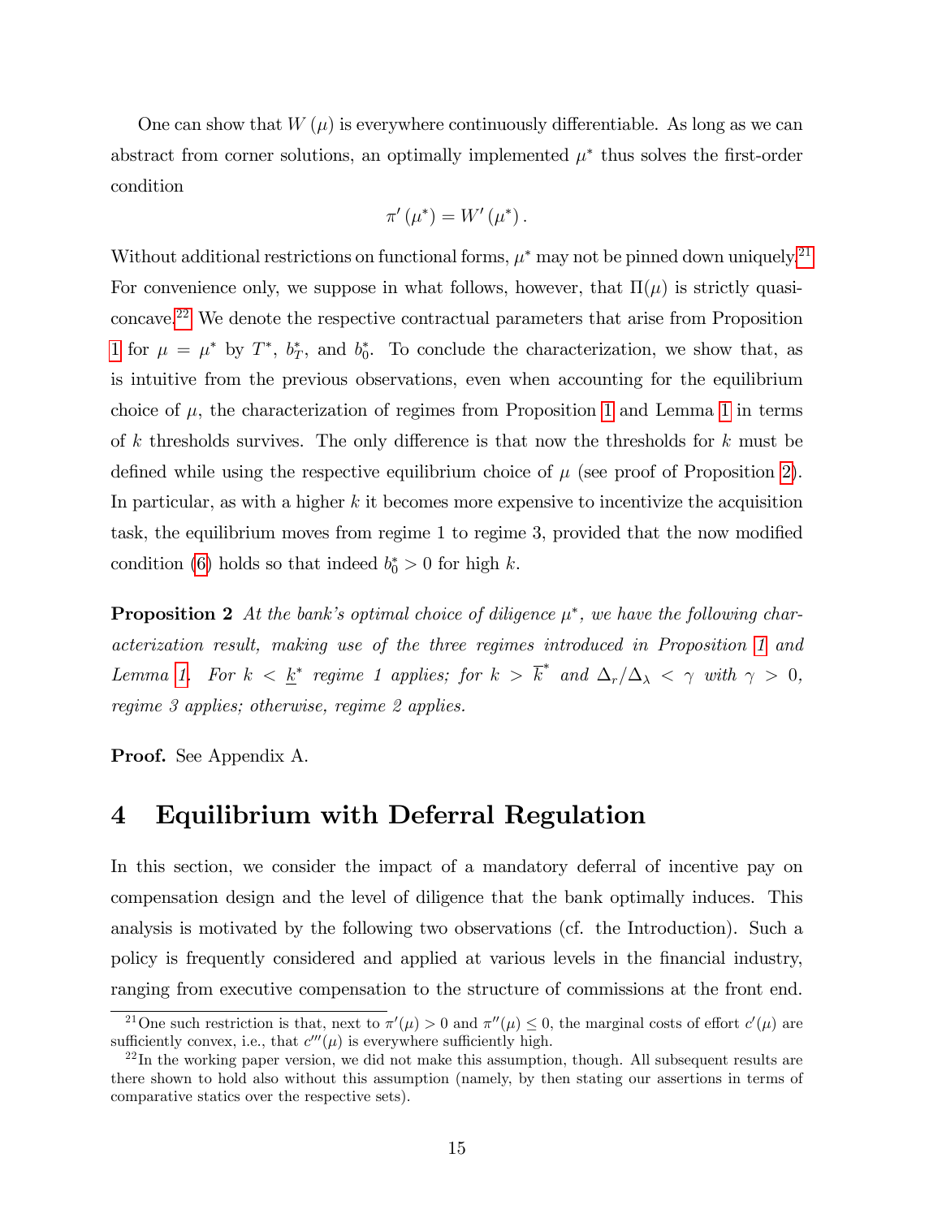One can show that $W(\mu)$ is everywhere continuously differentiable. As long as we can abstract from corner solutions, an optimally implemented $\mu^*$ thus solves the first-order condition

$$\pi'(\mu^*) = W'(\mu^*).$$

Without additional restrictions on functional forms, $\mu^*$ may not be pinned down uniquely.[21] For convenience only, we suppose in what follows, however, that $\Pi(\mu)$ is strictly quasi-concave.[22] We denote the respective contractual parameters that arise from Proposition 1 for $\mu = \mu^*$ by $T^*$, $b_T^*$, and $b_0^*$. To conclude the characterization, we show that, as is intuitive from the previous observations, even when accounting for the equilibrium choice of $\mu$, the characterization of regimes from Proposition 1 and Lemma 1 in terms of $k$ thresholds survives. The only difference is that now the thresholds for $k$ must be defined while using the respective equilibrium choice of $\mu$ (see proof of Proposition 2). In particular, as with a higher $k$ it becomes more expensive to incentivize the acquisition task, the equilibrium moves from regime 1 to regime 3, provided that the now modified condition (6) holds so that indeed $b_0^* > 0$ for high $k$.

**Proposition 2** *At the bank's optimal choice of diligence $\mu^*$, we have the following characterization result, making use of the three regimes introduced in Proposition 1 and Lemma 1. For $k < \underline{k}^*$ regime 1 applies; for $k > \overline{k}^*$ and $\Delta_r/\Delta_\lambda < \gamma$ with $\gamma > 0$, regime 3 applies; otherwise, regime 2 applies.*

**Proof.** See Appendix A.

# 4 Equilibrium with Deferral Regulation

In this section, we consider the impact of a mandatory deferral of incentive pay on compensation design and the level of diligence that the bank optimally induces. This analysis is motivated by the following two observations (cf. the Introduction). Such a policy is frequently considered and applied at various levels in the financial industry, ranging from executive compensation to the structure of commissions at the front end.

[21] One such restriction is that, next to $\pi'(\mu) > 0$ and $\pi''(\mu) \leq 0$, the marginal costs of effort $c'(\mu)$ are sufficiently convex, i.e., that $c'''(\mu)$ is everywhere sufficiently high.

[22] In the working paper version, we did not make this assumption, though. All subsequent results are there shown to hold also without this assumption (namely, by then stating our assertions in terms of comparative statics over the respective sets).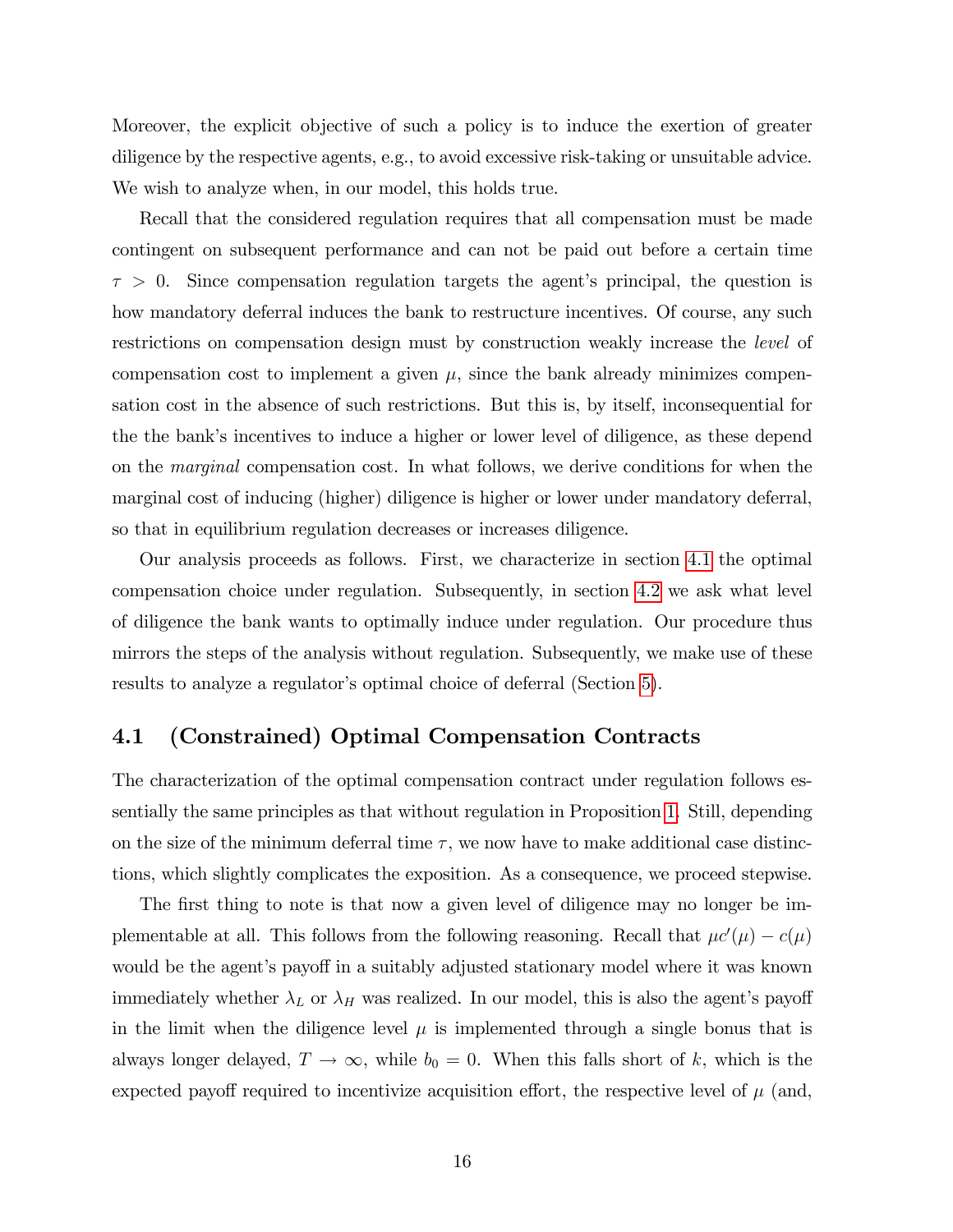Moreover, the explicit objective of such a policy is to induce the exertion of greater diligence by the respective agents, e.g., to avoid excessive risk-taking or unsuitable advice. We wish to analyze when, in our model, this holds true.

Recall that the considered regulation requires that all compensation must be made contingent on subsequent performance and can not be paid out before a certain time $\tau > 0$. Since compensation regulation targets the agent's principal, the question is how mandatory deferral induces the bank to restructure incentives. Of course, any such restrictions on compensation design must by construction weakly increase the *level* of compensation cost to implement a given $\mu$, since the bank already minimizes compensation cost in the absence of such restrictions. But this is, by itself, inconsequential for the the bank's incentives to induce a higher or lower level of diligence, as these depend on the *marginal* compensation cost. In what follows, we derive conditions for when the marginal cost of inducing (higher) diligence is higher or lower under mandatory deferral, so that in equilibrium regulation decreases or increases diligence.

Our analysis proceeds as follows. First, we characterize in section 4.1 the optimal compensation choice under regulation. Subsequently, in section 4.2 we ask what level of diligence the bank wants to optimally induce under regulation. Our procedure thus mirrors the steps of the analysis without regulation. Subsequently, we make use of these results to analyze a regulator's optimal choice of deferral (Section 5).

## 4.1 (Constrained) Optimal Compensation Contracts

The characterization of the optimal compensation contract under regulation follows essentially the same principles as that without regulation in Proposition 1. Still, depending on the size of the minimum deferral time $\tau$, we now have to make additional case distinctions, which slightly complicates the exposition. As a consequence, we proceed stepwise.

The first thing to note is that now a given level of diligence may no longer be implementable at all. This follows from the following reasoning. Recall that $\mu c'(\mu) - c(\mu)$ would be the agent's payoff in a suitably adjusted stationary model where it was known immediately whether $\lambda_L$ or $\lambda_H$ was realized. In our model, this is also the agent's payoff in the limit when the diligence level $\mu$ is implemented through a single bonus that is always longer delayed, $T \to \infty$, while $b_0 = 0$. When this falls short of $k$, which is the expected payoff required to incentivize acquisition effort, the respective level of $\mu$ (and,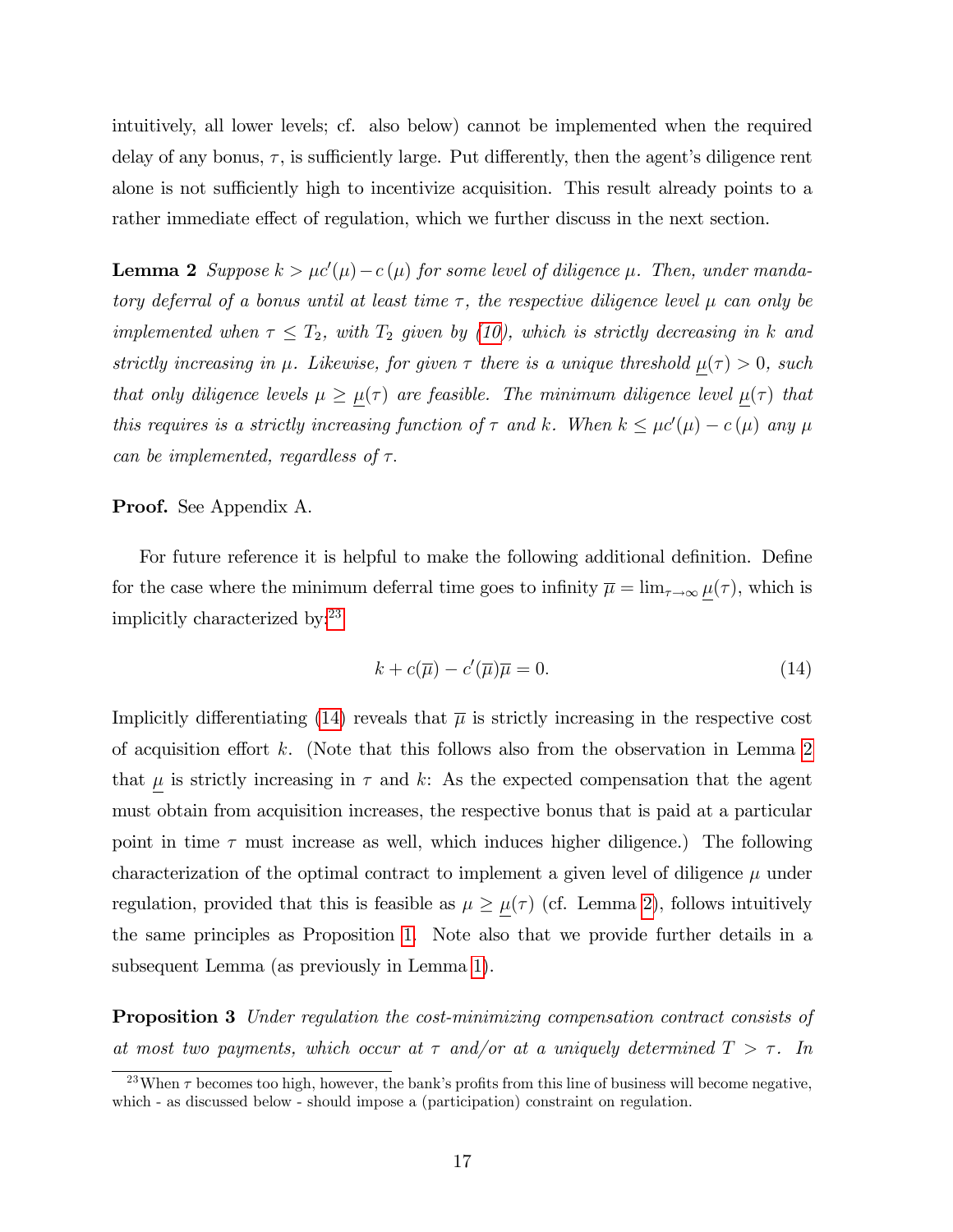intuitively, all lower levels; cf. also below) cannot be implemented when the required delay of any bonus, $\tau$, is sufficiently large. Put differently, then the agent's diligence rent alone is not sufficiently high to incentivize acquisition. This result already points to a rather immediate effect of regulation, which we further discuss in the next section.

**Lemma 2** *Suppose $k > \mu c'(\mu) - c(\mu)$ for some level of diligence $\mu$. Then, under mandatory deferral of a bonus until at least time $\tau$, the respective diligence level $\mu$ can only be implemented when $\tau \leq T_2$, with $T_2$ given by (10), which is strictly decreasing in $k$ and strictly increasing in $\mu$. Likewise, for given $\tau$ there is a unique threshold $\underline{\mu}(\tau) > 0$, such that only diligence levels $\mu \geq \underline{\mu}(\tau)$ are feasible. The minimum diligence level $\underline{\mu}(\tau)$ that this requires is a strictly increasing function of $\tau$ and $k$. When $k \leq \mu c'(\mu) - c(\mu)$ any $\mu$ can be implemented, regardless of $\tau$.*

**Proof.** See Appendix A.

For future reference it is helpful to make the following additional definition. Define for the case where the minimum deferral time goes to infinity $\overline{\mu} = \lim_{\tau \to \infty} \underline{\mu}(\tau)$, which is implicitly characterized by:[23]

$$k + c(\overline{\mu}) - c'(\overline{\mu})\overline{\mu} = 0. \tag{14}$$

Implicitly differentiating (14) reveals that $\overline{\mu}$ is strictly increasing in the respective cost of acquisition effort $k$. (Note that this follows also from the observation in Lemma 2 that $\underline{\mu}$ is strictly increasing in $\tau$ and $k$: As the expected compensation that the agent must obtain from acquisition increases, the respective bonus that is paid at a particular point in time $\tau$ must increase as well, which induces higher diligence.) The following characterization of the optimal contract to implement a given level of diligence $\mu$ under regulation, provided that this is feasible as $\mu \geq \underline{\mu}(\tau)$ (cf. Lemma 2), follows intuitively the same principles as Proposition 1. Note also that we provide further details in a subsequent Lemma (as previously in Lemma 1).

**Proposition 3** *Under regulation the cost-minimizing compensation contract consists of at most two payments, which occur at $\tau$ and/or at a uniquely determined $T > \tau$. In*

[23] When $\tau$ becomes too high, however, the bank's profits from this line of business will become negative, which - as discussed below - should impose a (participation) constraint on regulation.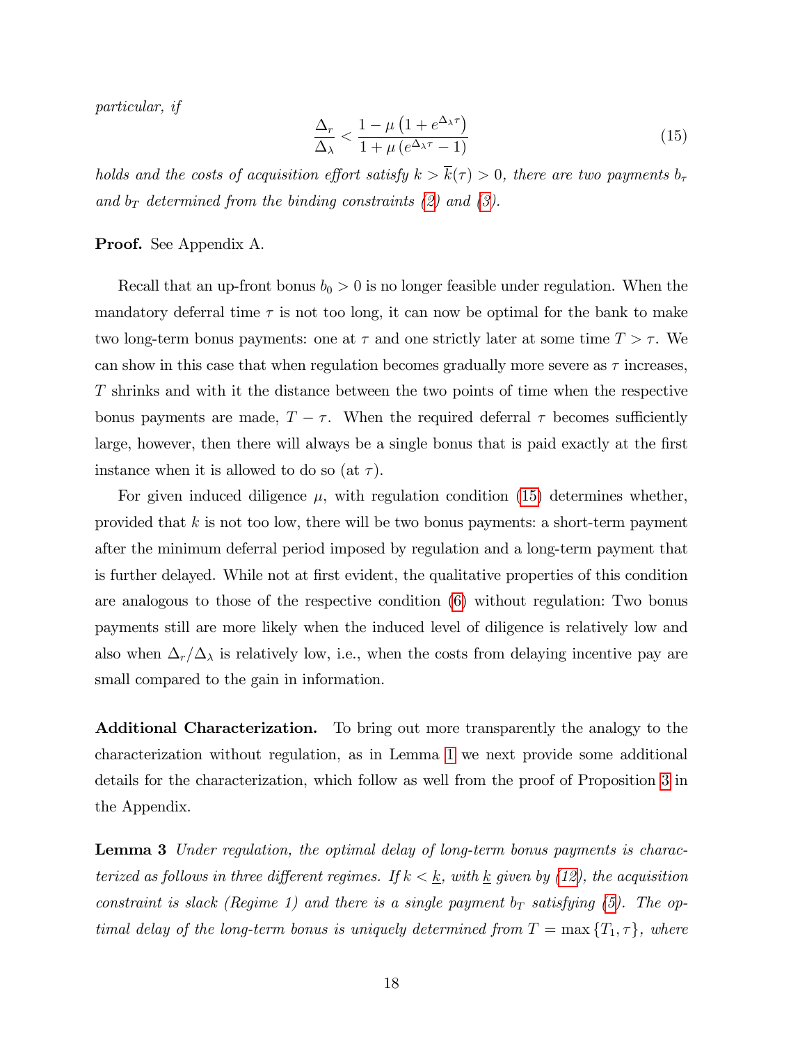*particular, if*

$$\frac{\Delta_r}{\Delta_\lambda} < \frac{1 - \mu\left(1 + e^{\Delta_\lambda \tau}\right)}{1 + \mu\left(e^{\Delta_\lambda \tau} - 1\right)} \tag{15}$$

*holds and the costs of acquisition effort satisfy $k > \overline{k}(\tau) > 0$, there are two payments $b_\tau$ and $b_T$ determined from the binding constraints (2) and (3).*

**Proof.** See Appendix A.

Recall that an up-front bonus $b_0 > 0$ is no longer feasible under regulation. When the mandatory deferral time $\tau$ is not too long, it can now be optimal for the bank to make two long-term bonus payments: one at $\tau$ and one strictly later at some time $T > \tau$. We can show in this case that when regulation becomes gradually more severe as $\tau$ increases, $T$ shrinks and with it the distance between the two points of time when the respective bonus payments are made, $T - \tau$. When the required deferral $\tau$ becomes sufficiently large, however, then there will always be a single bonus that is paid exactly at the first instance when it is allowed to do so (at $\tau$).

For given induced diligence $\mu$, with regulation condition (15) determines whether, provided that $k$ is not too low, there will be two bonus payments: a short-term payment after the minimum deferral period imposed by regulation and a long-term payment that is further delayed. While not at first evident, the qualitative properties of this condition are analogous to those of the respective condition (6) without regulation: Two bonus payments still are more likely when the induced level of diligence is relatively low and also when $\Delta_r/\Delta_\lambda$ is relatively low, i.e., when the costs from delaying incentive pay are small compared to the gain in information.

**Additional Characterization.** To bring out more transparently the analogy to the characterization without regulation, as in Lemma 1 we next provide some additional details for the characterization, which follow as well from the proof of Proposition 3 in the Appendix.

**Lemma 3** *Under regulation, the optimal delay of long-term bonus payments is characterized as follows in three different regimes. If $k < \underline{k}$, with $\underline{k}$ given by (12), the acquisition constraint is slack (Regime 1) and there is a single payment $b_T$ satisfying (5). The optimal delay of the long-term bonus is uniquely determined from $T = \max\{T_1, \tau\}$, where*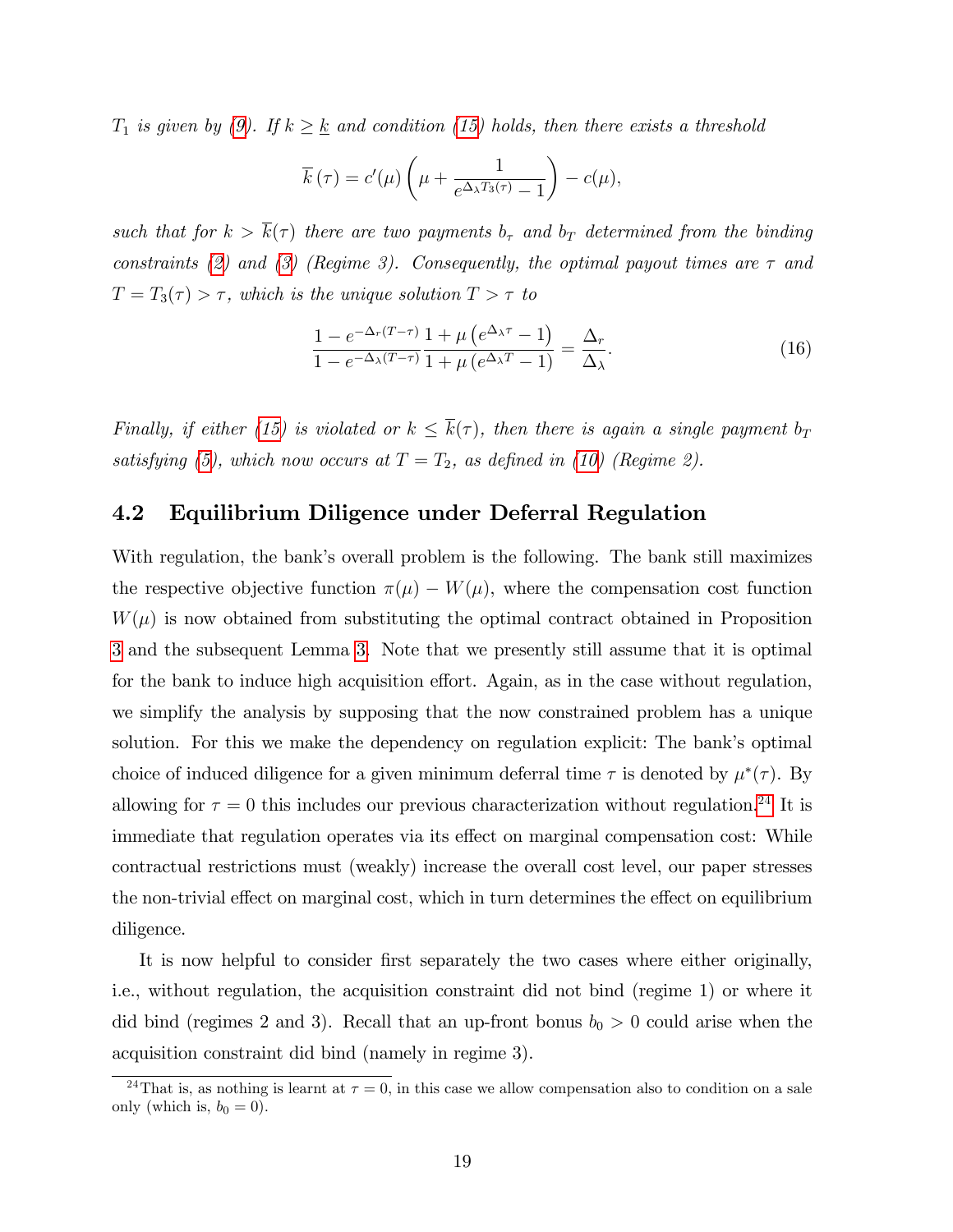*$T_1$ is given by (9). If $k \geq \underline{k}$ and condition (15) holds, then there exists a threshold*

$$\overline{k}(\tau) = c'(\mu)\left(\mu + \frac{1}{e^{\Delta_\lambda T_3(\tau)} - 1}\right) - c(\mu),$$

*such that for $k > \overline{k}(\tau)$ there are two payments $b_\tau$ and $b_T$ determined from the binding constraints (2) and (3) (Regime 3). Consequently, the optimal payout times are $\tau$ and $T = T_3(\tau) > \tau$, which is the unique solution $T > \tau$ to*

$$\frac{1 - e^{-\Delta_r (T-\tau)}}{1 - e^{-\Delta_\lambda (T-\tau)}} \frac{1 + \mu\left(e^{\Delta_\lambda \tau} - 1\right)}{1 + \mu\left(e^{\Delta_\lambda T} - 1\right)} = \frac{\Delta_r}{\Delta_\lambda}. \tag{16}$$

*Finally, if either (15) is violated or $k \leq \overline{k}(\tau)$, then there is again a single payment $b_T$ satisfying (5), which now occurs at $T = T_2$, as defined in (10) (Regime 2).*

## 4.2 Equilibrium Diligence under Deferral Regulation

With regulation, the bank's overall problem is the following. The bank still maximizes the respective objective function $\pi(\mu) - W(\mu)$, where the compensation cost function $W(\mu)$ is now obtained from substituting the optimal contract obtained in Proposition 3 and the subsequent Lemma 3. Note that we presently still assume that it is optimal for the bank to induce high acquisition effort. Again, as in the case without regulation, we simplify the analysis by supposing that the now constrained problem has a unique solution. For this we make the dependency on regulation explicit: The bank's optimal choice of induced diligence for a given minimum deferral time $\tau$ is denoted by $\mu^*(\tau)$. By allowing for $\tau = 0$ this includes our previous characterization without regulation.[24] It is immediate that regulation operates via its effect on marginal compensation cost: While contractual restrictions must (weakly) increase the overall cost level, our paper stresses the non-trivial effect on marginal cost, which in turn determines the effect on equilibrium diligence.

It is now helpful to consider first separately the two cases where either originally, i.e., without regulation, the acquisition constraint did not bind (regime 1) or where it did bind (regimes 2 and 3). Recall that an up-front bonus $b_0 > 0$ could arise when the acquisition constraint did bind (namely in regime 3).

[24] That is, as nothing is learnt at $\tau = 0$, in this case we allow compensation also to condition on a sale only (which is, $b_0 = 0$).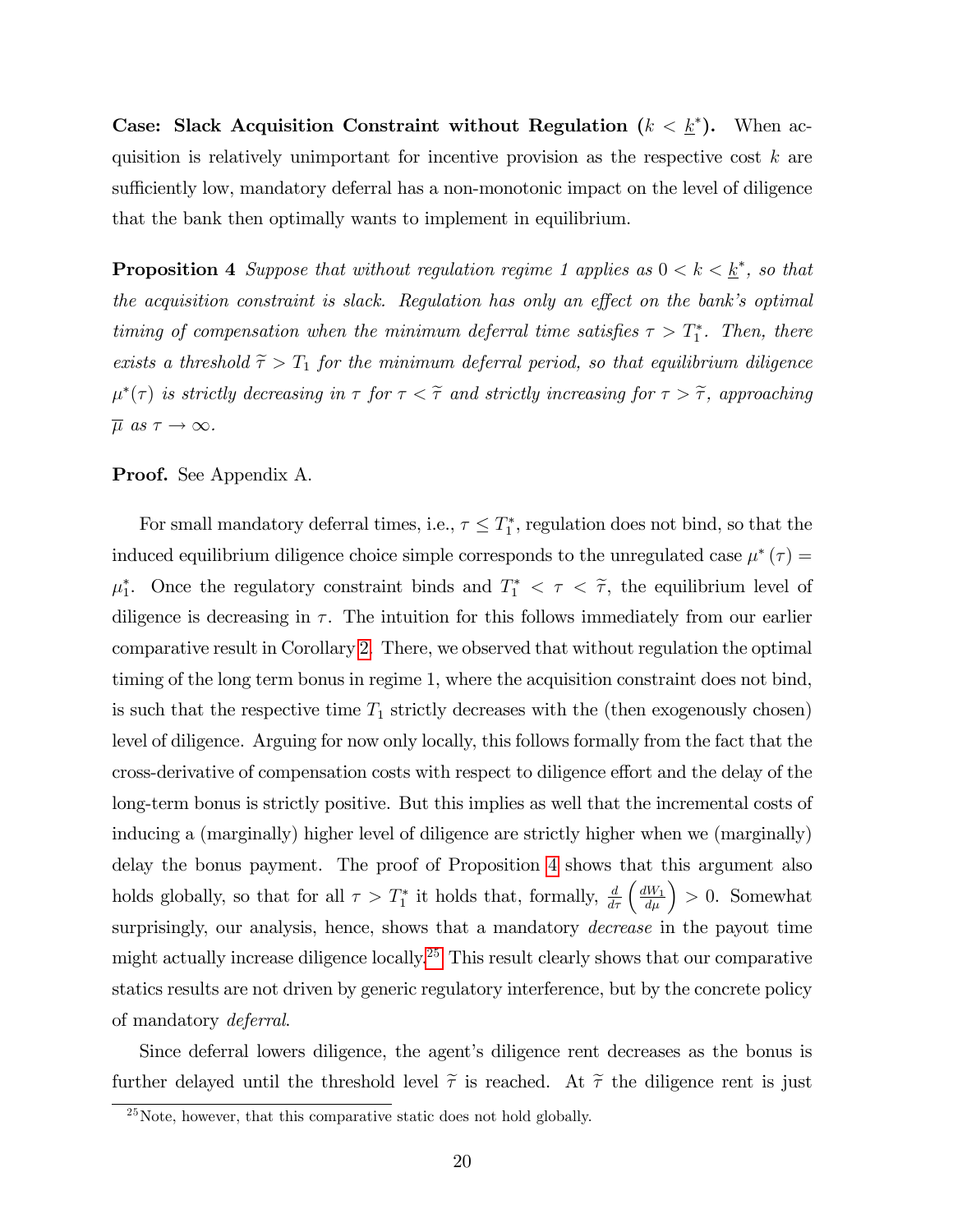**Case: Slack Acquisition Constraint without Regulation ($k < \underline{k}^*$).** When acquisition is relatively unimportant for incentive provision as the respective cost $k$ are sufficiently low, mandatory deferral has a non-monotonic impact on the level of diligence that the bank then optimally wants to implement in equilibrium.

**Proposition 4** *Suppose that without regulation regime 1 applies as $0 < k < \underline{k}^*$, so that the acquisition constraint is slack. Regulation has only an effect on the bank's optimal timing of compensation when the minimum deferral time satisfies $\tau > T_1^*$. Then, there exists a threshold $\widetilde{\tau} > T_1$ for the minimum deferral period, so that equilibrium diligence $\mu^*(\tau)$ is strictly decreasing in $\tau$ for $\tau < \widetilde{\tau}$ and strictly increasing for $\tau > \widetilde{\tau}$, approaching $\overline{\mu}$ as $\tau \to \infty$.*

**Proof.** See Appendix A.

For small mandatory deferral times, i.e., $\tau \leq T_1^*$, regulation does not bind, so that the induced equilibrium diligence choice simple corresponds to the unregulated case $\mu^*(\tau) = \mu_1^*$. Once the regulatory constraint binds and $T_1^* < \tau < \widetilde{\tau}$, the equilibrium level of diligence is decreasing in $\tau$. The intuition for this follows immediately from our earlier comparative result in Corollary 2. There, we observed that without regulation the optimal timing of the long term bonus in regime 1, where the acquisition constraint does not bind, is such that the respective time $T_1$ strictly decreases with the (then exogenously chosen) level of diligence. Arguing for now only locally, this follows formally from the fact that the cross-derivative of compensation costs with respect to diligence effort and the delay of the long-term bonus is strictly positive. But this implies as well that the incremental costs of inducing a (marginally) higher level of diligence are strictly higher when we (marginally) delay the bonus payment. The proof of Proposition 4 shows that this argument also holds globally, so that for all $\tau > T_1^*$ it holds that, formally, $\frac{d}{d\tau}\left(\frac{dW_1}{d\mu}\right) > 0$. Somewhat surprisingly, our analysis, hence, shows that a mandatory *decrease* in the payout time might actually increase diligence locally.[25] This result clearly shows that our comparative statics results are not driven by generic regulatory interference, but by the concrete policy of mandatory *deferral*.

Since deferral lowers diligence, the agent's diligence rent decreases as the bonus is further delayed until the threshold level $\widetilde{\tau}$ is reached. At $\widetilde{\tau}$ the diligence rent is just

[25] Note, however, that this comparative static does not hold globally.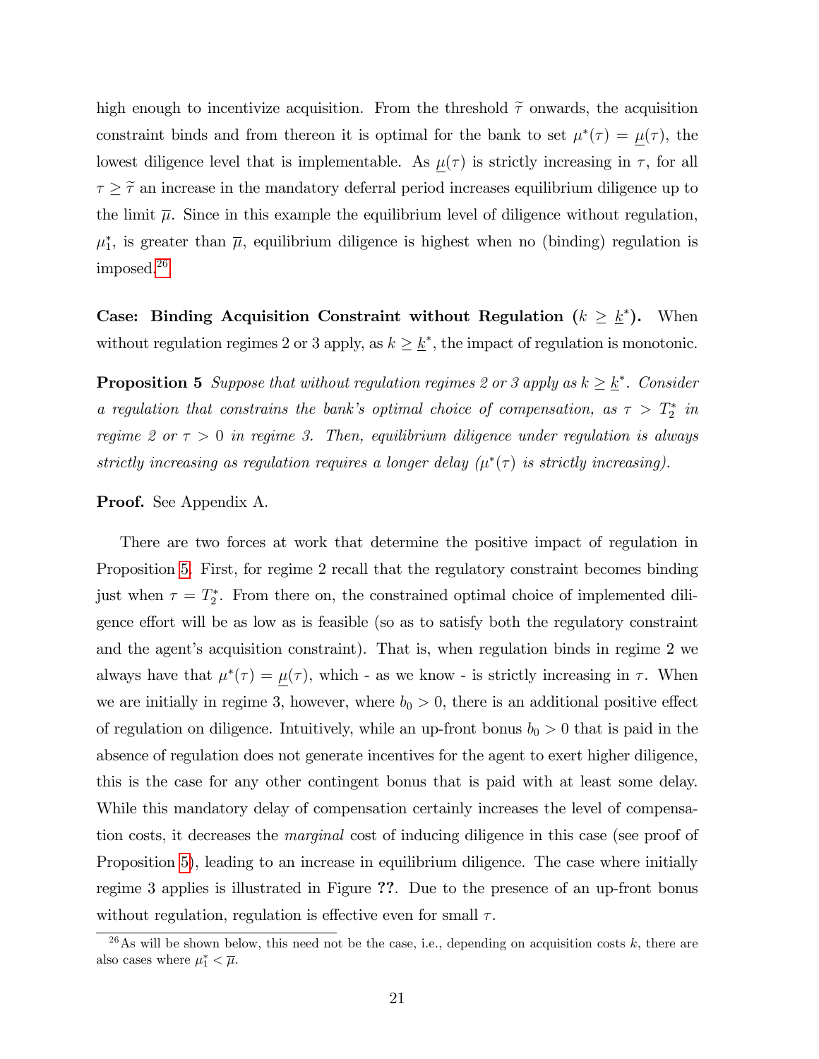high enough to incentivize acquisition. From the threshold $\widetilde{\tau}$ onwards, the acquisition constraint binds and from thereon it is optimal for the bank to set $\mu^*(\tau) = \underline{\mu}(\tau)$, the lowest diligence level that is implementable. As $\underline{\mu}(\tau)$ is strictly increasing in $\tau$, for all $\tau \geq \widetilde{\tau}$ an increase in the mandatory deferral period increases equilibrium diligence up to the limit $\overline{\mu}$. Since in this example the equilibrium level of diligence without regulation, $\mu_1^*$, is greater than $\overline{\mu}$, equilibrium diligence is highest when no (binding) regulation is imposed.[26]

**Case: Binding Acquisition Constraint without Regulation ($k \geq \underline{k}^*$).** When without regulation regimes 2 or 3 apply, as $k \geq \underline{k}^*$, the impact of regulation is monotonic.

**Proposition 5** *Suppose that without regulation regimes 2 or 3 apply as $k \geq \underline{k}^*$. Consider a regulation that constrains the bank's optimal choice of compensation, as $\tau > T_2^*$ in regime 2 or $\tau > 0$ in regime 3. Then, equilibrium diligence under regulation is always strictly increasing as regulation requires a longer delay ($\mu^*(\tau)$ is strictly increasing).*

**Proof.** See Appendix A.

There are two forces at work that determine the positive impact of regulation in Proposition 5. First, for regime 2 recall that the regulatory constraint becomes binding just when $\tau = T_2^*$. From there on, the constrained optimal choice of implemented diligence effort will be as low as is feasible (so as to satisfy both the regulatory constraint and the agent's acquisition constraint). That is, when regulation binds in regime 2 we always have that $\mu^*(\tau) = \underline{\mu}(\tau)$, which - as we know - is strictly increasing in $\tau$. When we are initially in regime 3, however, where $b_0 > 0$, there is an additional positive effect of regulation on diligence. Intuitively, while an up-front bonus $b_0 > 0$ that is paid in the absence of regulation does not generate incentives for the agent to exert higher diligence, this is the case for any other contingent bonus that is paid with at least some delay. While this mandatory delay of compensation certainly increases the level of compensation costs, it decreases the *marginal* cost of inducing diligence in this case (see proof of Proposition 5), leading to an increase in equilibrium diligence. The case where initially regime 3 applies is illustrated in Figure **??**. Due to the presence of an up-front bonus without regulation, regulation is effective even for small $\tau$.

[26] As will be shown below, this need not be the case, i.e., depending on acquisition costs $k$, there are also cases where $\mu_1^* < \overline{\mu}$.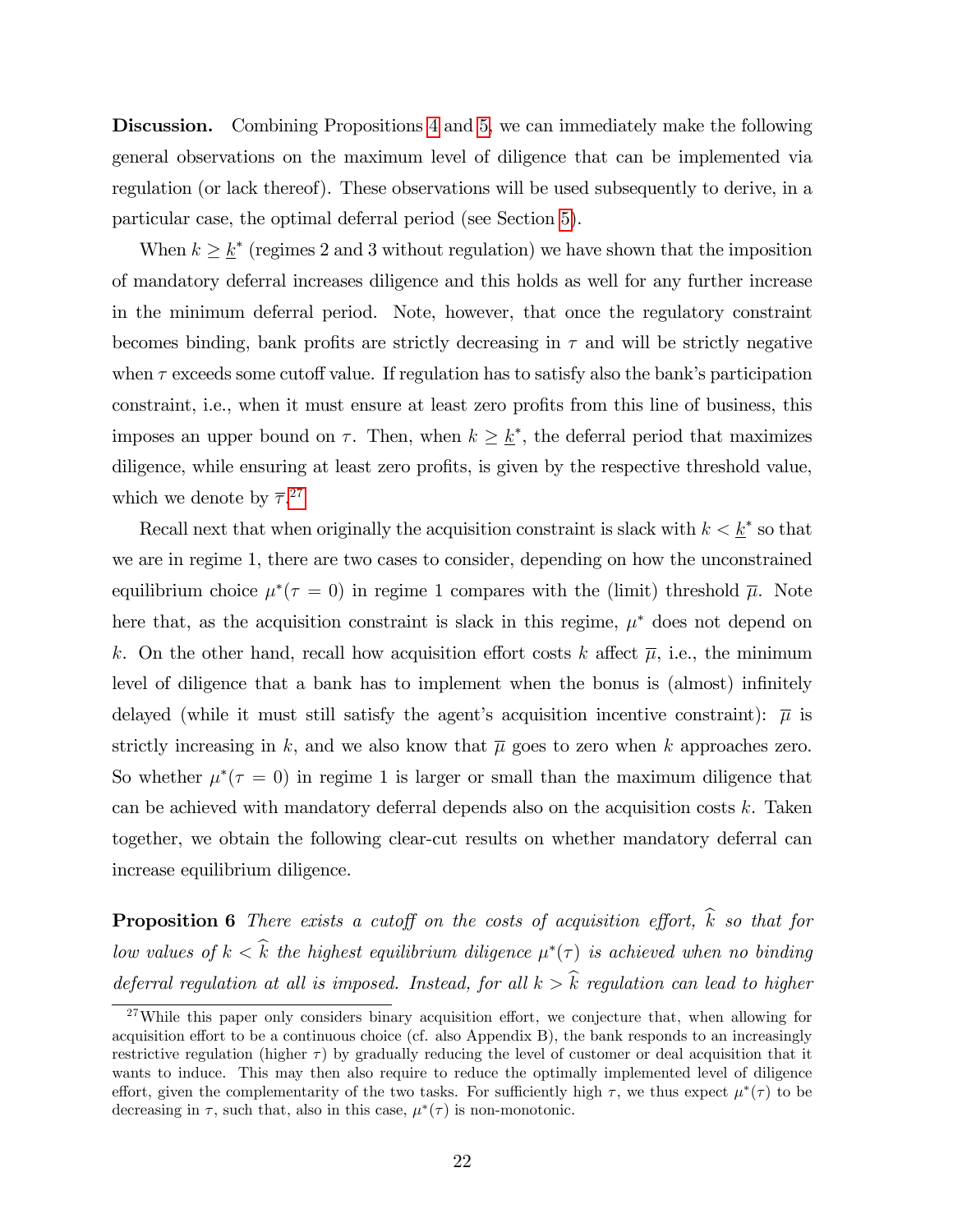**Discussion.** Combining Propositions 4 and 5, we can immediately make the following general observations on the maximum level of diligence that can be implemented via regulation (or lack thereof). These observations will be used subsequently to derive, in a particular case, the optimal deferral period (see Section 5).

When $k \geq \underline{k}^*$ (regimes 2 and 3 without regulation) we have shown that the imposition of mandatory deferral increases diligence and this holds as well for any further increase in the minimum deferral period. Note, however, that once the regulatory constraint becomes binding, bank profits are strictly decreasing in $\tau$ and will be strictly negative when $\tau$ exceeds some cutoff value. If regulation has to satisfy also the bank's participation constraint, i.e., when it must ensure at least zero profits from this line of business, this imposes an upper bound on $\tau$. Then, when $k \geq \underline{k}^*$, the deferral period that maximizes diligence, while ensuring at least zero profits, is given by the respective threshold value, which we denote by $\overline{\tau}$.[27]

Recall next that when originally the acquisition constraint is slack with $k < \underline{k}^*$ so that we are in regime 1, there are two cases to consider, depending on how the unconstrained equilibrium choice $\mu^*(\tau = 0)$ in regime 1 compares with the (limit) threshold $\overline{\mu}$. Note here that, as the acquisition constraint is slack in this regime, $\mu^*$ does not depend on $k$. On the other hand, recall how acquisition effort costs $k$ affect $\overline{\mu}$, i.e., the minimum level of diligence that a bank has to implement when the bonus is (almost) infinitely delayed (while it must still satisfy the agent's acquisition incentive constraint): $\overline{\mu}$ is strictly increasing in $k$, and we also know that $\overline{\mu}$ goes to zero when $k$ approaches zero. So whether $\mu^*(\tau = 0)$ in regime 1 is larger or small than the maximum diligence that can be achieved with mandatory deferral depends also on the acquisition costs $k$. Taken together, we obtain the following clear-cut results on whether mandatory deferral can increase equilibrium diligence.

**Proposition 6** *There exists a cutoff on the costs of acquisition effort, $\widehat{k}$ so that for low values of $k < \widehat{k}$ the highest equilibrium diligence $\mu^*(\tau)$ is achieved when no binding deferral regulation at all is imposed. Instead, for all $k > \widehat{k}$ regulation can lead to higher*

[27] While this paper only considers binary acquisition effort, we conjecture that, when allowing for acquisition effort to be a continuous choice (cf. also Appendix B), the bank responds to an increasingly restrictive regulation (higher $\tau$) by gradually reducing the level of customer or deal acquisition that it wants to induce. This may then also require to reduce the optimally implemented level of diligence effort, given the complementarity of the two tasks. For sufficiently high $\tau$, we thus expect $\mu^*(\tau)$ to be decreasing in $\tau$, such that, also in this case, $\mu^*(\tau)$ is non-monotonic.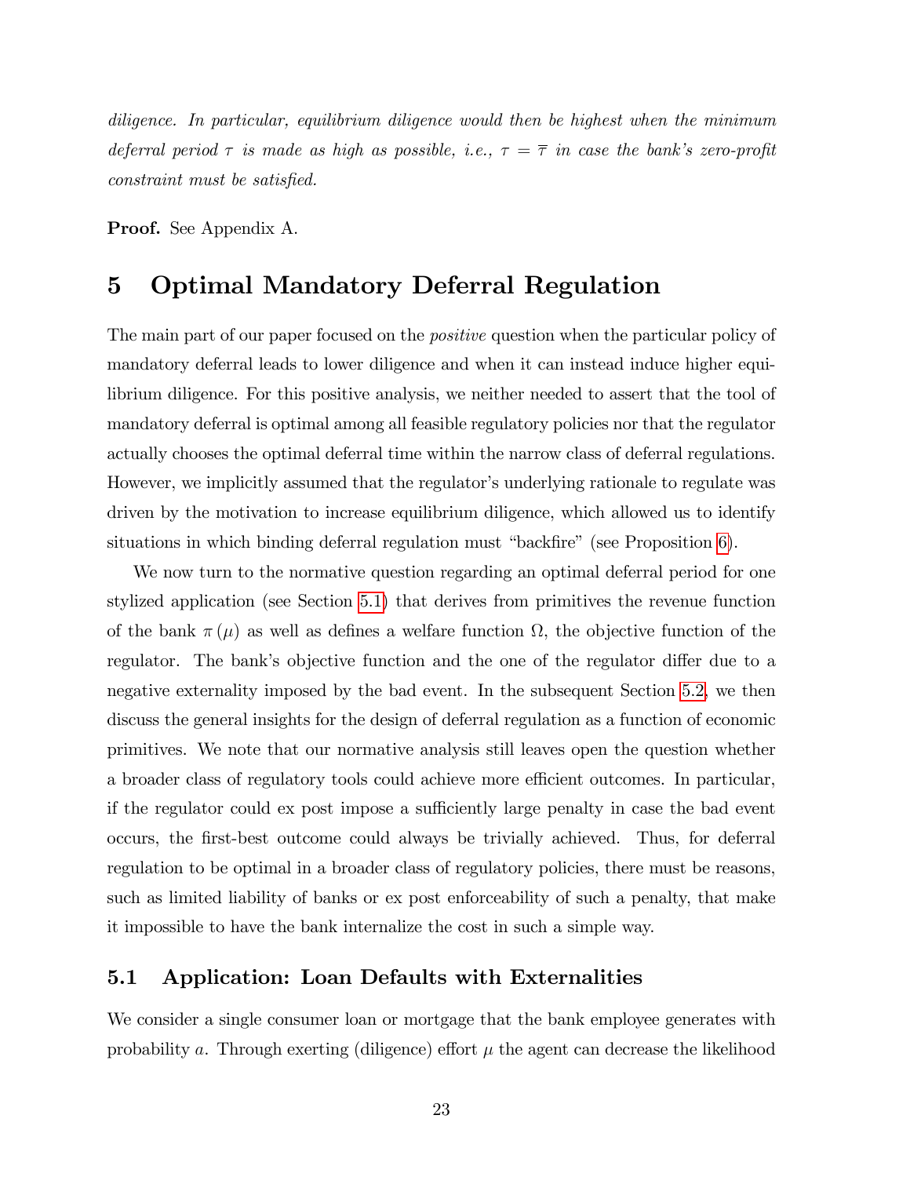*diligence. In particular, equilibrium diligence would then be highest when the minimum deferral period $\tau$ is made as high as possible, i.e., $\tau = \overline{\tau}$ in case the bank's zero-profit constraint must be satisfied.*

**Proof.** See Appendix A.

# 5 Optimal Mandatory Deferral Regulation

The main part of our paper focused on the *positive* question when the particular policy of mandatory deferral leads to lower diligence and when it can instead induce higher equilibrium diligence. For this positive analysis, we neither needed to assert that the tool of mandatory deferral is optimal among all feasible regulatory policies nor that the regulator actually chooses the optimal deferral time within the narrow class of deferral regulations. However, we implicitly assumed that the regulator's underlying rationale to regulate was driven by the motivation to increase equilibrium diligence, which allowed us to identify situations in which binding deferral regulation must "backfire" (see Proposition 6).

We now turn to the normative question regarding an optimal deferral period for one stylized application (see Section 5.1) that derives from primitives the revenue function of the bank $\pi(\mu)$ as well as defines a welfare function $\Omega$, the objective function of the regulator. The bank's objective function and the one of the regulator differ due to a negative externality imposed by the bad event. In the subsequent Section 5.2, we then discuss the general insights for the design of deferral regulation as a function of economic primitives. We note that our normative analysis still leaves open the question whether a broader class of regulatory tools could achieve more efficient outcomes. In particular, if the regulator could ex post impose a sufficiently large penalty in case the bad event occurs, the first-best outcome could always be trivially achieved. Thus, for deferral regulation to be optimal in a broader class of regulatory policies, there must be reasons, such as limited liability of banks or ex post enforceability of such a penalty, that make it impossible to have the bank internalize the cost in such a simple way.

## 5.1 Application: Loan Defaults with Externalities

We consider a single consumer loan or mortgage that the bank employee generates with probability $a$. Through exerting (diligence) effort $\mu$ the agent can decrease the likelihood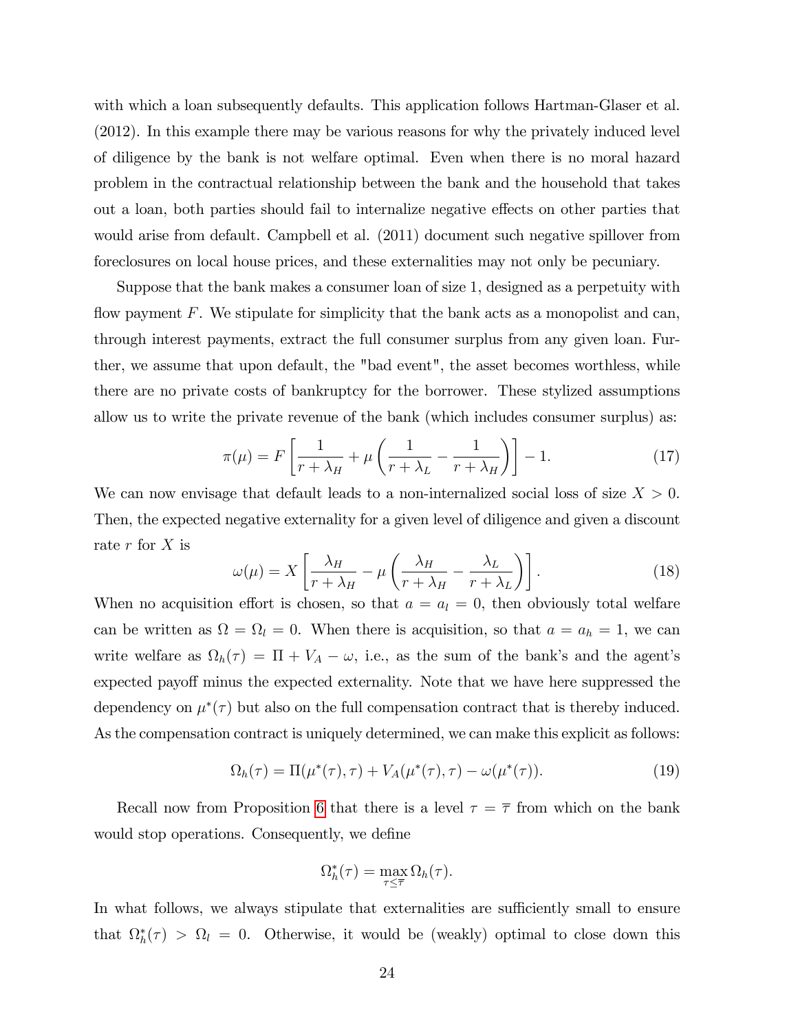with which a loan subsequently defaults. This application follows Hartman-Glaser et al. (2012). In this example there may be various reasons for why the privately induced level of diligence by the bank is not welfare optimal. Even when there is no moral hazard problem in the contractual relationship between the bank and the household that takes out a loan, both parties should fail to internalize negative effects on other parties that would arise from default. Campbell et al. (2011) document such negative spillover from foreclosures on local house prices, and these externalities may not only be pecuniary.

Suppose that the bank makes a consumer loan of size 1, designed as a perpetuity with flow payment $F$. We stipulate for simplicity that the bank acts as a monopolist and can, through interest payments, extract the full consumer surplus from any given loan. Further, we assume that upon default, the "bad event", the asset becomes worthless, while there are no private costs of bankruptcy for the borrower. These stylized assumptions allow us to write the private revenue of the bank (which includes consumer surplus) as:

$$\pi(\mu) = F\left[\frac{1}{r+\lambda_H} + \mu\left(\frac{1}{r+\lambda_L} - \frac{1}{r+\lambda_H}\right)\right] - 1. \tag{17}$$

We can now envisage that default leads to a non-internalized social loss of size $X > 0$. Then, the expected negative externality for a given level of diligence and given a discount rate $r$ for $X$ is

$$\omega(\mu) = X\left[\frac{\lambda_H}{r+\lambda_H} - \mu\left(\frac{\lambda_H}{r+\lambda_H} - \frac{\lambda_L}{r+\lambda_L}\right)\right]. \tag{18}$$

When no acquisition effort is chosen, so that $a = a_l = 0$, then obviously total welfare can be written as $\Omega = \Omega_l = 0$. When there is acquisition, so that $a = a_h = 1$, we can write welfare as $\Omega_h(\tau) = \Pi + V_A - \omega$, i.e., as the sum of the bank's and the agent's expected payoff minus the expected externality. Note that we have here suppressed the dependency on $\mu^*(\tau)$ but also on the full compensation contract that is thereby induced. As the compensation contract is uniquely determined, we can make this explicit as follows:

$$\Omega_h(\tau) = \Pi(\mu^*(\tau), \tau) + V_A(\mu^*(\tau), \tau) - \omega(\mu^*(\tau)). \tag{19}$$

Recall now from Proposition 6 that there is a level $\tau = \overline{\tau}$ from which on the bank would stop operations. Consequently, we define

$$\Omega_h^*(\tau) = \max_{\tau \leq \overline{\tau}} \Omega_h(\tau).$$

In what follows, we always stipulate that externalities are sufficiently small to ensure that $\Omega_h^*(\tau) > \Omega_l = 0$. Otherwise, it would be (weakly) optimal to close down this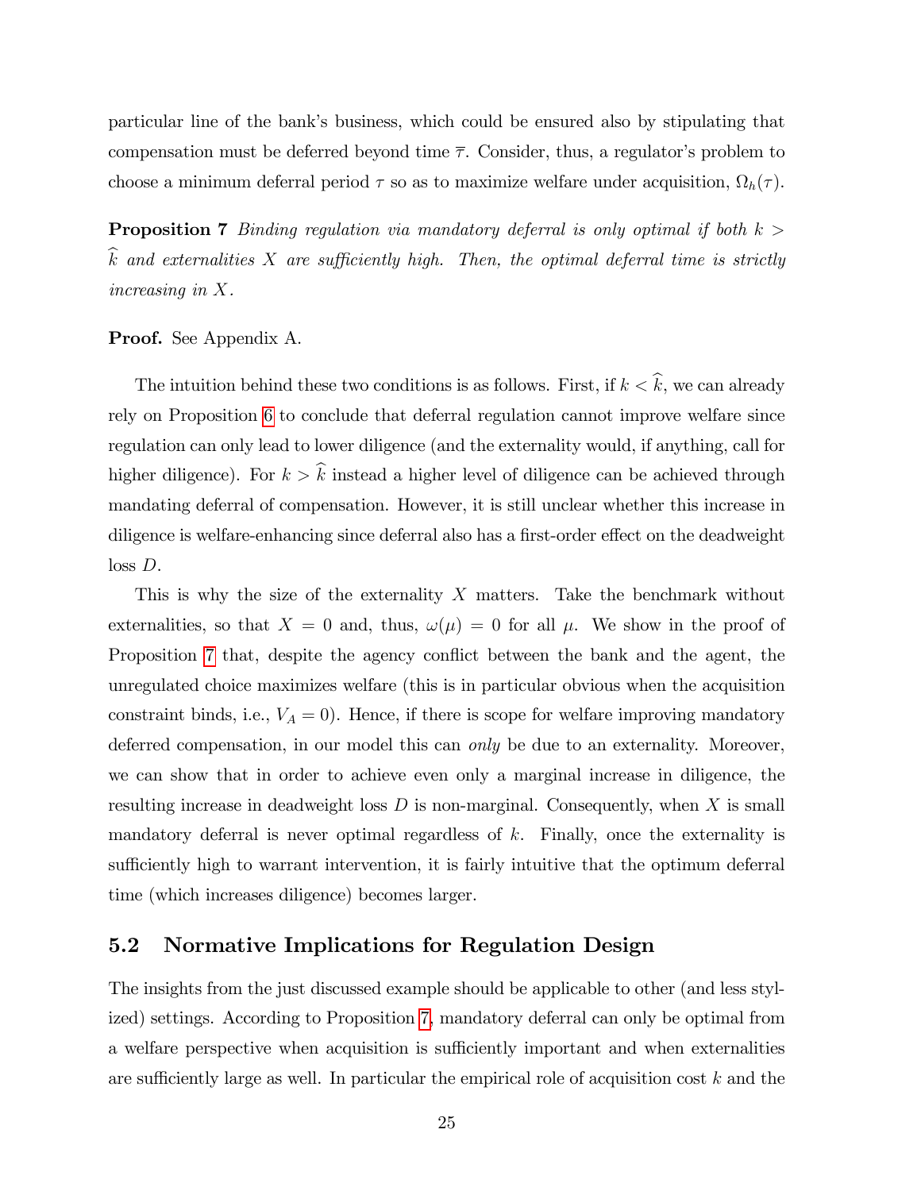particular line of the bank's business, which could be ensured also by stipulating that compensation must be deferred beyond time $\overline{\tau}$. Consider, thus, a regulator's problem to choose a minimum deferral period $\tau$ so as to maximize welfare under acquisition, $\Omega_h(\tau)$.

**Proposition 7** *Binding regulation via mandatory deferral is only optimal if both $k > \widehat{k}$ and externalities $X$ are sufficiently high. Then, the optimal deferral time is strictly increasing in $X$.*

**Proof.** See Appendix A.

The intuition behind these two conditions is as follows. First, if $k < \widehat{k}$, we can already rely on Proposition 6 to conclude that deferral regulation cannot improve welfare since regulation can only lead to lower diligence (and the externality would, if anything, call for higher diligence). For $k > \widehat{k}$ instead a higher level of diligence can be achieved through mandating deferral of compensation. However, it is still unclear whether this increase in diligence is welfare-enhancing since deferral also has a first-order effect on the deadweight loss $D$.

This is why the size of the externality $X$ matters. Take the benchmark without externalities, so that $X = 0$ and, thus, $\omega(\mu) = 0$ for all $\mu$. We show in the proof of Proposition 7 that, despite the agency conflict between the bank and the agent, the unregulated choice maximizes welfare (this is in particular obvious when the acquisition constraint binds, i.e., $V_A = 0$). Hence, if there is scope for welfare improving mandatory deferred compensation, in our model this can *only* be due to an externality. Moreover, we can show that in order to achieve even only a marginal increase in diligence, the resulting increase in deadweight loss $D$ is non-marginal. Consequently, when $X$ is small mandatory deferral is never optimal regardless of $k$. Finally, once the externality is sufficiently high to warrant intervention, it is fairly intuitive that the optimum deferral time (which increases diligence) becomes larger.

## 5.2 Normative Implications for Regulation Design

The insights from the just discussed example should be applicable to other (and less stylized) settings. According to Proposition 7, mandatory deferral can only be optimal from a welfare perspective when acquisition is sufficiently important and when externalities are sufficiently large as well. In particular the empirical role of acquisition cost $k$ and the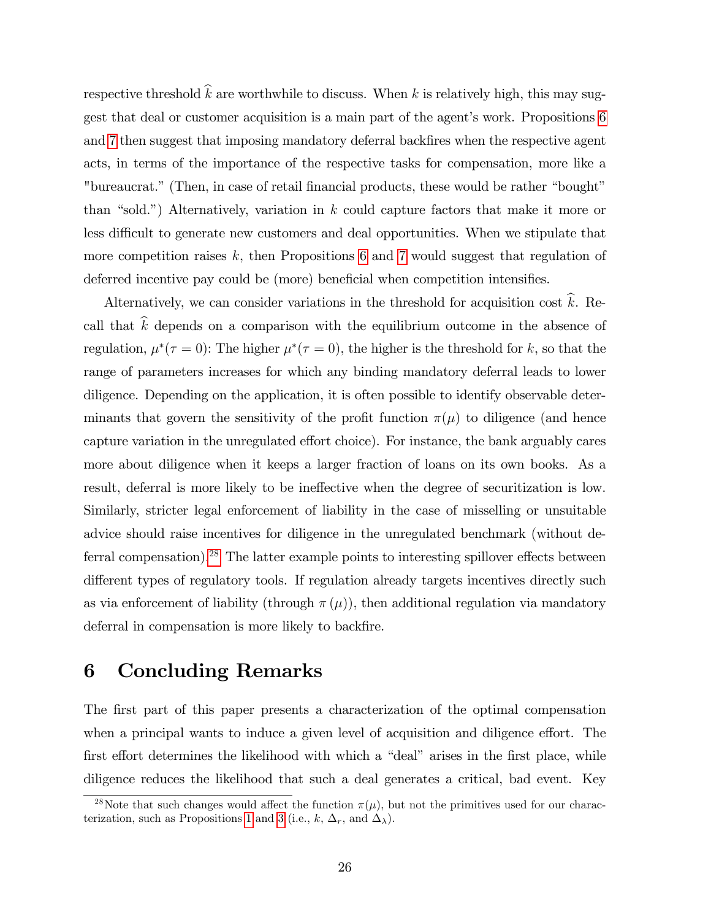respective threshold $\widehat{k}$ are worthwhile to discuss. When $k$ is relatively high, this may suggest that deal or customer acquisition is a main part of the agent's work. Propositions 6 and 7 then suggest that imposing mandatory deferral backfires when the respective agent acts, in terms of the importance of the respective tasks for compensation, more like a "bureaucrat." (Then, in case of retail financial products, these would be rather "bought" than "sold.") Alternatively, variation in $k$ could capture factors that make it more or less difficult to generate new customers and deal opportunities. When we stipulate that more competition raises $k$, then Propositions 6 and 7 would suggest that regulation of deferred incentive pay could be (more) beneficial when competition intensifies.

Alternatively, we can consider variations in the threshold for acquisition cost $\widehat{k}$. Recall that $\widehat{k}$ depends on a comparison with the equilibrium outcome in the absence of regulation, $\mu^*(\tau = 0)$: The higher $\mu^*(\tau = 0)$, the higher is the threshold for $k$, so that the range of parameters increases for which any binding mandatory deferral leads to lower diligence. Depending on the application, it is often possible to identify observable determinants that govern the sensitivity of the profit function $\pi(\mu)$ to diligence (and hence capture variation in the unregulated effort choice). For instance, the bank arguably cares more about diligence when it keeps a larger fraction of loans on its own books. As a result, deferral is more likely to be ineffective when the degree of securitization is low. Similarly, stricter legal enforcement of liability in the case of misselling or unsuitable advice should raise incentives for diligence in the unregulated benchmark (without deferral compensation).[28] The latter example points to interesting spillover effects between different types of regulatory tools. If regulation already targets incentives directly such as via enforcement of liability (through $\pi(\mu)$), then additional regulation via mandatory deferral in compensation is more likely to backfire.

# 6 Concluding Remarks

The first part of this paper presents a characterization of the optimal compensation when a principal wants to induce a given level of acquisition and diligence effort. The first effort determines the likelihood with which a "deal" arises in the first place, while diligence reduces the likelihood that such a deal generates a critical, bad event. Key

[28] Note that such changes would affect the function $\pi(\mu)$, but not the primitives used for our characterization, such as Propositions 1 and 3 (i.e., $k$, $\Delta_r$, and $\Delta_\lambda$).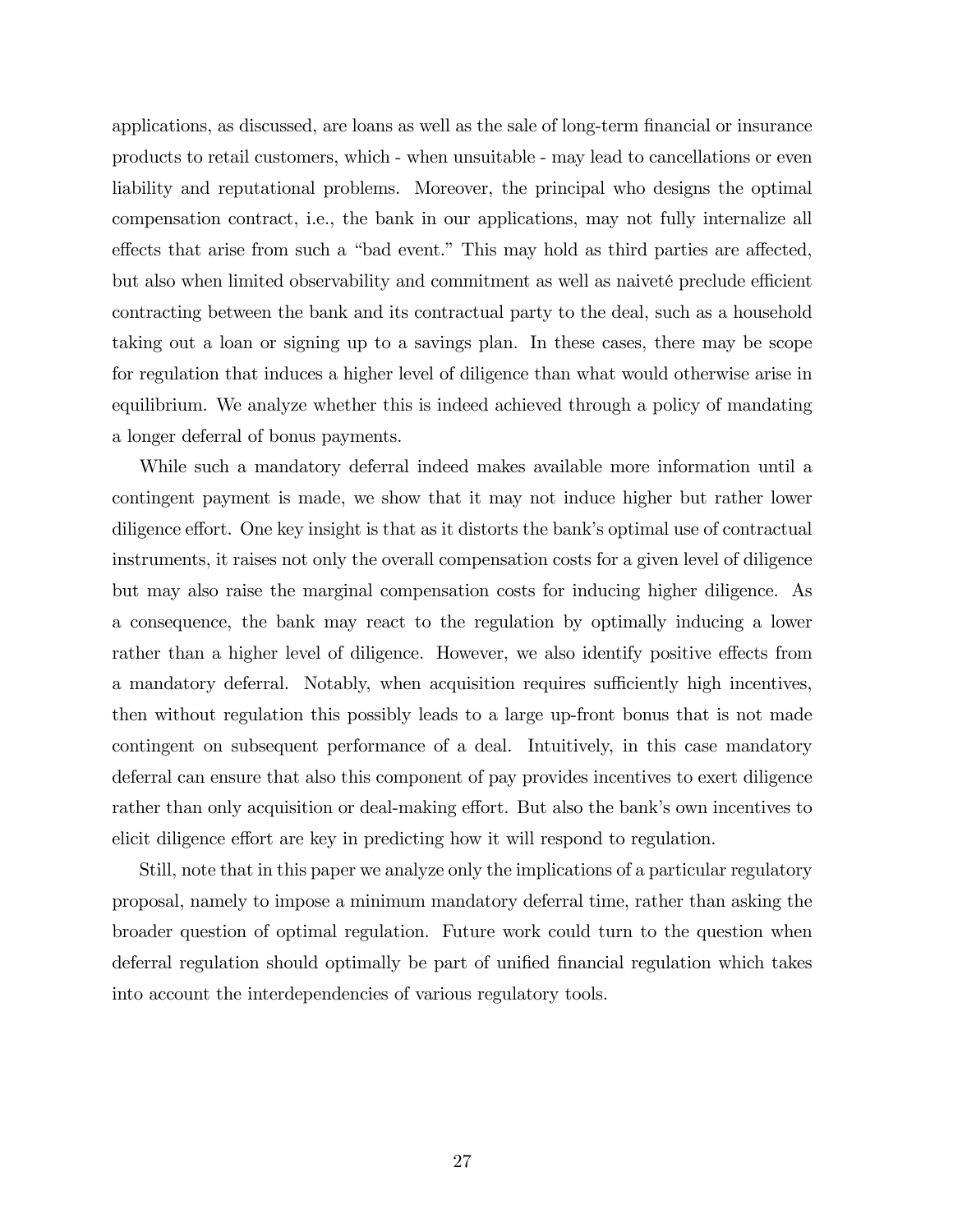applications, as discussed, are loans as well as the sale of long-term financial or insurance products to retail customers, which - when unsuitable - may lead to cancellations or even liability and reputational problems. Moreover, the principal who designs the optimal compensation contract, i.e., the bank in our applications, may not fully internalize all effects that arise from such a "bad event." This may hold as third parties are affected, but also when limited observability and commitment as well as naiveté preclude efficient contracting between the bank and its contractual party to the deal, such as a household taking out a loan or signing up to a savings plan. In these cases, there may be scope for regulation that induces a higher level of diligence than what would otherwise arise in equilibrium. We analyze whether this is indeed achieved through a policy of mandating a longer deferral of bonus payments.

While such a mandatory deferral indeed makes available more information until a contingent payment is made, we show that it may not induce higher but rather lower diligence effort. One key insight is that as it distorts the bank's optimal use of contractual instruments, it raises not only the overall compensation costs for a given level of diligence but may also raise the marginal compensation costs for inducing higher diligence. As a consequence, the bank may react to the regulation by optimally inducing a lower rather than a higher level of diligence. However, we also identify positive effects from a mandatory deferral. Notably, when acquisition requires sufficiently high incentives, then without regulation this possibly leads to a large up-front bonus that is not made contingent on subsequent performance of a deal. Intuitively, in this case mandatory deferral can ensure that also this component of pay provides incentives to exert diligence rather than only acquisition or deal-making effort. But also the bank's own incentives to elicit diligence effort are key in predicting how it will respond to regulation.

Still, note that in this paper we analyze only the implications of a particular regulatory proposal, namely to impose a minimum mandatory deferral time, rather than asking the broader question of optimal regulation. Future work could turn to the question when deferral regulation should optimally be part of unified financial regulation which takes into account the interdependencies of various regulatory tools.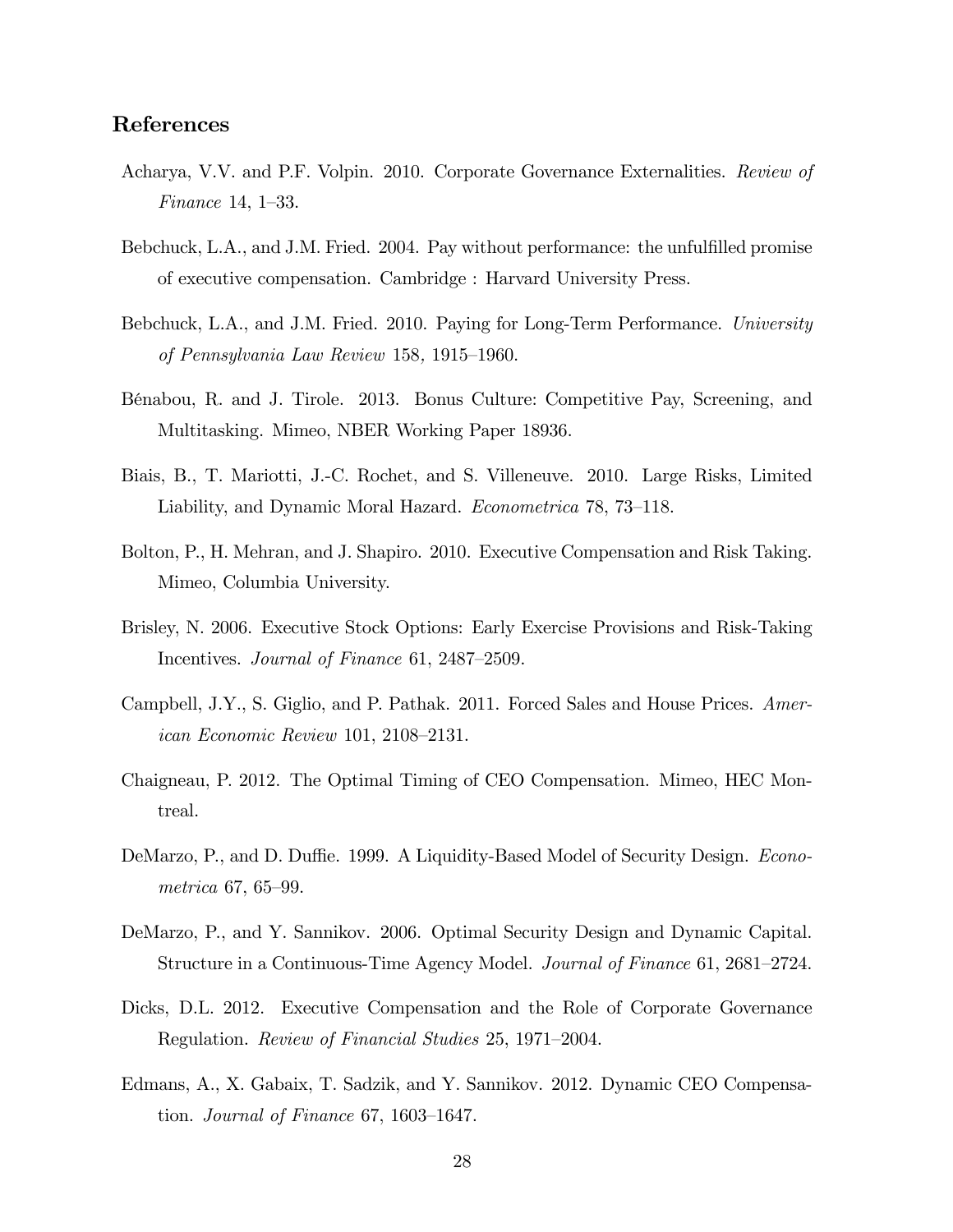## References

Acharya, V.V. and P.F. Volpin. 2010. Corporate Governance Externalities. *Review of Finance* 14, 1–33.

Bebchuck, L.A., and J.M. Fried. 2004. Pay without performance: the unfulfilled promise of executive compensation. Cambridge : Harvard University Press.

Bebchuck, L.A., and J.M. Fried. 2010. Paying for Long-Term Performance. *University of Pennsylvania Law Review* 158, 1915–1960.

Bénabou, R. and J. Tirole. 2013. Bonus Culture: Competitive Pay, Screening, and Multitasking. Mimeo, NBER Working Paper 18936.

Biais, B., T. Mariotti, J.-C. Rochet, and S. Villeneuve. 2010. Large Risks, Limited Liability, and Dynamic Moral Hazard. *Econometrica* 78, 73–118.

Bolton, P., H. Mehran, and J. Shapiro. 2010. Executive Compensation and Risk Taking. Mimeo, Columbia University.

Brisley, N. 2006. Executive Stock Options: Early Exercise Provisions and Risk-Taking Incentives. *Journal of Finance* 61, 2487–2509.

Campbell, J.Y., S. Giglio, and P. Pathak. 2011. Forced Sales and House Prices. *American Economic Review* 101, 2108–2131.

Chaigneau, P. 2012. The Optimal Timing of CEO Compensation. Mimeo, HEC Montreal.

DeMarzo, P., and D. Duffie. 1999. A Liquidity-Based Model of Security Design. *Econometrica* 67, 65–99.

DeMarzo, P., and Y. Sannikov. 2006. Optimal Security Design and Dynamic Capital. Structure in a Continuous-Time Agency Model. *Journal of Finance* 61, 2681–2724.

Dicks, D.L. 2012. Executive Compensation and the Role of Corporate Governance Regulation. *Review of Financial Studies* 25, 1971–2004.

Edmans, A., X. Gabaix, T. Sadzik, and Y. Sannikov. 2012. Dynamic CEO Compensation. *Journal of Finance* 67, 1603–1647.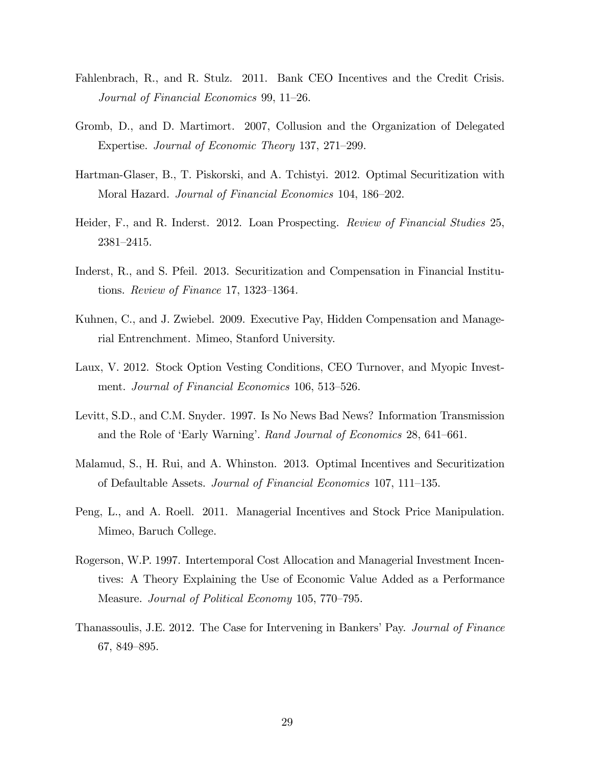Fahlenbrach, R., and R. Stulz. 2011. Bank CEO Incentives and the Credit Crisis. *Journal of Financial Economics* 99, 11–26.

Gromb, D., and D. Martimort. 2007, Collusion and the Organization of Delegated Expertise. *Journal of Economic Theory* 137, 271–299.

Hartman-Glaser, B., T. Piskorski, and A. Tchistyi. 2012. Optimal Securitization with Moral Hazard. *Journal of Financial Economics* 104, 186–202.

Heider, F., and R. Inderst. 2012. Loan Prospecting. *Review of Financial Studies* 25, 2381–2415.

Inderst, R., and S. Pfeil. 2013. Securitization and Compensation in Financial Institutions. *Review of Finance* 17, 1323–1364.

Kuhnen, C., and J. Zwiebel. 2009. Executive Pay, Hidden Compensation and Managerial Entrenchment. Mimeo, Stanford University.

Laux, V. 2012. Stock Option Vesting Conditions, CEO Turnover, and Myopic Investment. *Journal of Financial Economics* 106, 513–526.

Levitt, S.D., and C.M. Snyder. 1997. Is No News Bad News? Information Transmission and the Role of 'Early Warning'. *Rand Journal of Economics* 28, 641–661.

Malamud, S., H. Rui, and A. Whinston. 2013. Optimal Incentives and Securitization of Defaultable Assets. *Journal of Financial Economics* 107, 111–135.

Peng, L., and A. Roell. 2011. Managerial Incentives and Stock Price Manipulation. Mimeo, Baruch College.

Rogerson, W.P. 1997. Intertemporal Cost Allocation and Managerial Investment Incentives: A Theory Explaining the Use of Economic Value Added as a Performance Measure. *Journal of Political Economy* 105, 770–795.

Thanassoulis, J.E. 2012. The Case for Intervening in Bankers' Pay. *Journal of Finance* 67, 849–895.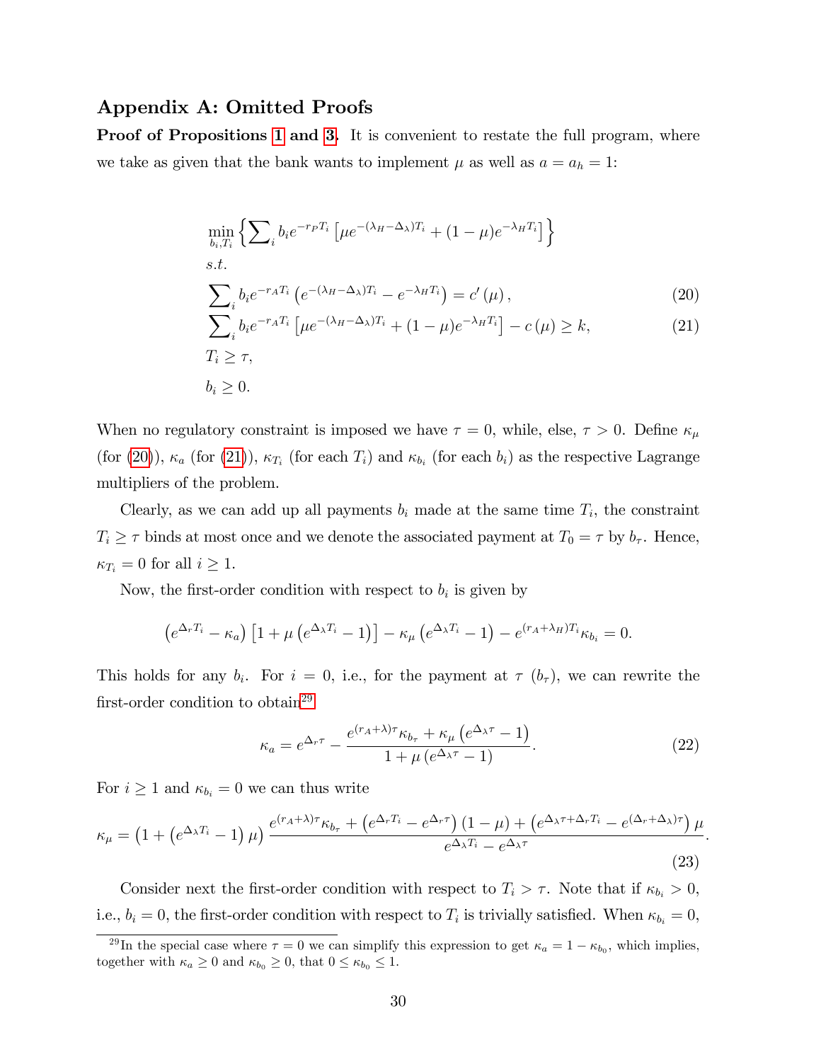## Appendix A: Omitted Proofs

**Proof of Propositions 1 and 3.** It is convenient to restate the full program, where we take as given that the bank wants to implement $\mu$ as well as $a = a_h = 1$:

$$
\min_{b_i, T_i} \left\{ \sum_i b_i e^{-r_P T_i} \left[ \mu e^{-(\lambda_H - \Delta_\lambda) T_i} + (1-\mu) e^{-\lambda_H T_i} \right] \right\}
$$

*s.t.*

$$
\sum_i b_i e^{-r_A T_i} \left( e^{-(\lambda_H - \Delta_\lambda) T_i} - e^{-\lambda_H T_i} \right) = c'(\mu), \tag{20}
$$

$$
\sum_i b_i e^{-r_A T_i} \left[ \mu e^{-(\lambda_H - \Delta_\lambda) T_i} + (1-\mu) e^{-\lambda_H T_i} \right] - c(\mu) \geq k, \tag{21}
$$

$$
T_i \geq \tau,
$$

$$
b_i \geq 0.
$$

When no regulatory constraint is imposed we have $\tau = 0$, while, else, $\tau > 0$. Define $\kappa_\mu$ (for (20)), $\kappa_a$ (for (21)), $\kappa_{T_i}$ (for each $T_i$) and $\kappa_{b_i}$ (for each $b_i$) as the respective Lagrange multipliers of the problem.

Clearly, as we can add up all payments $b_i$ made at the same time $T_i$, the constraint $T_i \geq \tau$ binds at most once and we denote the associated payment at $T_0 = \tau$ by $b_\tau$. Hence, $\kappa_{T_i} = 0$ for all $i \geq 1$.

Now, the first-order condition with respect to $b_i$ is given by

$$
\left( e^{\Delta_r T_i} - \kappa_a \right) \left[ 1 + \mu \left( e^{\Delta_\lambda T_i} - 1 \right) \right] - \kappa_\mu \left( e^{\Delta_\lambda T_i} - 1 \right) - e^{(r_A + \lambda_H) T_i} \kappa_{b_i} = 0.
$$

This holds for any $b_i$. For $i = 0$, i.e., for the payment at $\tau$ ($b_\tau$), we can rewrite the first-order condition to obtain[29]

$$
\kappa_a = e^{\Delta_r \tau} - \frac{e^{(r_A + \lambda)\tau} \kappa_{b_\tau} + \kappa_\mu \left( e^{\Delta_\lambda \tau} - 1 \right)}{1 + \mu \left( e^{\Delta_\lambda \tau} - 1 \right)}. \tag{22}
$$

For $i \geq 1$ and $\kappa_{b_i} = 0$ we can thus write

$$
\kappa_\mu = \left( 1 + \left( e^{\Delta_\lambda T_i} - 1 \right) \mu \right) \frac{e^{(r_A + \lambda)\tau} \kappa_{b_\tau} + \left( e^{\Delta_r T_i} - e^{\Delta_r \tau} \right)(1-\mu) + \left( e^{\Delta_\lambda \tau + \Delta_r T_i} - e^{(\Delta_r + \Delta_\lambda)\tau} \right) \mu}{e^{\Delta_\lambda T_i} - e^{\Delta_\lambda \tau}}. \tag{23}
$$

Consider next the first-order condition with respect to $T_i > \tau$. Note that if $\kappa_{b_i} > 0$, i.e., $b_i = 0$, the first-order condition with respect to $T_i$ is trivially satisfied. When $\kappa_{b_i} = 0$,

[29] In the special case where $\tau = 0$ we can simplify this expression to get $\kappa_a = 1 - \kappa_{b_0}$, which implies, together with $\kappa_a \geq 0$ and $\kappa_{b_0} \geq 0$, that $0 \leq \kappa_{b_0} \leq 1$.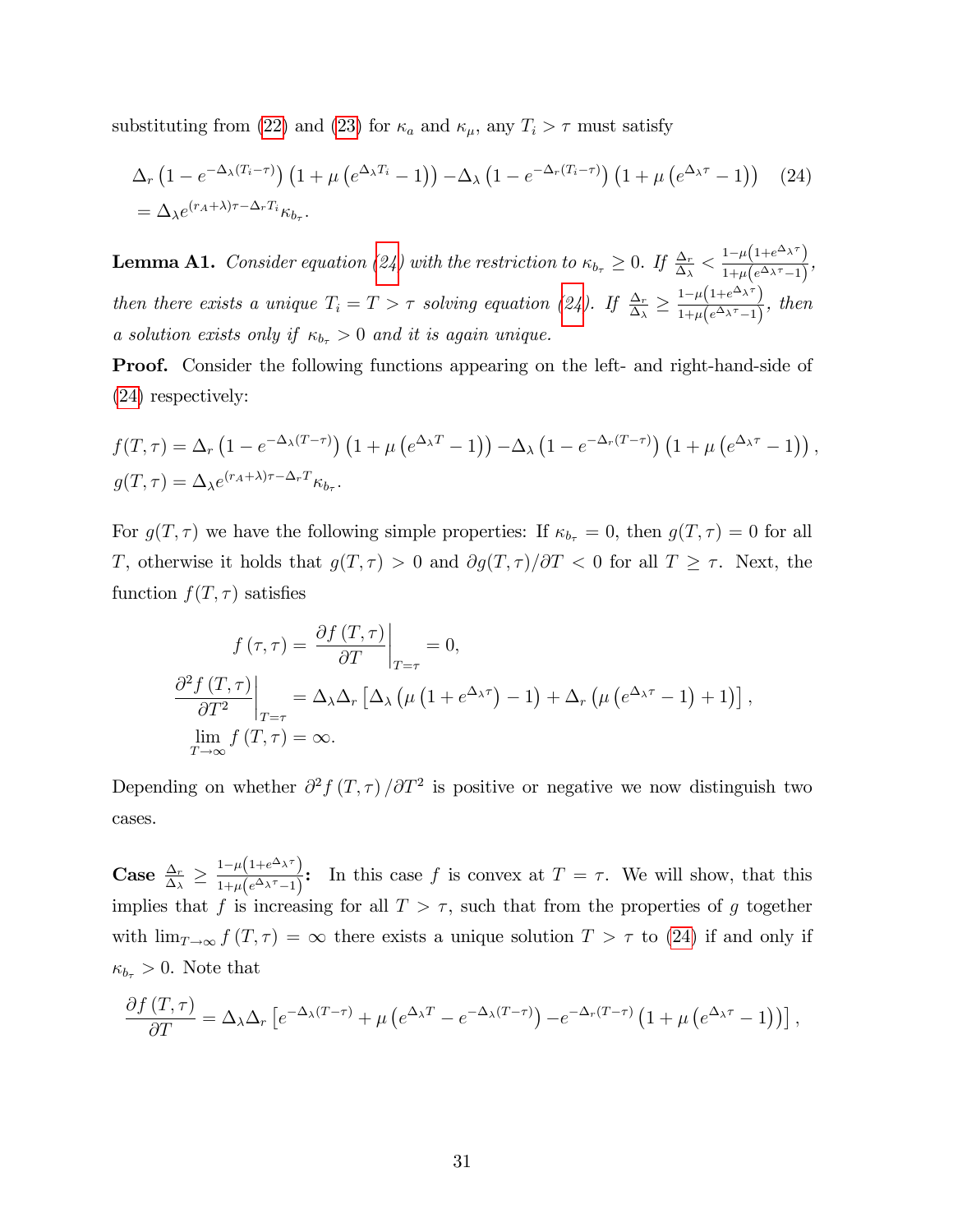substituting from (22) and (23) for $\kappa_a$ and $\kappa_\mu$, any $T_i > \tau$ must satisfy

$$
\begin{aligned}
&\Delta_r \left(1 - e^{-\Delta_\lambda (T_i - \tau)}\right)\left(1 + \mu \left(e^{\Delta_\lambda T_i} - 1\right)\right) - \Delta_\lambda \left(1 - e^{-\Delta_r (T_i - \tau)}\right)\left(1 + \mu \left(e^{\Delta_\lambda \tau} - 1\right)\right) \qquad (24) \\
&= \Delta_\lambda e^{(r_A + \lambda)\tau - \Delta_r T_i} \kappa_{b_\tau}.
\end{aligned}
$$

**Lemma A1.** *Consider equation (24) with the restriction to $\kappa_{b_\tau} \geq 0$. If $\frac{\Delta_r}{\Delta_\lambda} < \frac{1-\mu\left(1+e^{\Delta_\lambda \tau}\right)}{1+\mu\left(e^{\Delta_\lambda \tau}-1\right)}$, then there exists a unique $T_i = T > \tau$ solving equation (24). If $\frac{\Delta_r}{\Delta_\lambda} \geq \frac{1-\mu\left(1+e^{\Delta_\lambda \tau}\right)}{1+\mu\left(e^{\Delta_\lambda \tau}-1\right)}$, then a solution exists only if $\kappa_{b_\tau} > 0$ and it is again unique.*

**Proof.** Consider the following functions appearing on the left- and right-hand-side of (24) respectively:

$$
\begin{aligned}
f(T, \tau) &= \Delta_r \left(1 - e^{-\Delta_\lambda (T - \tau)}\right)\left(1 + \mu \left(e^{\Delta_\lambda T} - 1\right)\right) - \Delta_\lambda \left(1 - e^{-\Delta_r (T - \tau)}\right)\left(1 + \mu \left(e^{\Delta_\lambda \tau} - 1\right)\right), \\
g(T, \tau) &= \Delta_\lambda e^{(r_A + \lambda)\tau - \Delta_r T} \kappa_{b_\tau}.
\end{aligned}
$$

For $g(T, \tau)$ we have the following simple properties: If $\kappa_{b_\tau} = 0$, then $g(T, \tau) = 0$ for all $T$, otherwise it holds that $g(T, \tau) > 0$ and $\partial g(T, \tau)/\partial T < 0$ for all $T \geq \tau$. Next, the function $f(T, \tau)$ satisfies

$$
\begin{aligned}
f(\tau, \tau) = \left.\frac{\partial f(T, \tau)}{\partial T}\right|_{T=\tau} &= 0, \\
\left.\frac{\partial^2 f(T, \tau)}{\partial T^2}\right|_{T=\tau} &= \Delta_\lambda \Delta_r \left[\Delta_\lambda \left(\mu \left(1 + e^{\Delta_\lambda \tau}\right) - 1\right) + \Delta_r \left(\mu \left(e^{\Delta_\lambda \tau} - 1\right) + 1\right)\right], \\
\lim_{T \to \infty} f(T, \tau) &= \infty.
\end{aligned}
$$

Depending on whether $\partial^2 f(T, \tau)/\partial T^2$ is positive or negative we now distinguish two cases.

**Case $\frac{\Delta_r}{\Delta_\lambda} \geq \frac{1-\mu\left(1+e^{\Delta_\lambda \tau}\right)}{1+\mu\left(e^{\Delta_\lambda \tau}-1\right)}$:** In this case $f$ is convex at $T = \tau$. We will show, that this implies that $f$ is increasing for all $T > \tau$, such that from the properties of $g$ together with $\lim_{T \to \infty} f(T, \tau) = \infty$ there exists a unique solution $T > \tau$ to (24) if and only if $\kappa_{b_\tau} > 0$. Note that

$$
\frac{\partial f(T, \tau)}{\partial T} = \Delta_\lambda \Delta_r \left[e^{-\Delta_\lambda (T - \tau)} + \mu \left(e^{\Delta_\lambda T} - e^{-\Delta_\lambda (T - \tau)}\right) - e^{-\Delta_r (T - \tau)}\left(1 + \mu \left(e^{\Delta_\lambda \tau} - 1\right)\right)\right],
$$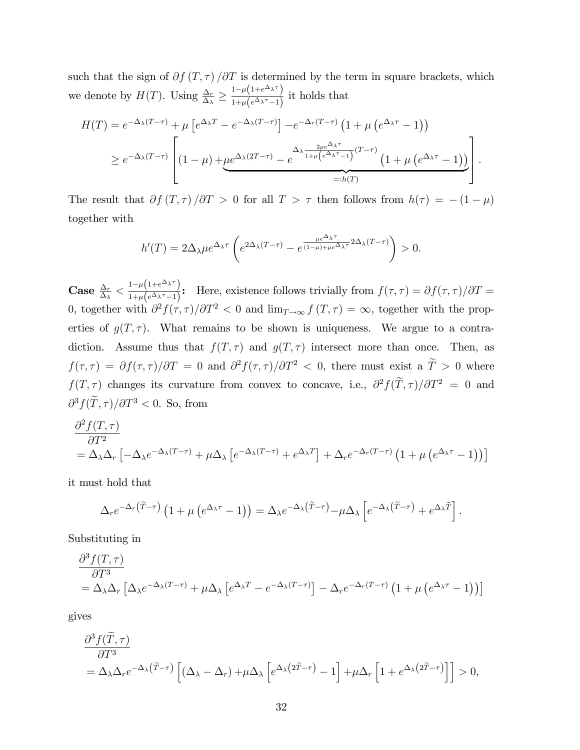such that the sign of $\partial f(T,\tau)/\partial T$ is determined by the term in square brackets, which we denote by $H(T)$. Using $\frac{\Delta_r}{\Delta_\lambda} \geq \frac{1-\mu\left(1+e^{\Delta_\lambda \tau}\right)}{1+\mu\left(e^{\Delta_\lambda \tau}-1\right)}$ it holds that

$$
\begin{aligned}
H(T) &= e^{-\Delta_\lambda (T-\tau)} + \mu\left[e^{\Delta_\lambda T} - e^{-\Delta_\lambda (T-\tau)}\right] - e^{-\Delta_r (T-\tau)}\left(1+\mu\left(e^{\Delta_\lambda \tau}-1\right)\right) \\
&\geq e^{-\Delta_\lambda (T-\tau)}\left[(1-\mu) + \underbrace{\mu e^{\Delta_\lambda (2T-\tau)} - e^{\Delta_\lambda \frac{2\mu e^{\Delta_\lambda \tau}}{1+\mu\left(e^{\Delta_\lambda \tau}-1\right)}(T-\tau)}\left(1+\mu\left(e^{\Delta_\lambda \tau}-1\right)\right)}_{=:h(T)}\right].
\end{aligned}
$$

The result that $\partial f(T,\tau)/\partial T > 0$ for all $T > \tau$ then follows from $h(\tau) = -(1-\mu)$ together with

$$
h'(T) = 2\Delta_\lambda \mu e^{\Delta_\lambda \tau}\left(e^{2\Delta_\lambda (T-\tau)} - e^{\frac{\mu e^{\Delta_\lambda \tau}}{(1-\mu)+\mu e^{\Delta_\lambda \tau}} 2\Delta_\lambda (T-\tau)}\right) > 0.
$$

**Case $\frac{\Delta_r}{\Delta_\lambda} < \frac{1-\mu\left(1+e^{\Delta_\lambda \tau}\right)}{1+\mu\left(e^{\Delta_\lambda \tau}-1\right)}$:** Here, existence follows trivially from $f(\tau,\tau) = \partial f(\tau,\tau)/\partial T = 0$, together with $\partial^2 f(\tau,\tau)/\partial T^2 < 0$ and $\lim_{T\to\infty} f(T,\tau) = \infty$, together with the properties of $g(T,\tau)$. What remains to be shown is uniqueness. We argue to a contradiction. Assume thus that $f(T,\tau)$ and $g(T,\tau)$ intersect more than once. Then, as $f(\tau,\tau) = \partial f(\tau,\tau)/\partial T = 0$ and $\partial^2 f(\tau,\tau)/\partial T^2 < 0$, there must exist a $\widetilde{T} > 0$ where $f(T,\tau)$ changes its curvature from convex to concave, i.e., $\partial^2 f(\widetilde{T},\tau)/\partial T^2 = 0$ and $\partial^3 f(\widetilde{T},\tau)/\partial T^3 < 0$. So, from

$$
\begin{aligned}
&\frac{\partial^2 f(T,\tau)}{\partial T^2} \\
&= \Delta_\lambda \Delta_r\left[-\Delta_\lambda e^{-\Delta_\lambda (T-\tau)} + \mu \Delta_\lambda\left[e^{-\Delta_\lambda (T-\tau)} + e^{\Delta_\lambda T}\right] + \Delta_r e^{-\Delta_r (T-\tau)}\left(1+\mu\left(e^{\Delta_\lambda \tau}-1\right)\right)\right]
\end{aligned}
$$

it must hold that

$$
\Delta_r e^{-\Delta_r\left(\widetilde{T}-\tau\right)}\left(1+\mu\left(e^{\Delta_\lambda \tau}-1\right)\right) = \Delta_\lambda e^{-\Delta_\lambda\left(\widetilde{T}-\tau\right)} - \mu \Delta_\lambda\left[e^{-\Delta_\lambda\left(\widetilde{T}-\tau\right)} + e^{\Delta_\lambda \widetilde{T}}\right].
$$

Substituting in

$$
\begin{aligned}
&\frac{\partial^3 f(T,\tau)}{\partial T^3} \\
&= \Delta_\lambda \Delta_r\left[\Delta_\lambda e^{-\Delta_\lambda (T-\tau)} + \mu \Delta_\lambda\left[e^{\Delta_\lambda T} - e^{-\Delta_\lambda (T-\tau)}\right] - \Delta_r e^{-\Delta_r (T-\tau)}\left(1+\mu\left(e^{\Delta_\lambda \tau}-1\right)\right)\right]
\end{aligned}
$$

gives

$$
\begin{aligned}
&\frac{\partial^3 f(\widetilde{T},\tau)}{\partial T^3} \\
&= \Delta_\lambda \Delta_r e^{-\Delta_\lambda\left(\widetilde{T}-\tau\right)}\left[(\Delta_\lambda - \Delta_r) + \mu \Delta_\lambda\left[e^{\Delta_\lambda\left(2\widetilde{T}-\tau\right)} - 1\right] + \mu \Delta_r\left[1 + e^{\Delta_\lambda\left(2\widetilde{T}-\tau\right)}\right]\right] > 0,
\end{aligned}
$$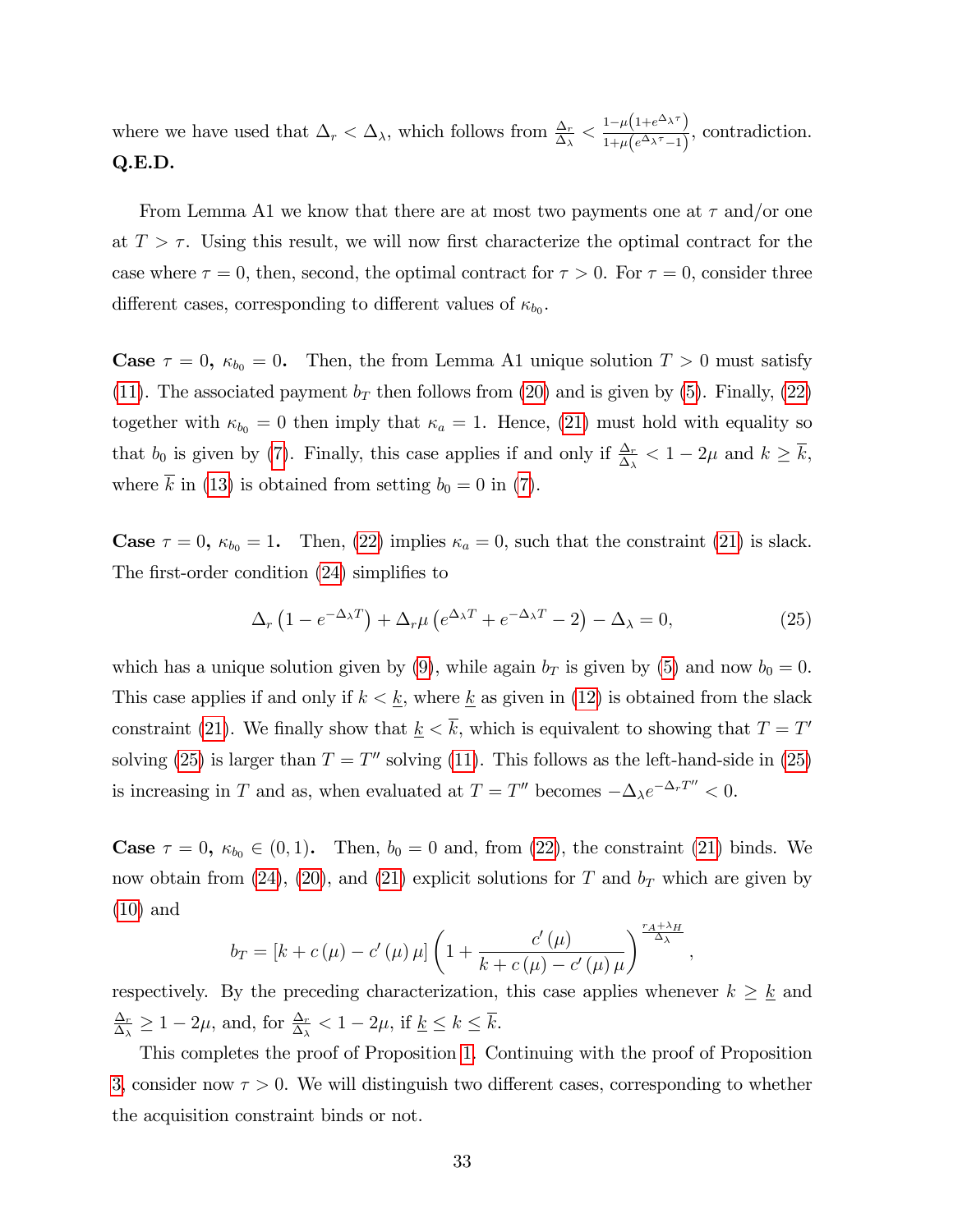where we have used that $\Delta_r < \Delta_\lambda$, which follows from $\frac{\Delta_r}{\Delta_\lambda} < \frac{1-\mu\left(1+e^{\Delta_\lambda \tau}\right)}{1+\mu\left(e^{\Delta_\lambda \tau}-1\right)}$, contradiction. **Q.E.D.**

From Lemma A1 we know that there are at most two payments one at $\tau$ and/or one at $T > \tau$. Using this result, we will now first characterize the optimal contract for the case where $\tau = 0$, then, second, the optimal contract for $\tau > 0$. For $\tau = 0$, consider three different cases, corresponding to different values of $\kappa_{b_0}$.

**Case $\tau = 0$, $\kappa_{b_0} = 0$.** Then, the from Lemma A1 unique solution $T > 0$ must satisfy (11). The associated payment $b_T$ then follows from (20) and is given by (5). Finally, (22) together with $\kappa_{b_0} = 0$ then imply that $\kappa_a = 1$. Hence, (21) must hold with equality so that $b_0$ is given by (7). Finally, this case applies if and only if $\frac{\Delta_r}{\Delta_\lambda} < 1 - 2\mu$ and $k \geq \overline{k}$, where $\overline{k}$ in (13) is obtained from setting $b_0 = 0$ in (7).

**Case $\tau = 0$, $\kappa_{b_0} = 1$.** Then, (22) implies $\kappa_a = 0$, such that the constraint (21) is slack. The first-order condition (24) simplifies to

$$\Delta_r \left(1 - e^{-\Delta_\lambda T}\right) + \Delta_r \mu \left(e^{\Delta_\lambda T} + e^{-\Delta_\lambda T} - 2\right) - \Delta_\lambda = 0, \tag{25}$$

which has a unique solution given by (9), while again $b_T$ is given by (5) and now $b_0 = 0$. This case applies if and only if $k < \underline{k}$, where $\underline{k}$ as given in (12) is obtained from the slack constraint (21). We finally show that $\underline{k} < \overline{k}$, which is equivalent to showing that $T = T'$ solving (25) is larger than $T = T''$ solving (11). This follows as the left-hand-side in (25) is increasing in $T$ and as, when evaluated at $T = T''$ becomes $-\Delta_\lambda e^{-\Delta_r T''} < 0$.

**Case $\tau = 0$, $\kappa_{b_0} \in (0, 1)$.** Then, $b_0 = 0$ and, from (22), the constraint (21) binds. We now obtain from (24), (20), and (21) explicit solutions for $T$ and $b_T$ which are given by (10) and

$$b_T = \left[k + c(\mu) - c'(\mu)\mu\right]\left(1 + \frac{c'(\mu)}{k + c(\mu) - c'(\mu)\mu}\right)^{\frac{r_A + \lambda_H}{\Delta_\lambda}},$$

respectively. By the preceding characterization, this case applies whenever $k \geq \underline{k}$ and $\frac{\Delta_r}{\Delta_\lambda} \geq 1 - 2\mu$, and, for $\frac{\Delta_r}{\Delta_\lambda} < 1 - 2\mu$, if $\underline{k} \leq k \leq \overline{k}$.

This completes the proof of Proposition 1. Continuing with the proof of Proposition 3, consider now $\tau > 0$. We will distinguish two different cases, corresponding to whether the acquisition constraint binds or not.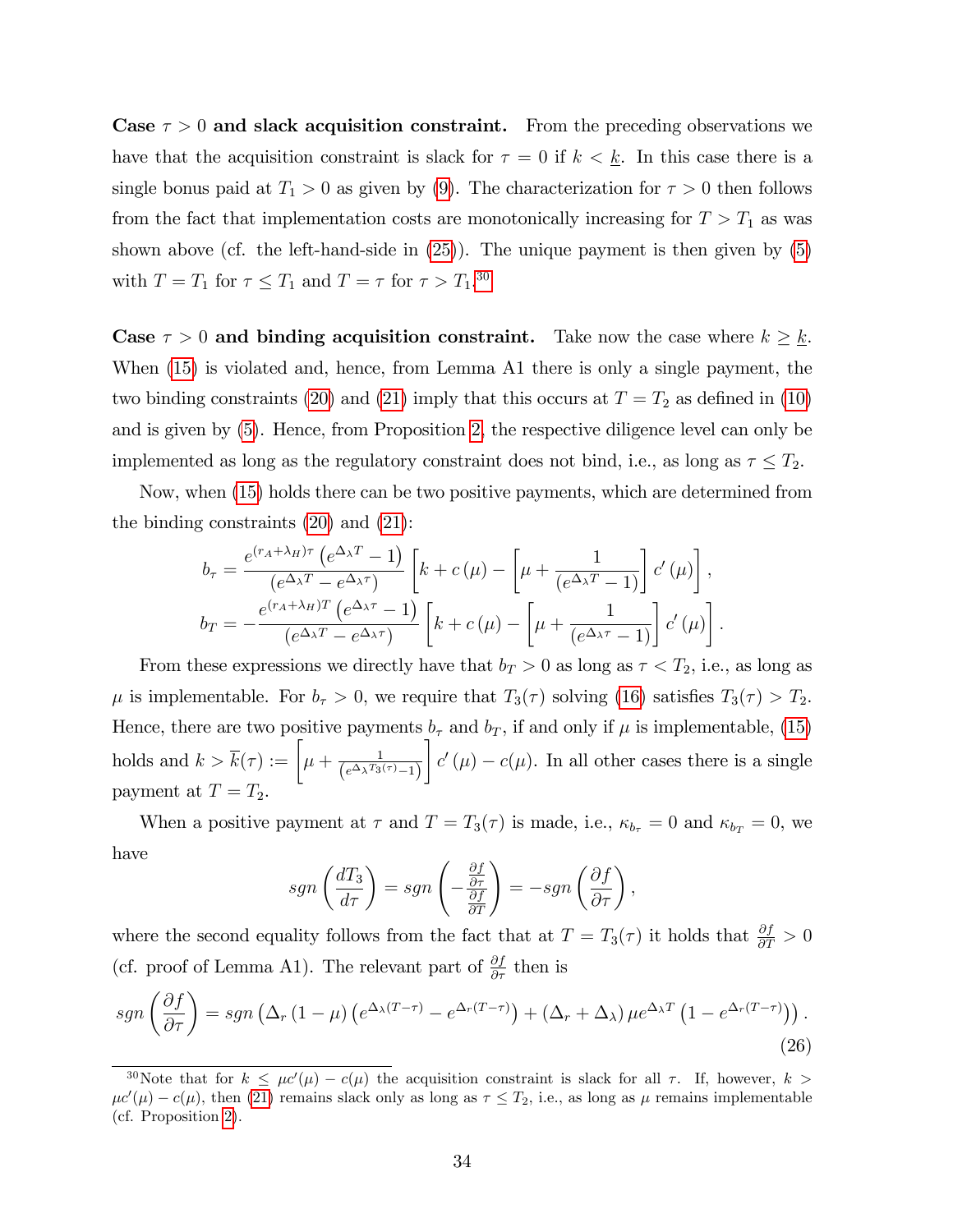**Case $\tau > 0$ and slack acquisition constraint.** From the preceding observations we have that the acquisition constraint is slack for $\tau = 0$ if $k < \underline{k}$. In this case there is a single bonus paid at $T_1 > 0$ as given by (9). The characterization for $\tau > 0$ then follows from the fact that implementation costs are monotonically increasing for $T > T_1$ as was shown above (cf. the left-hand-side in (25)). The unique payment is then given by (5) with $T = T_1$ for $\tau \leq T_1$ and $T = \tau$ for $\tau > T_1$.[30]

**Case $\tau > 0$ and binding acquisition constraint.** Take now the case where $k \geq \underline{k}$. When (15) is violated and, hence, from Lemma A1 there is only a single payment, the two binding constraints (20) and (21) imply that this occurs at $T = T_2$ as defined in (10) and is given by (5). Hence, from Proposition 2, the respective diligence level can only be implemented as long as the regulatory constraint does not bind, i.e., as long as $\tau \leq T_2$.

Now, when (15) holds there can be two positive payments, which are determined from the binding constraints (20) and (21):

$$b_\tau = \frac{e^{(r_A+\lambda_H)\tau}\left(e^{\Delta_\lambda T}-1\right)}{\left(e^{\Delta_\lambda T}-e^{\Delta_\lambda \tau}\right)}\left[k+c(\mu)-\left[\mu+\frac{1}{\left(e^{\Delta_\lambda T}-1\right)}\right]c'(\mu)\right],$$

$$b_T = -\frac{e^{(r_A+\lambda_H)T}\left(e^{\Delta_\lambda \tau}-1\right)}{\left(e^{\Delta_\lambda T}-e^{\Delta_\lambda \tau}\right)}\left[k+c(\mu)-\left[\mu+\frac{1}{\left(e^{\Delta_\lambda \tau}-1\right)}\right]c'(\mu)\right].$$

From these expressions we directly have that $b_T > 0$ as long as $\tau < T_2$, i.e., as long as $\mu$ is implementable. For $b_\tau > 0$, we require that $T_3(\tau)$ solving (16) satisfies $T_3(\tau) > T_2$. Hence, there are two positive payments $b_\tau$ and $b_T$, if and only if $\mu$ is implementable, (15) holds and $k > \overline{k}(\tau) := \left[\mu + \frac{1}{\left(e^{\Delta_\lambda T_3(\tau)}-1\right)}\right]c'(\mu) - c(\mu)$. In all other cases there is a single payment at $T = T_2$.

When a positive payment at $\tau$ and $T = T_3(\tau)$ is made, i.e., $\kappa_{b_\tau} = 0$ and $\kappa_{b_T} = 0$, we have

$$sgn\left(\frac{dT_3}{d\tau}\right) = sgn\left(-\frac{\frac{\partial f}{\partial \tau}}{\frac{\partial f}{\partial T}}\right) = -sgn\left(\frac{\partial f}{\partial \tau}\right),$$

where the second equality follows from the fact that at $T = T_3(\tau)$ it holds that $\frac{\partial f}{\partial T} > 0$ (cf. proof of Lemma A1). The relevant part of $\frac{\partial f}{\partial \tau}$ then is

$$sgn\left(\frac{\partial f}{\partial \tau}\right) = sgn\left(\Delta_r(1-\mu)\left(e^{\Delta_\lambda(T-\tau)}-e^{\Delta_r(T-\tau)}\right)+(\Delta_r+\Delta_\lambda)\mu e^{\Delta_\lambda T}\left(1-e^{\Delta_r(T-\tau)}\right)\right). \tag{26}$$

[30] Note that for $k \leq \mu c'(\mu) - c(\mu)$ the acquisition constraint is slack for all $\tau$. If, however, $k > \mu c'(\mu) - c(\mu)$, then (21) remains slack only as long as $\tau \leq T_2$, i.e., as long as $\mu$ remains implementable (cf. Proposition 2).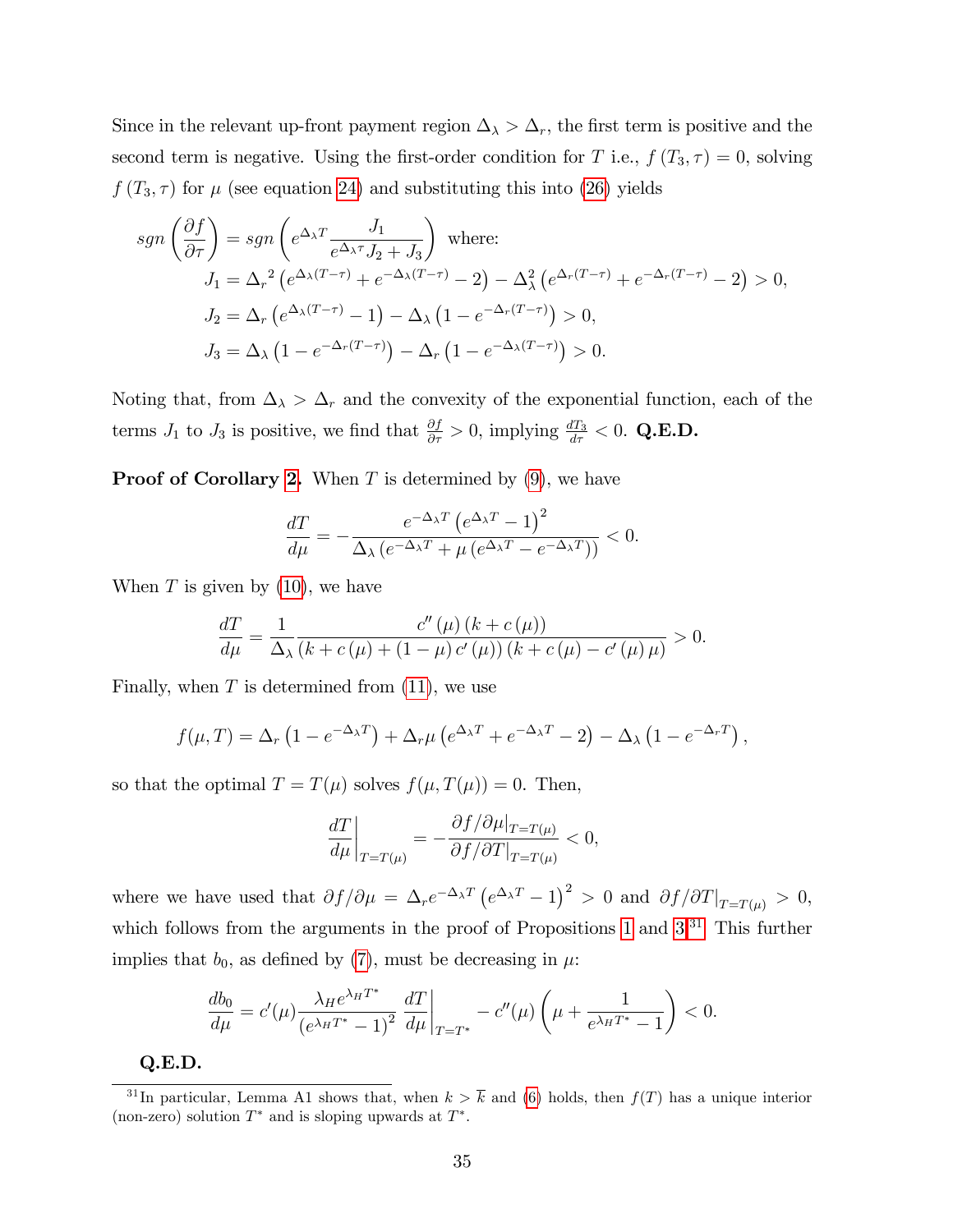Since in the relevant up-front payment region $\Delta_\lambda > \Delta_r$, the first term is positive and the second term is negative. Using the first-order condition for $T$ i.e., $f(T_3, \tau) = 0$, solving $f(T_3, \tau)$ for $\mu$ (see equation 24) and substituting this into (26) yields

$$
\begin{aligned}
sgn\left(\frac{\partial f}{\partial \tau}\right) &= sgn\left(e^{\Delta_\lambda T}\frac{J_1}{e^{\Delta_\lambda \tau}J_2 + J_3}\right) \text{ where:} \\
J_1 &= {\Delta_r}^2\left(e^{\Delta_\lambda(T-\tau)} + e^{-\Delta_\lambda(T-\tau)} - 2\right) - \Delta_\lambda^2\left(e^{\Delta_r(T-\tau)} + e^{-\Delta_r(T-\tau)} - 2\right) > 0, \\
J_2 &= \Delta_r\left(e^{\Delta_\lambda(T-\tau)} - 1\right) - \Delta_\lambda\left(1 - e^{-\Delta_r(T-\tau)}\right) > 0, \\
J_3 &= \Delta_\lambda\left(1 - e^{-\Delta_r(T-\tau)}\right) - \Delta_r\left(1 - e^{-\Delta_\lambda(T-\tau)}\right) > 0.
\end{aligned}
$$

Noting that, from $\Delta_\lambda > \Delta_r$ and the convexity of the exponential function, each of the terms $J_1$ to $J_3$ is positive, we find that $\frac{\partial f}{\partial \tau} > 0$, implying $\frac{dT_3}{d\tau} < 0$. **Q.E.D.**

**Proof of Corollary 2.** When $T$ is determined by (9), we have

$$
\frac{dT}{d\mu} = -\frac{e^{-\Delta_\lambda T}\left(e^{\Delta_\lambda T} - 1\right)^2}{\Delta_\lambda\left(e^{-\Delta_\lambda T} + \mu\left(e^{\Delta_\lambda T} - e^{-\Delta_\lambda T}\right)\right)} < 0.
$$

When $T$ is given by (10), we have

$$
\frac{dT}{d\mu} = \frac{1}{\Delta_\lambda}\frac{c''(\mu)\left(k + c(\mu)\right)}{\left(k + c(\mu) + (1-\mu)c'(\mu)\right)\left(k + c(\mu) - c'(\mu)\mu\right)} > 0.
$$

Finally, when $T$ is determined from (11), we use

$$
f(\mu, T) = \Delta_r\left(1 - e^{-\Delta_\lambda T}\right) + \Delta_r\mu\left(e^{\Delta_\lambda T} + e^{-\Delta_\lambda T} - 2\right) - \Delta_\lambda\left(1 - e^{-\Delta_r T}\right),
$$

so that the optimal $T = T(\mu)$ solves $f(\mu, T(\mu)) = 0$. Then,

$$
\left.\frac{dT}{d\mu}\right|_{T=T(\mu)} = -\frac{\partial f/\partial\mu|_{T=T(\mu)}}{\partial f/\partial T|_{T=T(\mu)}} < 0,
$$

where we have used that $\partial f/\partial\mu = \Delta_r e^{-\Delta_\lambda T}\left(e^{\Delta_\lambda T} - 1\right)^2 > 0$ and $\partial f/\partial T|_{T=T(\mu)} > 0$, which follows from the arguments in the proof of Propositions 1 and 3.[31] This further implies that $b_0$, as defined by (7), must be decreasing in $\mu$:

$$
\frac{db_0}{d\mu} = c'(\mu)\frac{\lambda_H e^{\lambda_H T^*}}{\left(e^{\lambda_H T^*} - 1\right)^2}\left.\frac{dT}{d\mu}\right|_{T=T^*} - c''(\mu)\left(\mu + \frac{1}{e^{\lambda_H T^*} - 1}\right) < 0.
$$

**Q.E.D.**

---

[31] In particular, Lemma A1 shows that, when $k > \overline{k}$ and (6) holds, then $f(T)$ has a unique interior (non-zero) solution $T^*$ and is sloping upwards at $T^*$.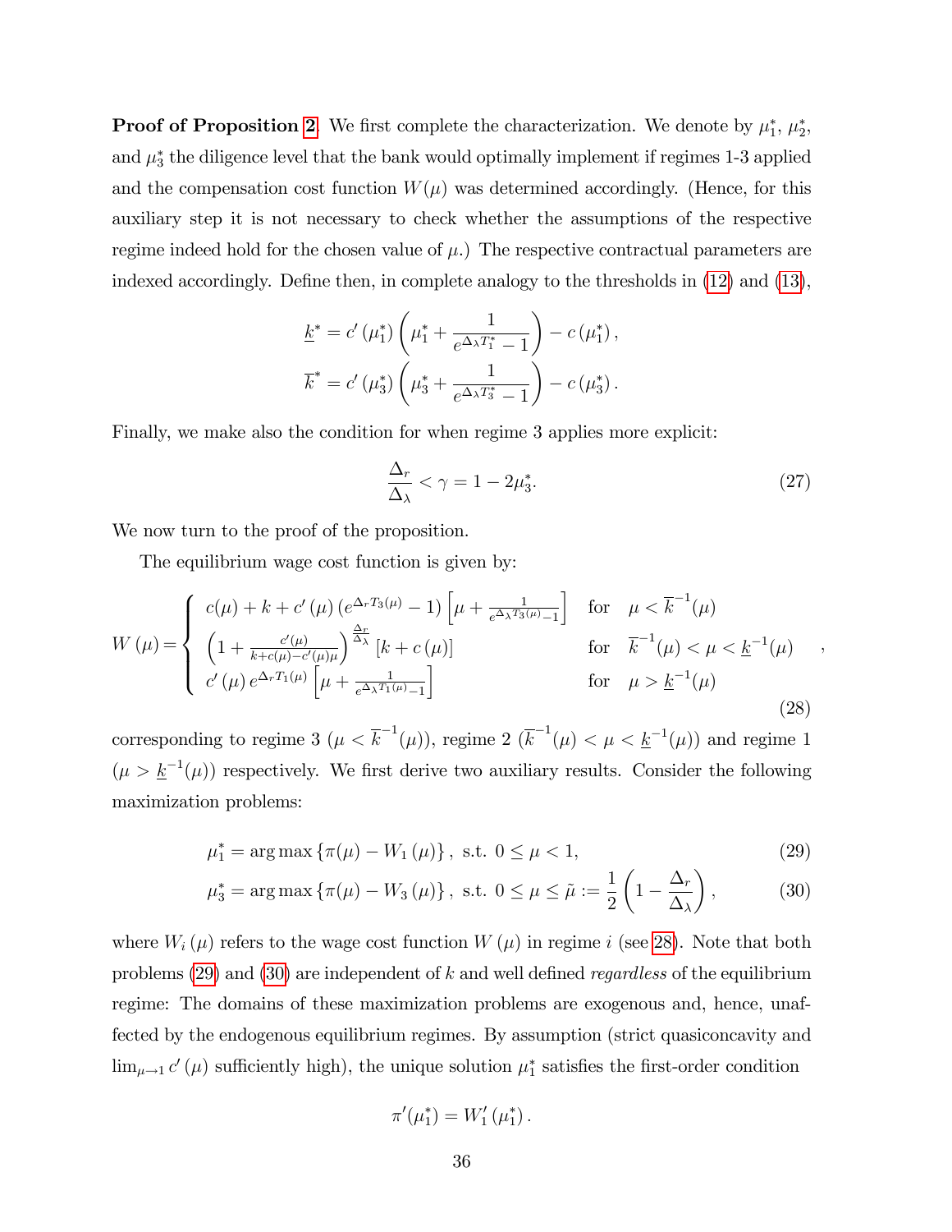**Proof of Proposition 2.** We first complete the characterization. We denote by $\mu_1^*$, $\mu_2^*$, and $\mu_3^*$ the diligence level that the bank would optimally implement if regimes 1-3 applied and the compensation cost function $W(\mu)$ was determined accordingly. (Hence, for this auxiliary step it is not necessary to check whether the assumptions of the respective regime indeed hold for the chosen value of $\mu$.) The respective contractual parameters are indexed accordingly. Define then, in complete analogy to the thresholds in (12) and (13),

$$\underline{k}^* = c'(\mu_1^*)\left(\mu_1^* + \frac{1}{e^{\Delta_\lambda T_1^*} - 1}\right) - c(\mu_1^*),$$

$$\overline{k}^* = c'(\mu_3^*)\left(\mu_3^* + \frac{1}{e^{\Delta_\lambda T_3^*} - 1}\right) - c(\mu_3^*).$$

Finally, we make also the condition for when regime 3 applies more explicit:

$$\frac{\Delta_r}{\Delta_\lambda} < \gamma = 1 - 2\mu_3^*. \tag{27}$$

We now turn to the proof of the proposition.

The equilibrium wage cost function is given by:

$$W(\mu) = \begin{cases} c(\mu) + k + c'(\mu)\left(e^{\Delta_r T_3(\mu)} - 1\right)\left[\mu + \frac{1}{e^{\Delta_\lambda T_3(\mu)} - 1}\right] & \text{for} \quad \mu < \overline{k}^{-1}(\mu) \\ \left(1 + \frac{c'(\mu)}{k + c(\mu) - c'(\mu)\mu}\right)^{\frac{\Delta_r}{\Delta_\lambda}}\left[k + c(\mu)\right] & \text{for} \quad \overline{k}^{-1}(\mu) < \mu < \underline{k}^{-1}(\mu) \\ c'(\mu)\, e^{\Delta_r T_1(\mu)}\left[\mu + \frac{1}{e^{\Delta_\lambda T_1(\mu)} - 1}\right] & \text{for} \quad \mu > \underline{k}^{-1}(\mu) \end{cases}, \tag{28}$$

corresponding to regime 3 ($\mu < \overline{k}^{-1}(\mu)$), regime 2 ($\overline{k}^{-1}(\mu) < \mu < \underline{k}^{-1}(\mu)$) and regime 1 ($\mu > \underline{k}^{-1}(\mu)$) respectively. We first derive two auxiliary results. Consider the following maximization problems:

$$\mu_1^* = \arg\max\left\{\pi(\mu) - W_1(\mu)\right\}, \text{ s.t. } 0 \leq \mu < 1, \tag{29}$$

$$\mu_3^* = \arg\max\left\{\pi(\mu) - W_3(\mu)\right\}, \text{ s.t. } 0 \leq \mu \leq \tilde{\mu} := \frac{1}{2}\left(1 - \frac{\Delta_r}{\Delta_\lambda}\right), \tag{30}$$

where $W_i(\mu)$ refers to the wage cost function $W(\mu)$ in regime $i$ (see 28). Note that both problems (29) and (30) are independent of $k$ and well defined *regardless* of the equilibrium regime: The domains of these maximization problems are exogenous and, hence, unaffected by the endogenous equilibrium regimes. By assumption (strict quasiconcavity and $\lim_{\mu \to 1} c'(\mu)$ sufficiently high), the unique solution $\mu_1^*$ satisfies the first-order condition

$$\pi'(\mu_1^*) = W_1'(\mu_1^*).$$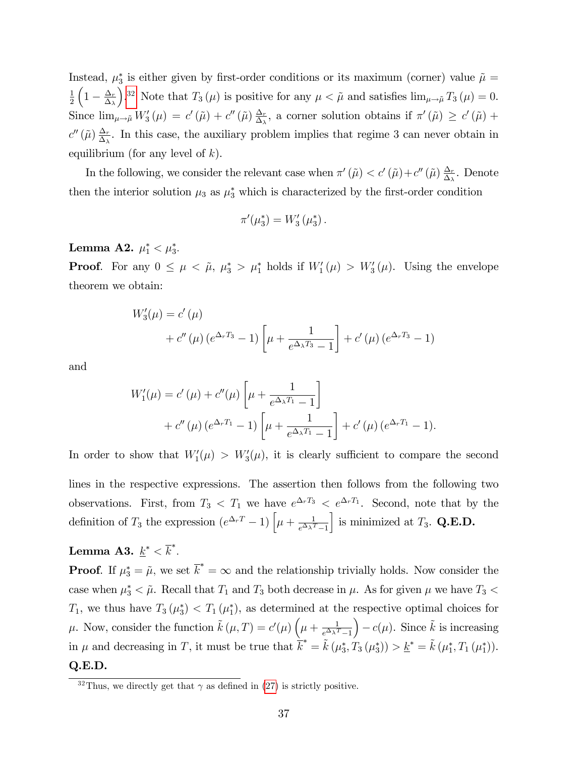Instead, $\mu_3^*$ is either given by first-order conditions or its maximum (corner) value $\tilde{\mu} = \frac{1}{2}\left(1 - \frac{\Delta_r}{\Delta_\lambda}\right)$.[32] Note that $T_3(\mu)$ is positive for any $\mu < \tilde{\mu}$ and satisfies $\lim_{\mu \to \tilde{\mu}} T_3(\mu) = 0$. Since $\lim_{\mu \to \tilde{\mu}} W_3'(\mu) = c'(\tilde{\mu}) + c''(\tilde{\mu}) \frac{\Delta_r}{\Delta_\lambda}$, a corner solution obtains if $\pi'(\tilde{\mu}) \geq c'(\tilde{\mu}) + c''(\tilde{\mu}) \frac{\Delta_r}{\Delta_\lambda}$. In this case, the auxiliary problem implies that regime 3 can never obtain in equilibrium (for any level of $k$).

In the following, we consider the relevant case when $\pi'(\tilde{\mu}) < c'(\tilde{\mu}) + c''(\tilde{\mu}) \frac{\Delta_r}{\Delta_\lambda}$. Denote then the interior solution $\mu_3$ as $\mu_3^*$ which is characterized by the first-order condition

$$\pi'(\mu_3^*) = W_3'(\mu_3^*).$$

**Lemma A2.** $\mu_1^* < \mu_3^*$.

**Proof**. For any $0 \leq \mu < \tilde{\mu}$, $\mu_3^* > \mu_1^*$ holds if $W_1'(\mu) > W_3'(\mu)$. Using the envelope theorem we obtain:

$$\begin{aligned} W_3'(\mu) &= c'(\mu) \\ &\quad + c''(\mu)\left(e^{\Delta_r T_3} - 1\right)\left[\mu + \frac{1}{e^{\Delta_\lambda T_3} - 1}\right] + c'(\mu)\left(e^{\Delta_r T_3} - 1\right) \end{aligned}$$

and

$$\begin{aligned} W_1'(\mu) &= c'(\mu) + c''(\mu)\left[\mu + \frac{1}{e^{\Delta_\lambda T_1} - 1}\right] \\ &\quad + c''(\mu)\left(e^{\Delta_r T_1} - 1\right)\left[\mu + \frac{1}{e^{\Delta_\lambda T_1} - 1}\right] + c'(\mu)\left(e^{\Delta_r T_1} - 1\right). \end{aligned}$$

In order to show that $W_1'(\mu) > W_3'(\mu)$, it is clearly sufficient to compare the second lines in the respective expressions. The assertion then follows from the following two observations. First, from $T_3 < T_1$ we have $e^{\Delta_r T_3} < e^{\Delta_r T_1}$. Second, note that by the definition of $T_3$ the expression $\left(e^{\Delta_r T} - 1\right)\left[\mu + \frac{1}{e^{\Delta_\lambda T} - 1}\right]$ is minimized at $T_3$. **Q.E.D.**

**Lemma A3.** $\underline{k}^* < \overline{k}^*$.

**Proof**. If $\mu_3^* = \tilde{\mu}$, we set $\overline{k}^* = \infty$ and the relationship trivially holds. Now consider the case when $\mu_3^* < \tilde{\mu}$. Recall that $T_1$ and $T_3$ both decrease in $\mu$. As for given $\mu$ we have $T_3 < T_1$, we thus have $T_3(\mu_3^*) < T_1(\mu_1^*)$, as determined at the respective optimal choices for $\mu$. Now, consider the function $\tilde{k}(\mu, T) = c'(\mu)\left(\mu + \frac{1}{e^{\Delta_\lambda T} - 1}\right) - c(\mu)$. Since $\tilde{k}$ is increasing in $\mu$ and decreasing in $T$, it must be true that $\overline{k}^* = \tilde{k}(\mu_3^*, T_3(\mu_3^*)) > \underline{k}^* = \tilde{k}(\mu_1^*, T_1(\mu_1^*))$. **Q.E.D.**

[32] Thus, we directly get that $\gamma$ as defined in (27) is strictly positive.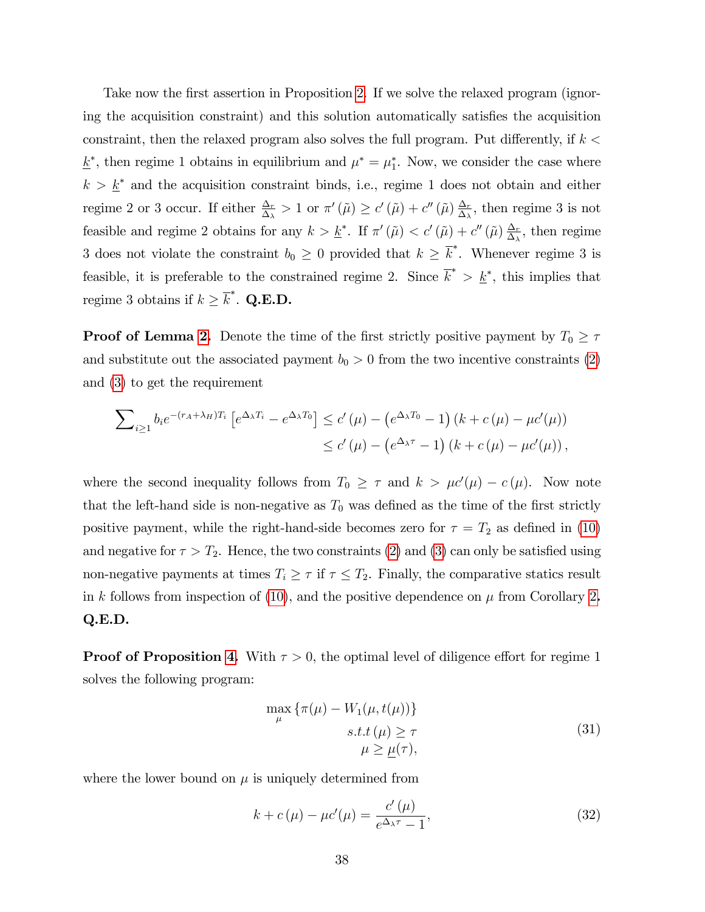Take now the first assertion in Proposition 2. If we solve the relaxed program (ignoring the acquisition constraint) and this solution automatically satisfies the acquisition constraint, then the relaxed program also solves the full program. Put differently, if $k < \underline{k}^*$, then regime 1 obtains in equilibrium and $\mu^* = \mu_1^*$. Now, we consider the case where $k > \underline{k}^*$ and the acquisition constraint binds, i.e., regime 1 does not obtain and either regime 2 or 3 occur. If either $\frac{\Delta_r}{\Delta_\lambda} > 1$ or $\pi'(\tilde{\mu}) \geq c'(\tilde{\mu}) + c''(\tilde{\mu}) \frac{\Delta_r}{\Delta_\lambda}$, then regime 3 is not feasible and regime 2 obtains for any $k > \underline{k}^*$. If $\pi'(\tilde{\mu}) < c'(\tilde{\mu}) + c''(\tilde{\mu}) \frac{\Delta_r}{\Delta_\lambda}$, then regime 3 does not violate the constraint $b_0 \geq 0$ provided that $k \geq \overline{k}^*$. Whenever regime 3 is feasible, it is preferable to the constrained regime 2. Since $\overline{k}^* > \underline{k}^*$, this implies that regime 3 obtains if $k \geq \overline{k}^*$. **Q.E.D.**

**Proof of Lemma 2.** Denote the time of the first strictly positive payment by $T_0 \geq \tau$ and substitute out the associated payment $b_0 > 0$ from the two incentive constraints (2) and (3) to get the requirement

$$\sum\nolimits_{i \geq 1} b_i e^{-(r_A+\lambda_H)T_i} \left[ e^{\Delta_\lambda T_i} - e^{\Delta_\lambda T_0} \right] \leq c'(\mu) - \left( e^{\Delta_\lambda T_0} - 1 \right) (k + c(\mu) - \mu c'(\mu))$$
$$\leq c'(\mu) - \left( e^{\Delta_\lambda \tau} - 1 \right) (k + c(\mu) - \mu c'(\mu)),$$

where the second inequality follows from $T_0 \geq \tau$ and $k > \mu c'(\mu) - c(\mu)$. Now note that the left-hand side is non-negative as $T_0$ was defined as the time of the first strictly positive payment, while the right-hand-side becomes zero for $\tau = T_2$ as defined in (10) and negative for $\tau > T_2$. Hence, the two constraints (2) and (3) can only be satisfied using non-negative payments at times $T_i \geq \tau$ if $\tau \leq T_2$. Finally, the comparative statics result in $k$ follows from inspection of (10), and the positive dependence on $\mu$ from Corollary 2. **Q.E.D.**

**Proof of Proposition 4.** With $\tau > 0$, the optimal level of diligence effort for regime 1 solves the following program:

$$\begin{aligned} \max_{\mu} \{\pi(\mu) - W_1(\mu, t(\mu))\} \\ s.t. \, t(\mu) \geq \tau \\ \mu \geq \underline{\mu}(\tau), \end{aligned} \tag{31}$$

where the lower bound on $\mu$ is uniquely determined from

$$k + c(\mu) - \mu c'(\mu) = \frac{c'(\mu)}{e^{\Delta_\lambda \tau} - 1}, \tag{32}$$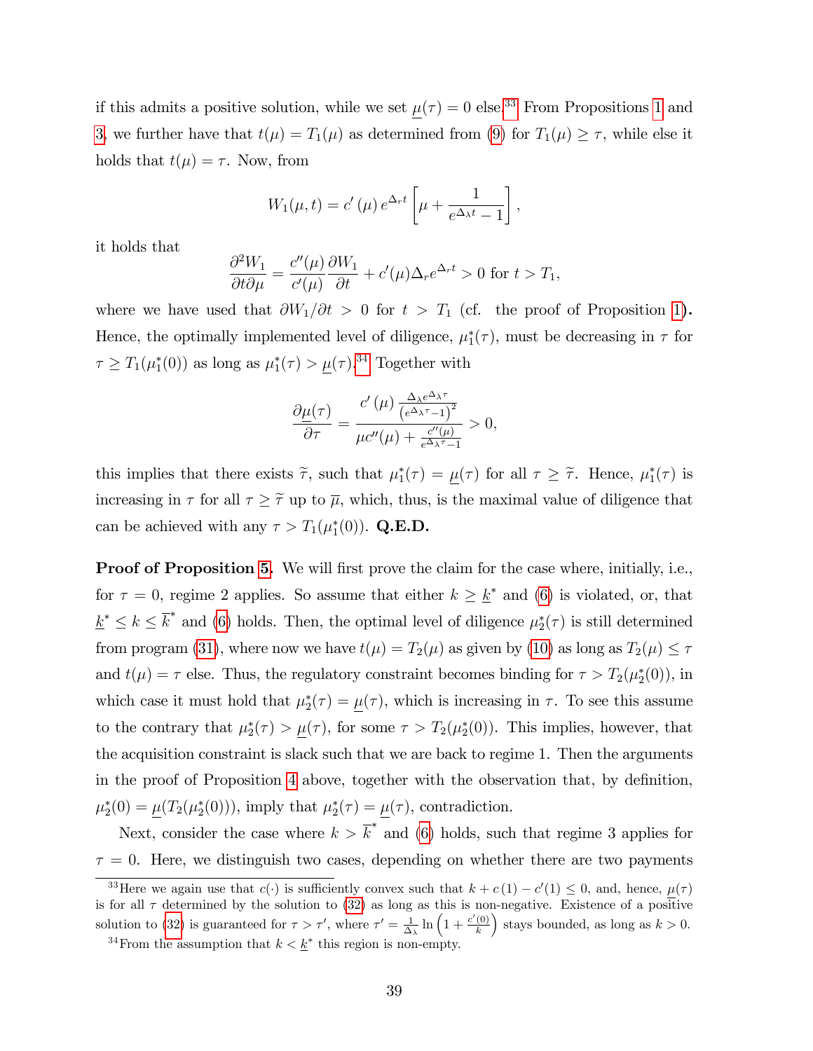if this admits a positive solution, while we set $\underline{\mu}(\tau) = 0$ else.[33] From Propositions 1 and 3, we further have that $t(\mu) = T_1(\mu)$ as determined from (9) for $T_1(\mu) \geq \tau$, while else it holds that $t(\mu) = \tau$. Now, from

$$W_1(\mu, t) = c'(\mu) e^{\Delta_r t} \left[ \mu + \frac{1}{e^{\Delta_\lambda t} - 1} \right],$$

it holds that

$$\frac{\partial^2 W_1}{\partial t \partial \mu} = \frac{c''(\mu)}{c'(\mu)} \frac{\partial W_1}{\partial t} + c'(\mu) \Delta_r e^{\Delta_r t} > 0 \text{ for } t > T_1,$$

where we have used that $\partial W_1 / \partial t > 0$ for $t > T_1$ (cf. the proof of Proposition 1**)**. Hence, the optimally implemented level of diligence, $\mu_1^*(\tau)$, must be decreasing in $\tau$ for $\tau \geq T_1(\mu_1^*(0))$ as long as $\mu_1^*(\tau) > \underline{\mu}(\tau)$.[34] Together with

$$\frac{\partial \underline{\mu}(\tau)}{\partial \tau} = \frac{c'(\mu) \frac{\Delta_\lambda e^{\Delta_\lambda \tau}}{\left(e^{\Delta_\lambda \tau} - 1\right)^2}}{\mu c''(\mu) + \frac{c''(\mu)}{e^{\Delta_\lambda \tau} - 1}} > 0,$$

this implies that there exists $\widetilde{\tau}$, such that $\mu_1^*(\tau) = \underline{\mu}(\tau)$ for all $\tau \geq \widetilde{\tau}$. Hence, $\mu_1^*(\tau)$ is increasing in $\tau$ for all $\tau \geq \widetilde{\tau}$ up to $\overline{\mu}$, which, thus, is the maximal value of diligence that can be achieved with any $\tau > T_1(\mu_1^*(0))$. **Q.E.D.**

**Proof of Proposition 5.** We will first prove the claim for the case where, initially, i.e., for $\tau = 0$, regime 2 applies. So assume that either $k \geq \underline{k}^*$ and (6) is violated, or, that $\underline{k}^* \leq k \leq \overline{k}^*$ and (6) holds. Then, the optimal level of diligence $\mu_2^*(\tau)$ is still determined from program (31), where now we have $t(\mu) = T_2(\mu)$ as given by (10) as long as $T_2(\mu) \leq \tau$ and $t(\mu) = \tau$ else. Thus, the regulatory constraint becomes binding for $\tau > T_2(\mu_2^*(0))$, in which case it must hold that $\mu_2^*(\tau) = \underline{\mu}(\tau)$, which is increasing in $\tau$. To see this assume to the contrary that $\mu_2^*(\tau) > \underline{\mu}(\tau)$, for some $\tau > T_2(\mu_2^*(0))$. This implies, however, that the acquisition constraint is slack such that we are back to regime 1. Then the arguments in the proof of Proposition 4 above, together with the observation that, by definition, $\mu_2^*(0) = \underline{\mu}(T_2(\mu_2^*(0)))$, imply that $\mu_2^*(\tau) = \underline{\mu}(\tau)$, contradiction.

Next, consider the case where $k > \overline{k}^*$ and (6) holds, such that regime 3 applies for $\tau = 0$. Here, we distinguish two cases, depending on whether there are two payments

[33] Here we again use that $c(\cdot)$ is sufficiently convex such that $k + c(1) - c'(1) \leq 0$, and, hence, $\underline{\mu}(\tau)$ is for all $\tau$ determined by the solution to (32) as long as this is non-negative. Existence of a positive solution to (32) is guaranteed for $\tau > \tau'$, where $\tau' = \frac{1}{\Delta_\lambda} \ln\left(1 + \frac{c'(0)}{k}\right)$ stays bounded, as long as $k > 0$.

[34] From the assumption that $k < \underline{k}^*$ this region is non-empty.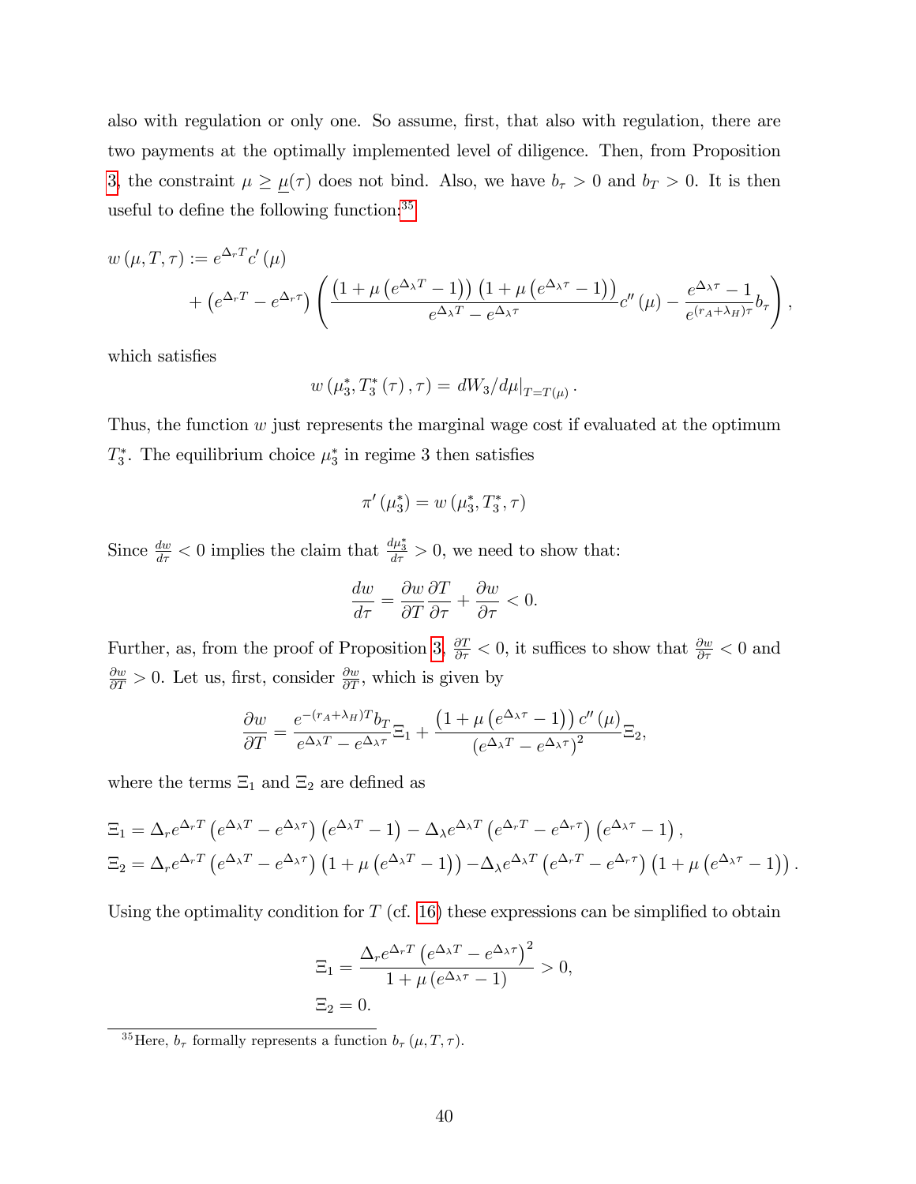also with regulation or only one. So assume, first, that also with regulation, there are two payments at the optimally implemented level of diligence. Then, from Proposition 3, the constraint $\mu \geq \underline{\mu}(\tau)$ does not bind. Also, we have $b_\tau > 0$ and $b_T > 0$. It is then useful to define the following function:[35]

$$w(\mu, T, \tau) := e^{\Delta_r T} c'(\mu) + \left(e^{\Delta_r T} - e^{\Delta_r \tau}\right)\left(\frac{\left(1 + \mu\left(e^{\Delta_\lambda T} - 1\right)\right)\left(1 + \mu\left(e^{\Delta_\lambda \tau} - 1\right)\right)}{e^{\Delta_\lambda T} - e^{\Delta_\lambda \tau}} c''(\mu) - \frac{e^{\Delta_\lambda \tau} - 1}{e^{(r_A + \lambda_H)\tau}} b_\tau\right),$$

which satisfies

$$w\left(\mu_3^*, T_3^*(\tau), \tau\right) = dW_3/d\mu|_{T = T(\mu)}.$$

Thus, the function $w$ just represents the marginal wage cost if evaluated at the optimum $T_3^*$. The equilibrium choice $\mu_3^*$ in regime 3 then satisfies

$$\pi'(\mu_3^*) = w\left(\mu_3^*, T_3^*, \tau\right)$$

Since $\frac{dw}{d\tau} < 0$ implies the claim that $\frac{d\mu_3^*}{d\tau} > 0$, we need to show that:

$$\frac{dw}{d\tau} = \frac{\partial w}{\partial T}\frac{\partial T}{\partial \tau} + \frac{\partial w}{\partial \tau} < 0.$$

Further, as, from the proof of Proposition 3, $\frac{\partial T}{\partial \tau} < 0$, it suffices to show that $\frac{\partial w}{\partial \tau} < 0$ and $\frac{\partial w}{\partial T} > 0$. Let us, first, consider $\frac{\partial w}{\partial T}$, which is given by

$$\frac{\partial w}{\partial T} = \frac{e^{-(r_A + \lambda_H)T} b_T}{e^{\Delta_\lambda T} - e^{\Delta_\lambda \tau}} \Xi_1 + \frac{\left(1 + \mu\left(e^{\Delta_\lambda \tau} - 1\right)\right) c''(\mu)}{\left(e^{\Delta_\lambda T} - e^{\Delta_\lambda \tau}\right)^2} \Xi_2,$$

where the terms $\Xi_1$ and $\Xi_2$ are defined as

$$\Xi_1 = \Delta_r e^{\Delta_r T}\left(e^{\Delta_\lambda T} - e^{\Delta_\lambda \tau}\right)\left(e^{\Delta_\lambda T} - 1\right) - \Delta_\lambda e^{\Delta_\lambda T}\left(e^{\Delta_r T} - e^{\Delta_r \tau}\right)\left(e^{\Delta_\lambda \tau} - 1\right),$$
$$\Xi_2 = \Delta_r e^{\Delta_r T}\left(e^{\Delta_\lambda T} - e^{\Delta_\lambda \tau}\right)\left(1 + \mu\left(e^{\Delta_\lambda T} - 1\right)\right) - \Delta_\lambda e^{\Delta_\lambda T}\left(e^{\Delta_r T} - e^{\Delta_r \tau}\right)\left(1 + \mu\left(e^{\Delta_\lambda \tau} - 1\right)\right).$$

Using the optimality condition for $T$ (cf. 16) these expressions can be simplified to obtain

$$\Xi_1 = \frac{\Delta_r e^{\Delta_r T}\left(e^{\Delta_\lambda T} - e^{\Delta_\lambda \tau}\right)^2}{1 + \mu\left(e^{\Delta_\lambda \tau} - 1\right)} > 0,$$
$$\Xi_2 = 0.$$

[35] Here, $b_\tau$ formally represents a function $b_\tau(\mu, T, \tau)$.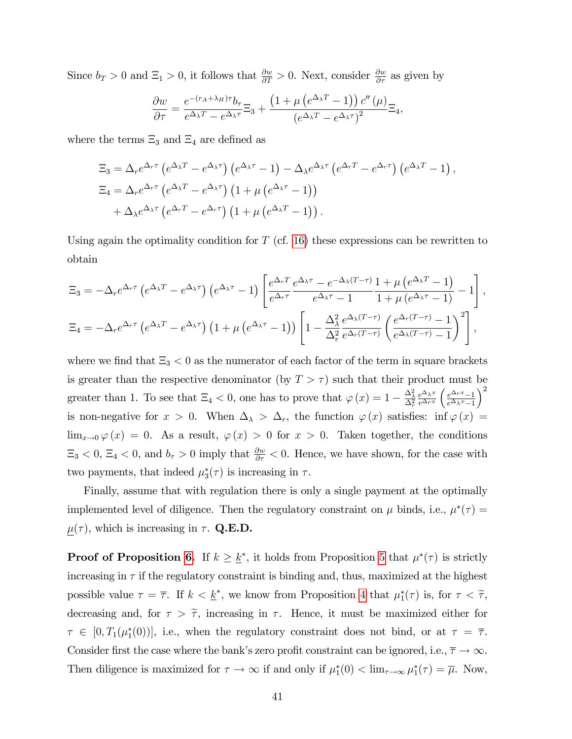Since $b_T > 0$ and $\Xi_1 > 0$, it follows that $\frac{\partial w}{\partial T} > 0$. Next, consider $\frac{\partial w}{\partial \tau}$ as given by

$$\frac{\partial w}{\partial \tau} = \frac{e^{-(r_A+\lambda_H)\tau} b_\tau}{e^{\Delta_\lambda T} - e^{\Delta_\lambda \tau}} \Xi_3 + \frac{\left(1 + \mu\left(e^{\Delta_\lambda T} - 1\right)\right) c''(\mu)}{\left(e^{\Delta_\lambda T} - e^{\Delta_\lambda \tau}\right)^2} \Xi_4,$$

where the terms $\Xi_3$ and $\Xi_4$ are defined as

$$\begin{aligned}
\Xi_3 &= \Delta_r e^{\Delta_r \tau}\left(e^{\Delta_\lambda T} - e^{\Delta_\lambda \tau}\right)\left(e^{\Delta_\lambda \tau} - 1\right) - \Delta_\lambda e^{\Delta_\lambda \tau}\left(e^{\Delta_r T} - e^{\Delta_r \tau}\right)\left(e^{\Delta_\lambda T} - 1\right), \\
\Xi_4 &= \Delta_r e^{\Delta_r \tau}\left(e^{\Delta_\lambda T} - e^{\Delta_\lambda \tau}\right)\left(1 + \mu\left(e^{\Delta_\lambda \tau} - 1\right)\right) \\
&\quad + \Delta_\lambda e^{\Delta_\lambda \tau}\left(e^{\Delta_r T} - e^{\Delta_r \tau}\right)\left(1 + \mu\left(e^{\Delta_\lambda T} - 1\right)\right).
\end{aligned}$$

Using again the optimality condition for $T$ (cf. 16) these expressions can be rewritten to obtain

$$\begin{aligned}
\Xi_3 &= -\Delta_r e^{\Delta_r \tau}\left(e^{\Delta_\lambda T} - e^{\Delta_\lambda \tau}\right)\left(e^{\Delta_\lambda \tau} - 1\right)\left[\frac{e^{\Delta_r T}}{e^{\Delta_r \tau}} \frac{e^{\Delta_\lambda \tau} - e^{-\Delta_\lambda (T-\tau)}}{e^{\Delta_\lambda \tau} - 1} \frac{1 + \mu\left(e^{\Delta_\lambda T} - 1\right)}{1 + \mu\left(e^{\Delta_\lambda \tau} - 1\right)} - 1\right], \\
\Xi_4 &= -\Delta_r e^{\Delta_r \tau}\left(e^{\Delta_\lambda T} - e^{\Delta_\lambda \tau}\right)\left(1 + \mu\left(e^{\Delta_\lambda \tau} - 1\right)\right)\left[1 - \frac{\Delta_\lambda^2}{\Delta_r^2} \frac{e^{\Delta_\lambda (T-\tau)}}{e^{\Delta_r (T-\tau)}}\left(\frac{e^{\Delta_r (T-\tau)} - 1}{e^{\Delta_\lambda (T-\tau)} - 1}\right)^2\right],
\end{aligned}$$

where we find that $\Xi_3 < 0$ as the numerator of each factor of the term in square brackets is greater than the respective denominator (by $T > \tau$) such that their product must be greater than 1. To see that $\Xi_4 < 0$, one has to prove that $\varphi(x) = 1 - \frac{\Delta_\lambda^2}{\Delta_r^2} \frac{e^{\Delta_\lambda x}}{e^{\Delta_r x}} \left(\frac{e^{\Delta_r x} - 1}{e^{\Delta_\lambda x} - 1}\right)^2$ is non-negative for $x > 0$. When $\Delta_\lambda > \Delta_r$, the function $\varphi(x)$ satisfies: $\inf \varphi(x) = \lim_{x \to 0} \varphi(x) = 0$. As a result, $\varphi(x) > 0$ for $x > 0$. Taken together, the conditions $\Xi_3 < 0$, $\Xi_4 < 0$, and $b_\tau > 0$ imply that $\frac{\partial w}{\partial \tau} < 0$. Hence, we have shown, for the case with two payments, that indeed $\mu_3^*(\tau)$ is increasing in $\tau$.

Finally, assume that with regulation there is only a single payment at the optimally implemented level of diligence. Then the regulatory constraint on $\mu$ binds, i.e., $\mu^*(\tau) = \underline{\mu}(\tau)$, which is increasing in $\tau$. **Q.E.D.**

**Proof of Proposition 6.** If $k \geq \underline{k}^*$, it holds from Proposition 5 that $\mu^*(\tau)$ is strictly increasing in $\tau$ if the regulatory constraint is binding and, thus, maximized at the highest possible value $\tau = \overline{\tau}$. If $k < \underline{k}^*$, we know from Proposition 4 that $\mu_1^*(\tau)$ is, for $\tau < \widetilde{\tau}$, decreasing and, for $\tau > \widetilde{\tau}$, increasing in $\tau$. Hence, it must be maximized either for $\tau \in [0, T_1(\mu_1^*(0))]$, i.e., when the regulatory constraint does not bind, or at $\tau = \overline{\tau}$. Consider first the case where the bank's zero profit constraint can be ignored, i.e., $\overline{\tau} \to \infty$. Then diligence is maximized for $\tau \to \infty$ if and only if $\mu_1^*(0) < \lim_{\tau \to \infty} \mu_1^*(\tau) = \overline{\mu}$. Now,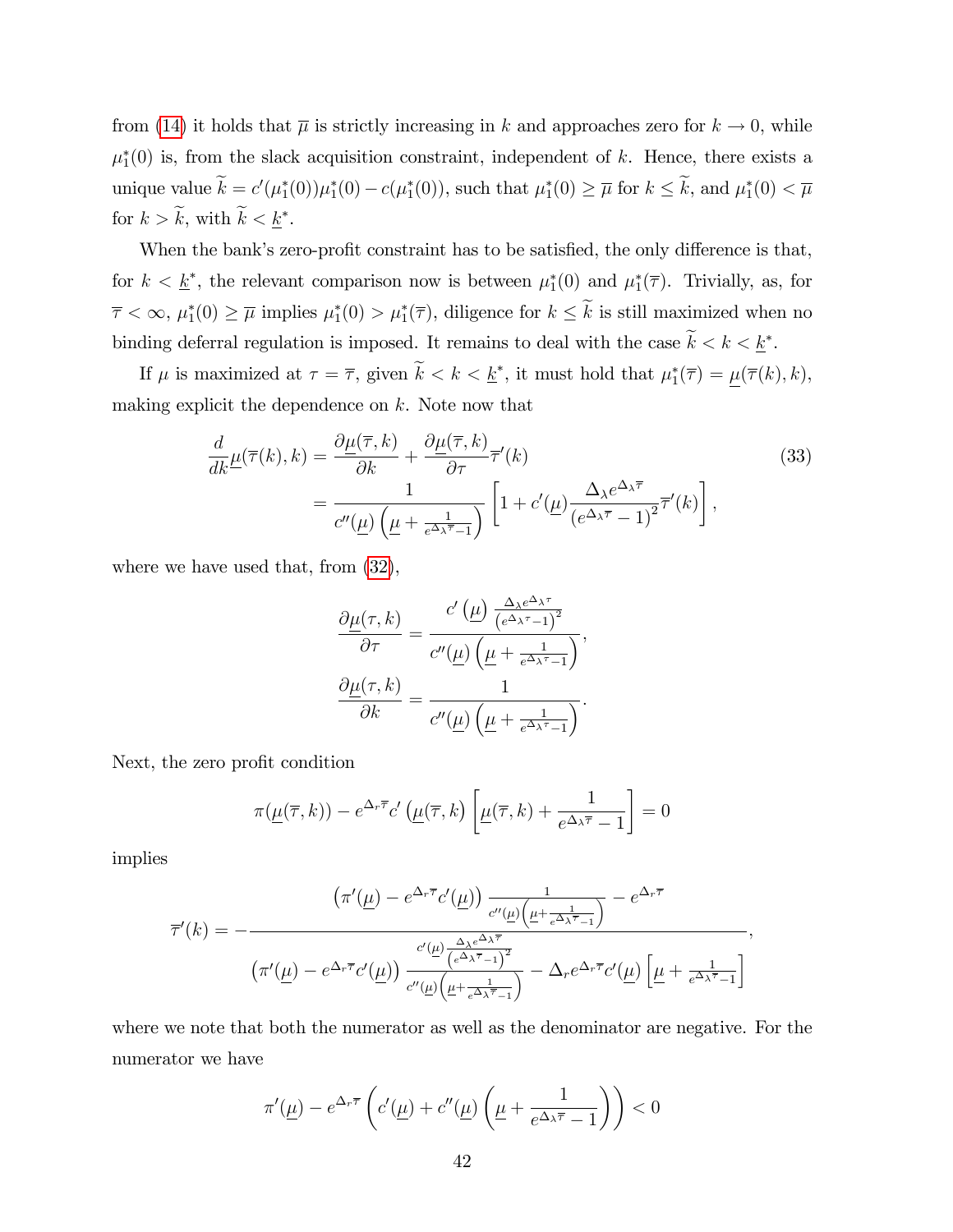from (14) it holds that $\overline{\mu}$ is strictly increasing in $k$ and approaches zero for $k \to 0$, while $\mu_1^*(0)$ is, from the slack acquisition constraint, independent of $k$. Hence, there exists a unique value $\widetilde{k} = c'(\mu_1^*(0))\mu_1^*(0) - c(\mu_1^*(0))$, such that $\mu_1^*(0) \geq \overline{\mu}$ for $k \leq \widetilde{k}$, and $\mu_1^*(0) < \overline{\mu}$ for $k > \widetilde{k}$, with $\widetilde{k} < \underline{k}^*$.

When the bank's zero-profit constraint has to be satisfied, the only difference is that, for $k < \underline{k}^*$, the relevant comparison now is between $\mu_1^*(0)$ and $\mu_1^*(\overline{\tau})$. Trivially, as, for $\overline{\tau} < \infty$, $\mu_1^*(0) \geq \overline{\mu}$ implies $\mu_1^*(0) > \mu_1^*(\overline{\tau})$, diligence for $k \leq \widetilde{k}$ is still maximized when no binding deferral regulation is imposed. It remains to deal with the case $\widetilde{k} < k < \underline{k}^*$.

If $\mu$ is maximized at $\tau = \overline{\tau}$, given $\widetilde{k} < k < \underline{k}^*$, it must hold that $\mu_1^*(\overline{\tau}) = \underline{\mu}(\overline{\tau}(k), k)$, making explicit the dependence on $k$. Note now that

$$
\begin{aligned}
\frac{d}{dk}\underline{\mu}(\overline{\tau}(k), k) &= \frac{\partial \underline{\mu}(\overline{\tau}, k)}{\partial k} + \frac{\partial \underline{\mu}(\overline{\tau}, k)}{\partial \tau}\overline{\tau}'(k) \\
&= \frac{1}{c''(\underline{\mu})\left(\underline{\mu} + \frac{1}{e^{\Delta_\lambda \overline{\tau}} - 1}\right)}\left[1 + c'(\underline{\mu})\frac{\Delta_\lambda e^{\Delta_\lambda \overline{\tau}}}{\left(e^{\Delta_\lambda \overline{\tau}} - 1\right)^2}\overline{\tau}'(k)\right],
\end{aligned}
\tag{33}
$$

where we have used that, from (32),

$$
\frac{\partial \underline{\mu}(\tau, k)}{\partial \tau} = \frac{c'\left(\underline{\mu}\right)\frac{\Delta_\lambda e^{\Delta_\lambda \tau}}{\left(e^{\Delta_\lambda \tau} - 1\right)^2}}{c''(\underline{\mu})\left(\underline{\mu} + \frac{1}{e^{\Delta_\lambda \tau} - 1}\right)},
$$

$$
\frac{\partial \underline{\mu}(\tau, k)}{\partial k} = \frac{1}{c''(\underline{\mu})\left(\underline{\mu} + \frac{1}{e^{\Delta_\lambda \tau} - 1}\right)}.
$$

Next, the zero profit condition

$$
\pi(\underline{\mu}(\overline{\tau}, k)) - e^{\Delta_r \overline{\tau}} c'\left(\underline{\mu}(\overline{\tau}, k)\right)\left[\underline{\mu}(\overline{\tau}, k) + \frac{1}{e^{\Delta_\lambda \overline{\tau}} - 1}\right] = 0
$$

implies

$$
\overline{\tau}'(k) = -\frac{\left(\pi'(\underline{\mu}) - e^{\Delta_r \overline{\tau}} c'(\underline{\mu})\right)\frac{1}{c''(\underline{\mu})\left(\underline{\mu} + \frac{1}{e^{\Delta_\lambda \overline{\tau}} - 1}\right)} - e^{\Delta_r \overline{\tau}}}{\left(\pi'(\underline{\mu}) - e^{\Delta_r \overline{\tau}} c'(\underline{\mu})\right)\frac{c'(\underline{\mu})\frac{\Delta_\lambda e^{\Delta_\lambda \overline{\tau}}}{\left(e^{\Delta_\lambda \overline{\tau}} - 1\right)^2}}{c''(\underline{\mu})\left(\underline{\mu} + \frac{1}{e^{\Delta_\lambda \overline{\tau}} - 1}\right)} - \Delta_r e^{\Delta_r \overline{\tau}} c'(\underline{\mu})\left[\underline{\mu} + \frac{1}{e^{\Delta_\lambda \overline{\tau}} - 1}\right]},
$$

where we note that both the numerator as well as the denominator are negative. For the numerator we have

$$
\pi'(\underline{\mu}) - e^{\Delta_r \overline{\tau}}\left(c'(\underline{\mu}) + c''(\underline{\mu})\left(\underline{\mu} + \frac{1}{e^{\Delta_\lambda \overline{\tau}} - 1}\right)\right) < 0
$$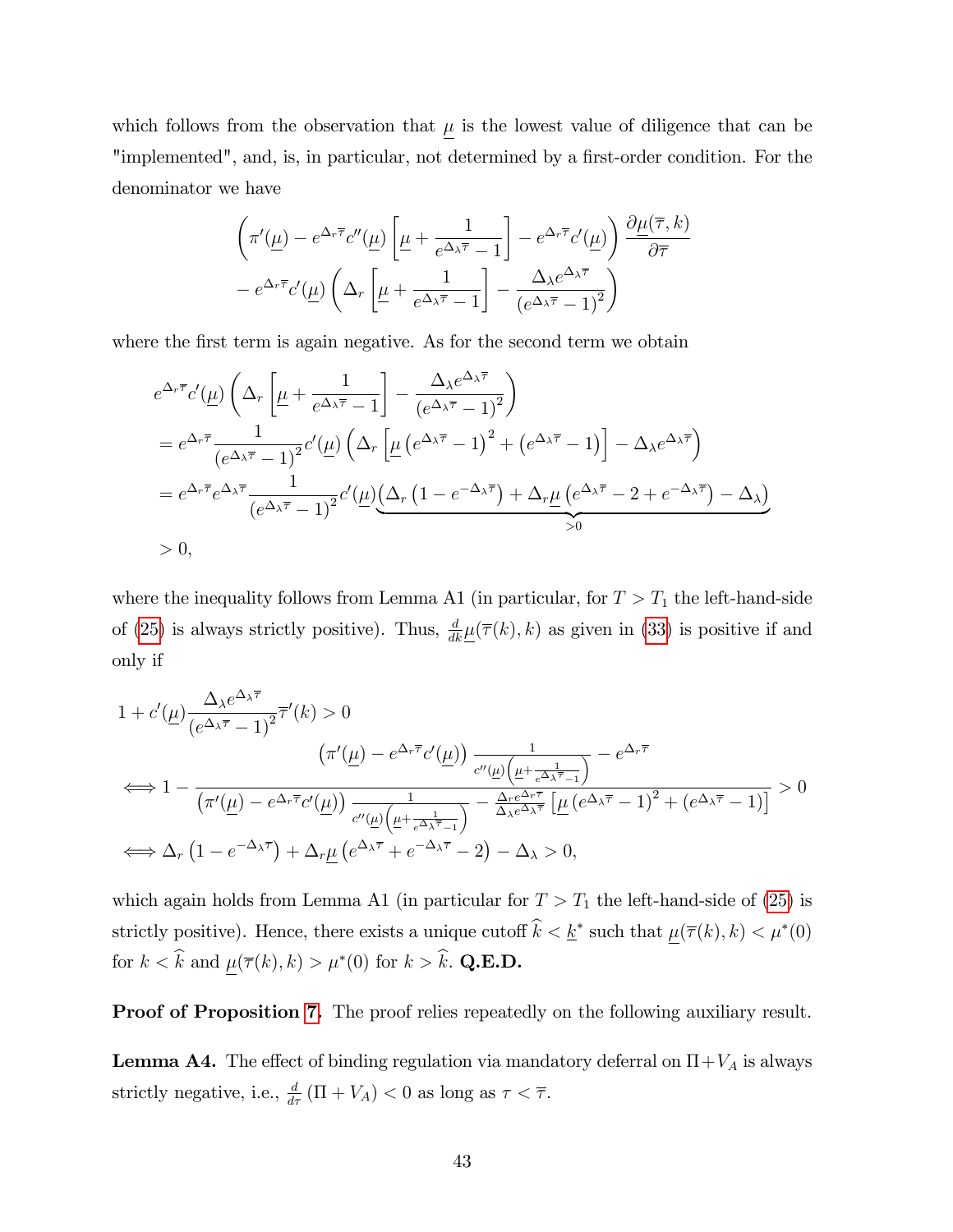which follows from the observation that $\underline{\mu}$ is the lowest value of diligence that can be "implemented", and, is, in particular, not determined by a first-order condition. For the denominator we have

$$\left(\pi'(\underline{\mu}) - e^{\Delta_r \overline{\tau}} c''(\underline{\mu}) \left[\underline{\mu} + \frac{1}{e^{\Delta_\lambda \overline{\tau}} - 1}\right] - e^{\Delta_r \overline{\tau}} c'(\underline{\mu})\right) \frac{\partial \underline{\mu}(\overline{\tau}, k)}{\partial \overline{\tau}}$$
$$- e^{\Delta_r \overline{\tau}} c'(\underline{\mu}) \left(\Delta_r \left[\underline{\mu} + \frac{1}{e^{\Delta_\lambda \overline{\tau}} - 1}\right] - \frac{\Delta_\lambda e^{\Delta_\lambda \overline{\tau}}}{\left(e^{\Delta_\lambda \overline{\tau}} - 1\right)^2}\right)$$

where the first term is again negative. As for the second term we obtain

$$\begin{aligned}
& e^{\Delta_r \overline{\tau}} c'(\underline{\mu}) \left(\Delta_r \left[\underline{\mu} + \frac{1}{e^{\Delta_\lambda \overline{\tau}} - 1}\right] - \frac{\Delta_\lambda e^{\Delta_\lambda \overline{\tau}}}{\left(e^{\Delta_\lambda \overline{\tau}} - 1\right)^2}\right) \\
&= e^{\Delta_r \overline{\tau}} \frac{1}{\left(e^{\Delta_\lambda \overline{\tau}} - 1\right)^2} c'(\underline{\mu}) \left(\Delta_r \left[\underline{\mu} \left(e^{\Delta_\lambda \overline{\tau}} - 1\right)^2 + \left(e^{\Delta_\lambda \overline{\tau}} - 1\right)\right] - \Delta_\lambda e^{\Delta_\lambda \overline{\tau}}\right) \\
&= e^{\Delta_r \overline{\tau}} e^{\Delta_\lambda \overline{\tau}} \frac{1}{\left(e^{\Delta_\lambda \overline{\tau}} - 1\right)^2} c'(\underline{\mu}) \underbrace{\left(\Delta_r \left(1 - e^{-\Delta_\lambda \overline{\tau}}\right) + \Delta_r \underline{\mu} \left(e^{\Delta_\lambda \overline{\tau}} - 2 + e^{-\Delta_\lambda \overline{\tau}}\right) - \Delta_\lambda\right)}_{>0} \\
&> 0,
\end{aligned}$$

where the inequality follows from Lemma A1 (in particular, for $T > T_1$ the left-hand-side of (25) is always strictly positive). Thus, $\frac{d}{dk} \underline{\mu}(\overline{\tau}(k), k)$ as given in (33) is positive if and only if

$$\begin{aligned}
& 1 + c'(\underline{\mu}) \frac{\Delta_\lambda e^{\Delta_\lambda \overline{\tau}}}{\left(e^{\Delta_\lambda \overline{\tau}} - 1\right)^2} \overline{\tau}'(k) > 0 \\
\iff & 1 - \frac{\left(\pi'(\underline{\mu}) - e^{\Delta_r \overline{\tau}} c'(\underline{\mu})\right) \frac{1}{c''(\underline{\mu})\left(\underline{\mu} + \frac{1}{e^{\Delta_\lambda \overline{\tau}} - 1}\right)} - e^{\Delta_r \overline{\tau}}}{\left(\pi'(\underline{\mu}) - e^{\Delta_r \overline{\tau}} c'(\underline{\mu})\right) \frac{1}{c''(\underline{\mu})\left(\underline{\mu} + \frac{1}{e^{\Delta_\lambda \overline{\tau}} - 1}\right)} - \frac{\Delta_r e^{\Delta_r \overline{\tau}}}{\Delta_\lambda e^{\Delta_\lambda \overline{\tau}}} \left[\underline{\mu} \left(e^{\Delta_\lambda \overline{\tau}} - 1\right)^2 + \left(e^{\Delta_\lambda \overline{\tau}} - 1\right)\right]} > 0 \\
\iff & \Delta_r \left(1 - e^{-\Delta_\lambda \overline{\tau}}\right) + \Delta_r \underline{\mu} \left(e^{\Delta_\lambda \overline{\tau}} + e^{-\Delta_\lambda \overline{\tau}} - 2\right) - \Delta_\lambda > 0,
\end{aligned}$$

which again holds from Lemma A1 (in particular for $T > T_1$ the left-hand-side of (25) is strictly positive). Hence, there exists a unique cutoff $\widehat{k} < \underline{k}^*$ such that $\underline{\mu}(\overline{\tau}(k), k) < \mu^*(0)$ for $k < \widehat{k}$ and $\underline{\mu}(\overline{\tau}(k), k) > \mu^*(0)$ for $k > \widehat{k}$. **Q.E.D.**

**Proof of Proposition 7.** The proof relies repeatedly on the following auxiliary result.

**Lemma A4.** The effect of binding regulation via mandatory deferral on $\Pi + V_A$ is always strictly negative, i.e., $\frac{d}{d\tau} (\Pi + V_A) < 0$ as long as $\tau < \overline{\tau}$.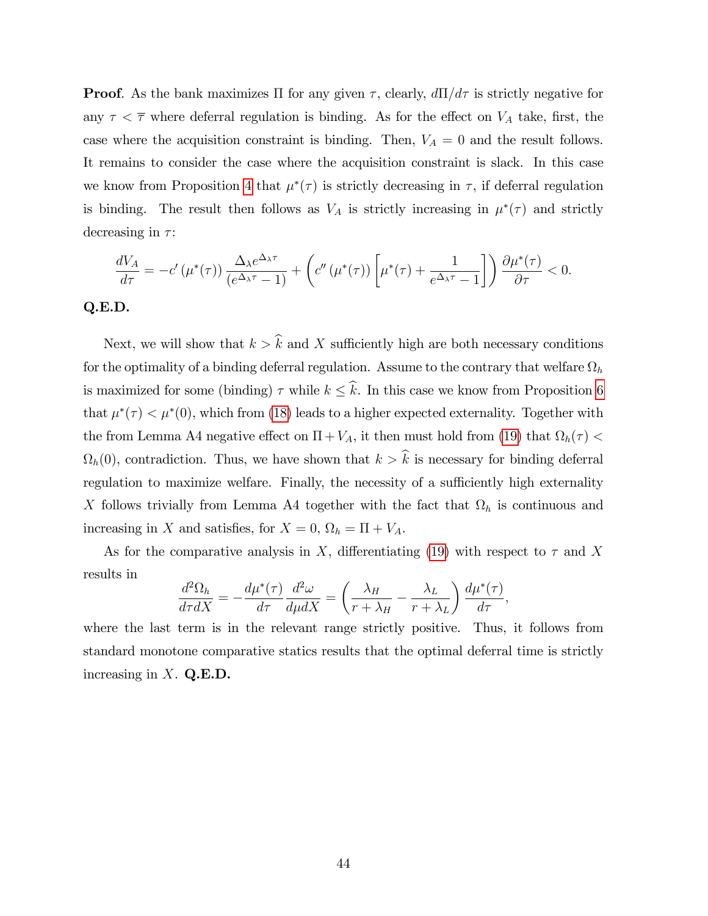**Proof**. As the bank maximizes $\Pi$ for any given $\tau$, clearly, $d\Pi/d\tau$ is strictly negative for any $\tau < \overline{\tau}$ where deferral regulation is binding. As for the effect on $V_A$ take, first, the case where the acquisition constraint is binding. Then, $V_A = 0$ and the result follows. It remains to consider the case where the acquisition constraint is slack. In this case we know from Proposition 4 that $\mu^*(\tau)$ is strictly decreasing in $\tau$, if deferral regulation is binding. The result then follows as $V_A$ is strictly increasing in $\mu^*(\tau)$ and strictly decreasing in $\tau$:

$$\frac{dV_A}{d\tau} = -c'\left(\mu^*(\tau)\right)\frac{\Delta_\lambda e^{\Delta_\lambda \tau}}{(e^{\Delta_\lambda \tau}-1)} + \left(c''\left(\mu^*(\tau)\right)\left[\mu^*(\tau) + \frac{1}{e^{\Delta_\lambda \tau}-1}\right]\right)\frac{\partial \mu^*(\tau)}{\partial \tau} < 0.$$

**Q.E.D.**

Next, we will show that $k > \widehat{k}$ and $X$ sufficiently high are both necessary conditions for the optimality of a binding deferral regulation. Assume to the contrary that welfare $\Omega_h$ is maximized for some (binding) $\tau$ while $k \leq \widehat{k}$. In this case we know from Proposition 6 that $\mu^*(\tau) < \mu^*(0)$, which from (18) leads to a higher expected externality. Together with the from Lemma A4 negative effect on $\Pi + V_A$, it then must hold from (19) that $\Omega_h(\tau) < \Omega_h(0)$, contradiction. Thus, we have shown that $k > \widehat{k}$ is necessary for binding deferral regulation to maximize welfare. Finally, the necessity of a sufficiently high externality $X$ follows trivially from Lemma A4 together with the fact that $\Omega_h$ is continuous and increasing in $X$ and satisfies, for $X = 0$, $\Omega_h = \Pi + V_A$.

As for the comparative analysis in $X$, differentiating (19) with respect to $\tau$ and $X$ results in

$$\frac{d^2\Omega_h}{d\tau dX} = -\frac{d\mu^*(\tau)}{d\tau}\frac{d^2\omega}{d\mu dX} = \left(\frac{\lambda_H}{r+\lambda_H} - \frac{\lambda_L}{r+\lambda_L}\right)\frac{d\mu^*(\tau)}{d\tau},$$

where the last term is in the relevant range strictly positive. Thus, it follows from standard monotone comparative statics results that the optimal deferral time is strictly increasing in $X$. **Q.E.D.**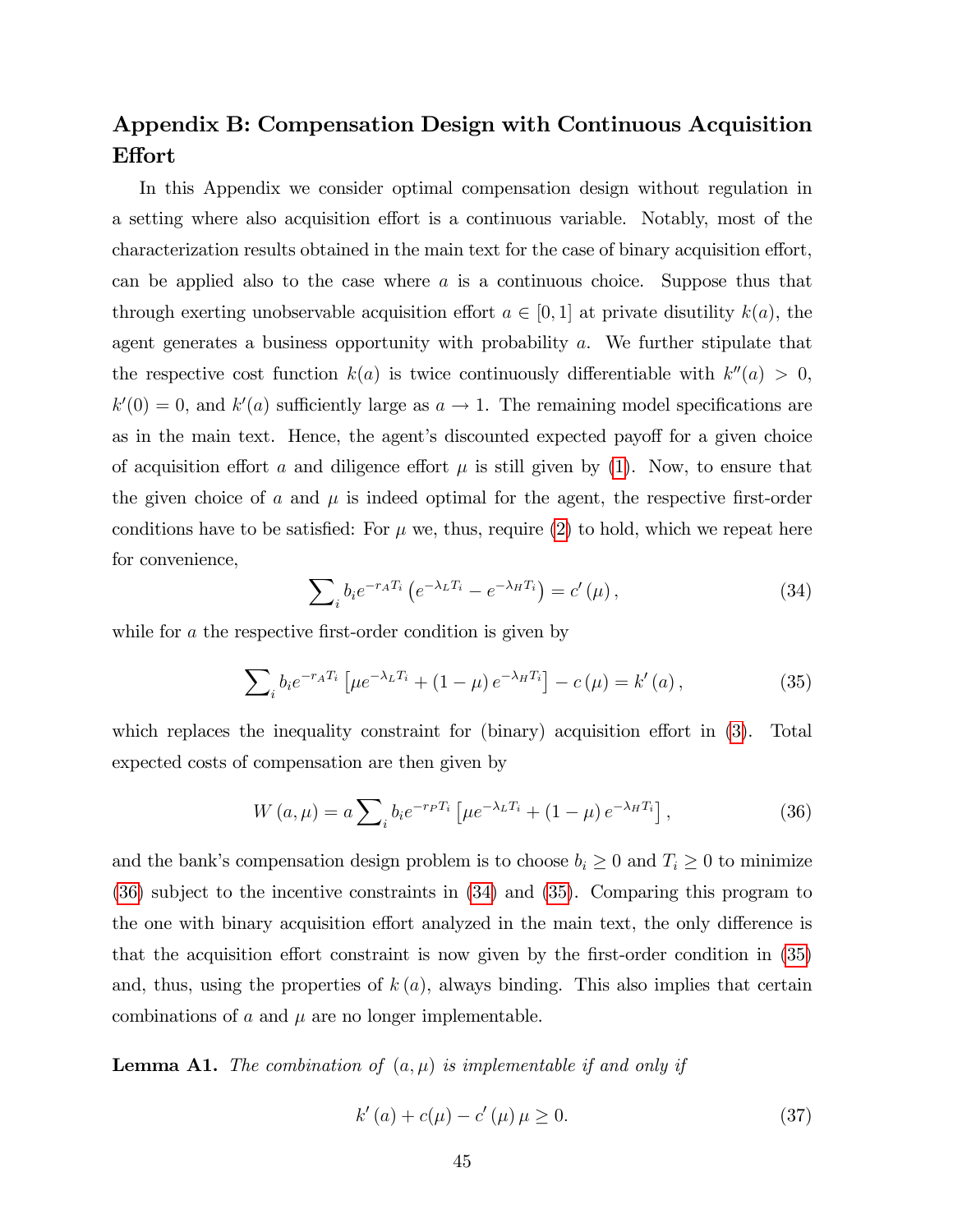## Appendix B: Compensation Design with Continuous Acquisition Effort

In this Appendix we consider optimal compensation design without regulation in a setting where also acquisition effort is a continuous variable. Notably, most of the characterization results obtained in the main text for the case of binary acquisition effort, can be applied also to the case where $a$ is a continuous choice. Suppose thus that through exerting unobservable acquisition effort $a \in [0, 1]$ at private disutility $k(a)$, the agent generates a business opportunity with probability $a$. We further stipulate that the respective cost function $k(a)$ is twice continuously differentiable with $k''(a) > 0$, $k'(0) = 0$, and $k'(a)$ sufficiently large as $a \to 1$. The remaining model specifications are as in the main text. Hence, the agent's discounted expected payoff for a given choice of acquisition effort $a$ and diligence effort $\mu$ is still given by (1). Now, to ensure that the given choice of $a$ and $\mu$ is indeed optimal for the agent, the respective first-order conditions have to be satisfied: For $\mu$ we, thus, require (2) to hold, which we repeat here for convenience,

$$\sum_i b_i e^{-r_A T_i} \left( e^{-\lambda_L T_i} - e^{-\lambda_H T_i} \right) = c'(\mu), \tag{34}$$

while for $a$ the respective first-order condition is given by

$$\sum_i b_i e^{-r_A T_i} \left[ \mu e^{-\lambda_L T_i} + (1 - \mu) e^{-\lambda_H T_i} \right] - c(\mu) = k'(a), \tag{35}$$

which replaces the inequality constraint for (binary) acquisition effort in (3). Total expected costs of compensation are then given by

$$W(a, \mu) = a \sum_i b_i e^{-r_P T_i} \left[ \mu e^{-\lambda_L T_i} + (1 - \mu) e^{-\lambda_H T_i} \right], \tag{36}$$

and the bank's compensation design problem is to choose $b_i \geq 0$ and $T_i \geq 0$ to minimize (36) subject to the incentive constraints in (34) and (35). Comparing this program to the one with binary acquisition effort analyzed in the main text, the only difference is that the acquisition effort constraint is now given by the first-order condition in (35) and, thus, using the properties of $k(a)$, always binding. This also implies that certain combinations of $a$ and $\mu$ are no longer implementable.

**Lemma A1.** *The combination of $(a, \mu)$ is implementable if and only if*

$$k'(a) + c(\mu) - c'(\mu)\mu \geq 0. \tag{37}$$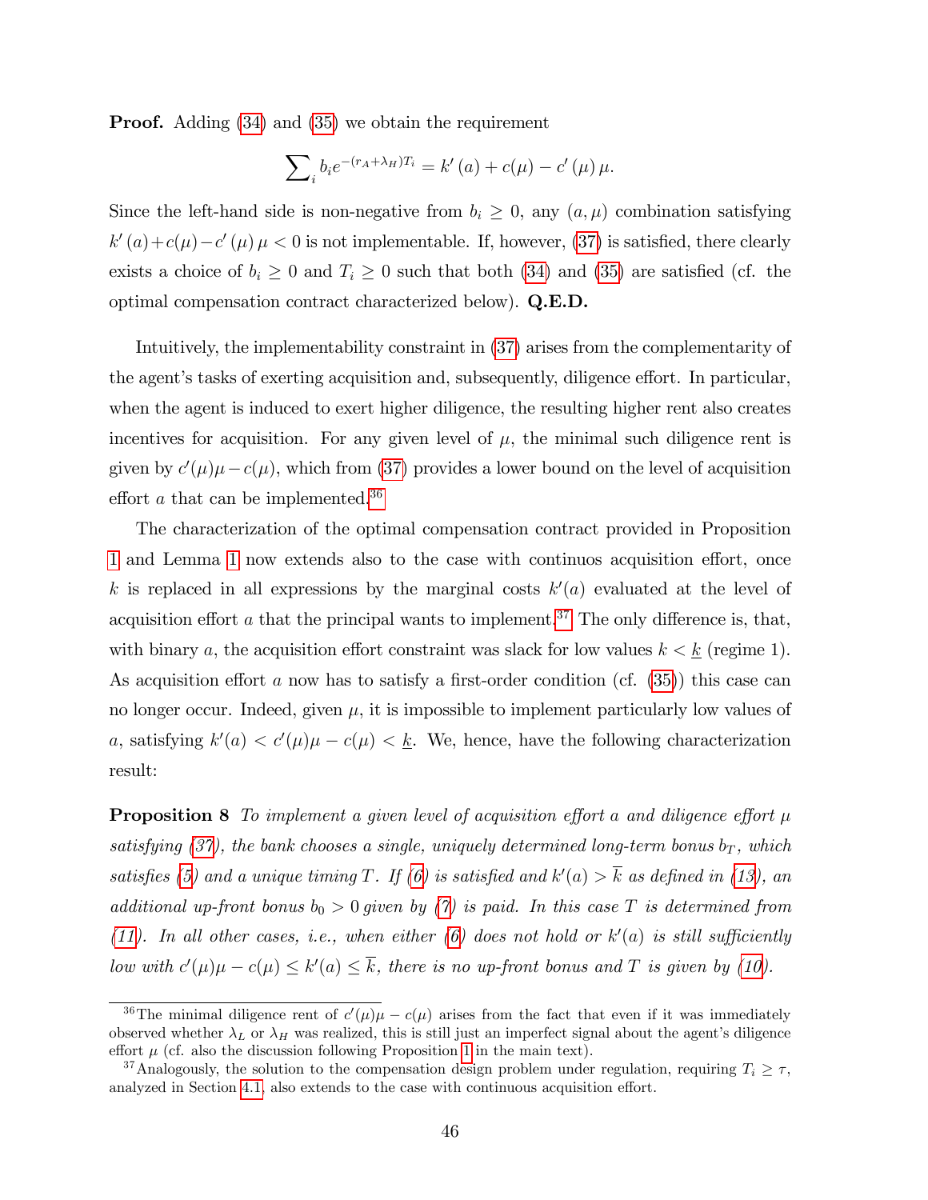**Proof.** Adding (34) and (35) we obtain the requirement

$$\sum_i b_i e^{-(r_A+\lambda_H)T_i} = k'(a) + c(\mu) - c'(\mu)\mu.$$

Since the left-hand side is non-negative from $b_i \geq 0$, any $(a, \mu)$ combination satisfying $k'(a) + c(\mu) - c'(\mu)\mu < 0$ is not implementable. If, however, (37) is satisfied, there clearly exists a choice of $b_i \geq 0$ and $T_i \geq 0$ such that both (34) and (35) are satisfied (cf. the optimal compensation contract characterized below). **Q.E.D.**

Intuitively, the implementability constraint in (37) arises from the complementarity of the agent's tasks of exerting acquisition and, subsequently, diligence effort. In particular, when the agent is induced to exert higher diligence, the resulting higher rent also creates incentives for acquisition. For any given level of $\mu$, the minimal such diligence rent is given by $c'(\mu)\mu - c(\mu)$, which from (37) provides a lower bound on the level of acquisition effort $a$ that can be implemented.[36]

The characterization of the optimal compensation contract provided in Proposition 1 and Lemma 1 now extends also to the case with continuos acquisition effort, once $k$ is replaced in all expressions by the marginal costs $k'(a)$ evaluated at the level of acquisition effort $a$ that the principal wants to implement.[37] The only difference is, that, with binary $a$, the acquisition effort constraint was slack for low values $k < \underline{k}$ (regime 1). As acquisition effort $a$ now has to satisfy a first-order condition (cf. (35)) this case can no longer occur. Indeed, given $\mu$, it is impossible to implement particularly low values of $a$, satisfying $k'(a) < c'(\mu)\mu - c(\mu) < \underline{k}$. We, hence, have the following characterization result:

**Proposition 8** *To implement a given level of acquisition effort $a$ and diligence effort $\mu$ satisfying (37), the bank chooses a single, uniquely determined long-term bonus $b_T$, which satisfies (5) and a unique timing $T$. If (6) is satisfied and $k'(a) > \overline{k}$ as defined in (13), an additional up-front bonus $b_0 > 0$ given by (7) is paid. In this case $T$ is determined from (11). In all other cases, i.e., when either (6) does not hold or $k'(a)$ is still sufficiently low with $c'(\mu)\mu - c(\mu) \leq k'(a) \leq \overline{k}$, there is no up-front bonus and $T$ is given by (10).*

[36] The minimal diligence rent of $c'(\mu)\mu - c(\mu)$ arises from the fact that even if it was immediately observed whether $\lambda_L$ or $\lambda_H$ was realized, this is still just an imperfect signal about the agent's diligence effort $\mu$ (cf. also the discussion following Proposition 1 in the main text).

[37] Analogously, the solution to the compensation design problem under regulation, requiring $T_i \geq \tau$, analyzed in Section 4.1, also extends to the case with continuous acquisition effort.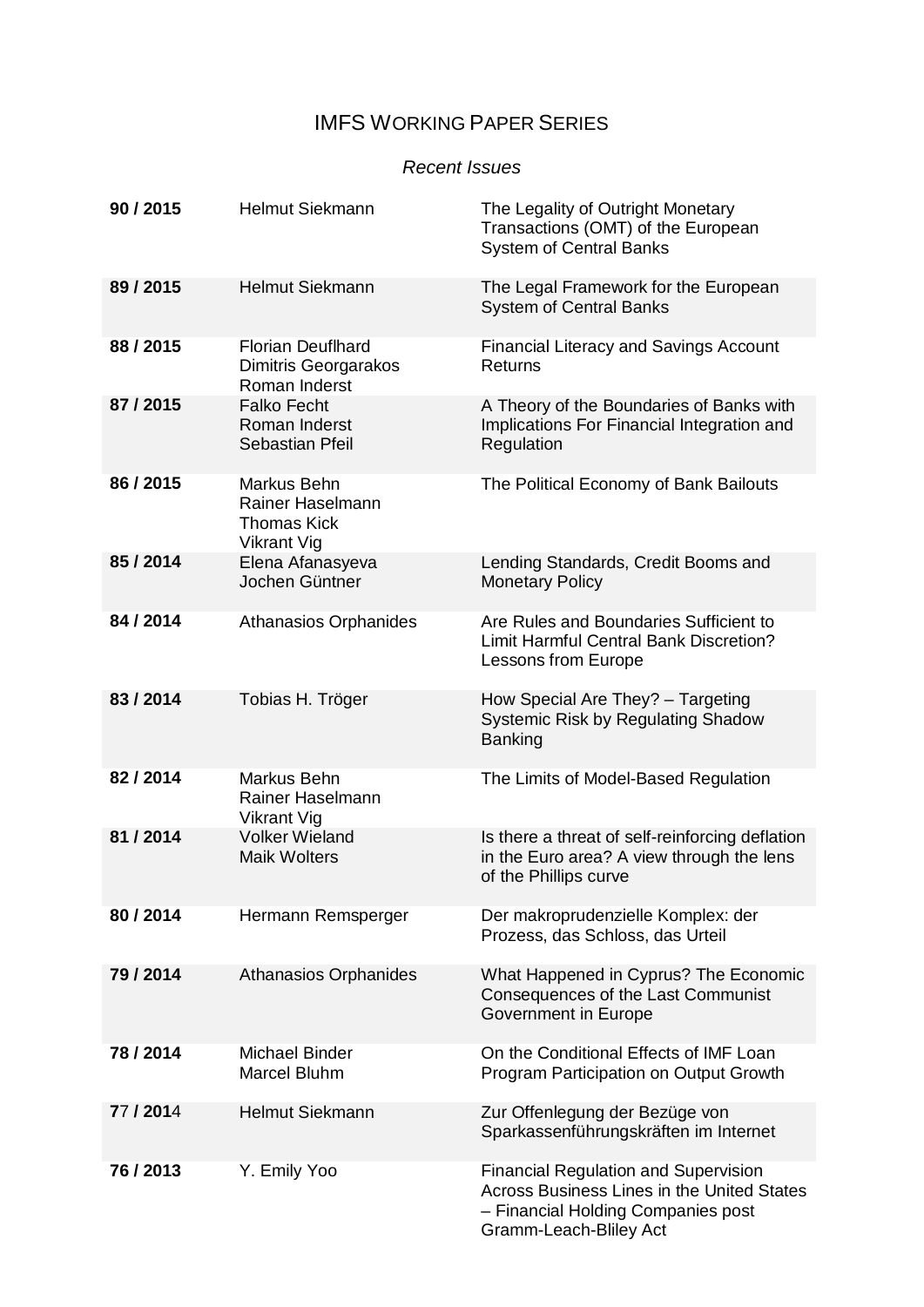# IMFS WORKING PAPER SERIES

*Recent Issues*

| | | |
|---|---|---|
| **90 / 2015** | Helmut Siekmann | The Legality of Outright Monetary Transactions (OMT) of the European System of Central Banks |
| **89 / 2015** | Helmut Siekmann | The Legal Framework for the European System of Central Banks |
| **88 / 2015** | Florian Deuflhard<br>Dimitris Georgarakos<br>Roman Inderst | Financial Literacy and Savings Account Returns |
| **87 / 2015** | Falko Fecht<br>Roman Inderst<br>Sebastian Pfeil | A Theory of the Boundaries of Banks with Implications For Financial Integration and Regulation |
| **86 / 2015** | Markus Behn<br>Rainer Haselmann<br>Thomas Kick<br>Vikrant Vig | The Political Economy of Bank Bailouts |
| **85 / 2014** | Elena Afanasyeva<br>Jochen Güntner | Lending Standards, Credit Booms and Monetary Policy |
| **84 / 2014** | Athanasios Orphanides | Are Rules and Boundaries Sufficient to Limit Harmful Central Bank Discretion? Lessons from Europe |
| **83 / 2014** | Tobias H. Tröger | How Special Are They? – Targeting Systemic Risk by Regulating Shadow Banking |
| **82 / 2014** | Markus Behn<br>Rainer Haselmann<br>Vikrant Vig | The Limits of Model-Based Regulation |
| **81 / 2014** | Volker Wieland<br>Maik Wolters | Is there a threat of self-reinforcing deflation in the Euro area? A view through the lens of the Phillips curve |
| **80 / 2014** | Hermann Remsperger | Der makroprudenzielle Komplex: der Prozess, das Schloss, das Urteil |
| **79 / 2014** | Athanasios Orphanides | What Happened in Cyprus? The Economic Consequences of the Last Communist Government in Europe |
| **78 / 2014** | Michael Binder<br>Marcel Bluhm | On the Conditional Effects of IMF Loan Program Participation on Output Growth |
| **77 / 2014** | Helmut Siekmann | Zur Offenlegung der Bezüge von Sparkassenführungskräften im Internet |
| **76 / 2013** | Y. Emily Yoo | Financial Regulation and Supervision Across Business Lines in the United States – Financial Holding Companies post Gramm-Leach-Bliley Act |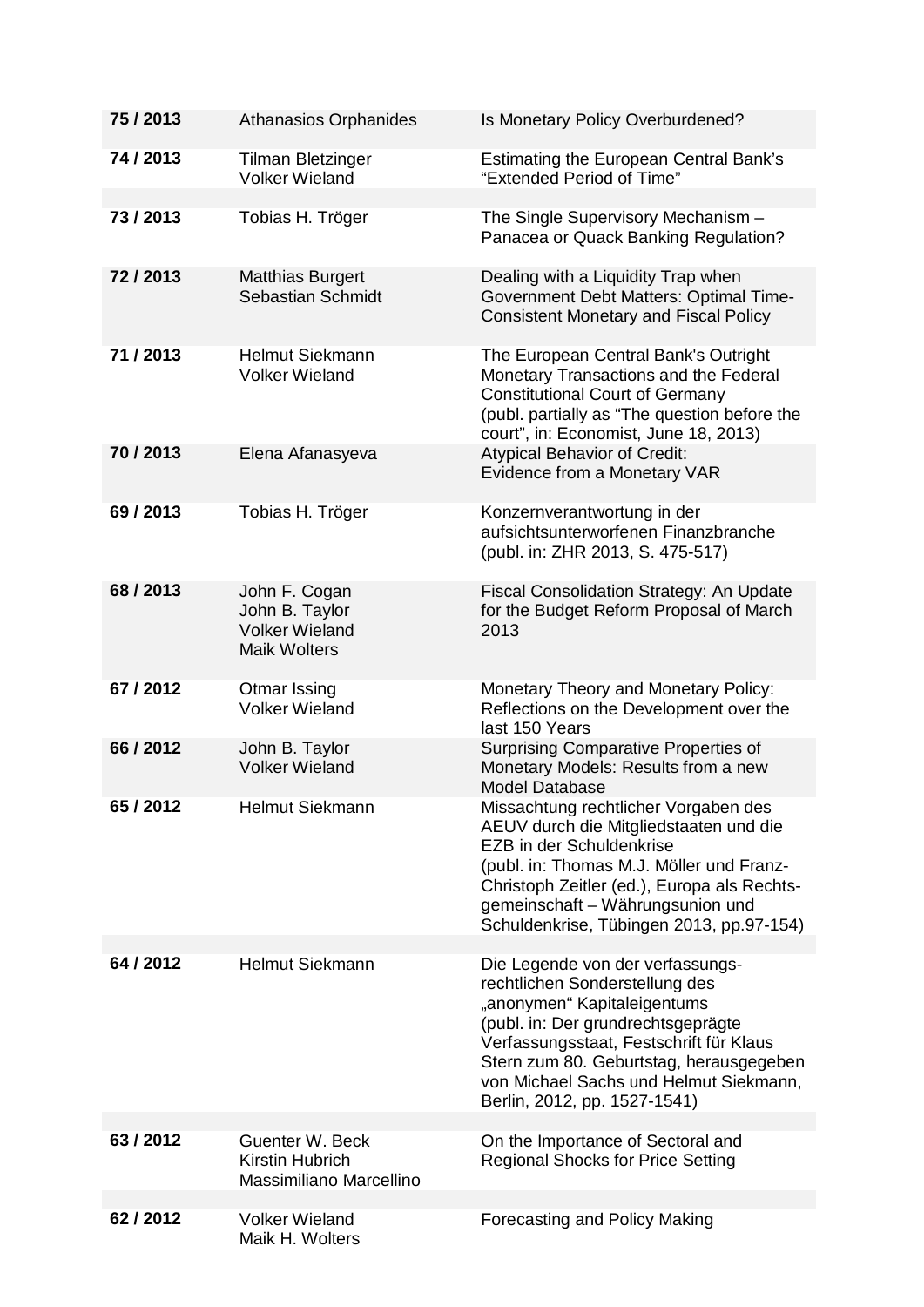| | | |
|---|---|---|
| **75 / 2013** | Athanasios Orphanides | Is Monetary Policy Overburdened? |
| **74 / 2013** | Tilman Bletzinger<br>Volker Wieland | Estimating the European Central Bank's "Extended Period of Time" |
| **73 / 2013** | Tobias H. Tröger | The Single Supervisory Mechanism – Panacea or Quack Banking Regulation? |
| **72 / 2013** | Matthias Burgert<br>Sebastian Schmidt | Dealing with a Liquidity Trap when Government Debt Matters: Optimal Time-Consistent Monetary and Fiscal Policy |
| **71 / 2013** | Helmut Siekmann<br>Volker Wieland | The European Central Bank's Outright Monetary Transactions and the Federal Constitutional Court of Germany<br>(publ. partially as "The question before the court", in: Economist, June 18, 2013) |
| **70 / 2013** | Elena Afanasyeva | Atypical Behavior of Credit:<br>Evidence from a Monetary VAR |
| **69 / 2013** | Tobias H. Tröger | Konzernverantwortung in der aufsichtsunterworfenen Finanzbranche<br>(publ. in: ZHR 2013, S. 475-517) |
| **68 / 2013** | John F. Cogan<br>John B. Taylor<br>Volker Wieland<br>Maik Wolters | Fiscal Consolidation Strategy: An Update for the Budget Reform Proposal of March 2013 |
| **67 / 2012** | Otmar Issing<br>Volker Wieland | Monetary Theory and Monetary Policy: Reflections on the Development over the last 150 Years |
| **66 / 2012** | John B. Taylor<br>Volker Wieland | Surprising Comparative Properties of Monetary Models: Results from a new Model Database |
| **65 / 2012** | Helmut Siekmann | Missachtung rechtlicher Vorgaben des AEUV durch die Mitgliedstaaten und die EZB in der Schuldenkrise<br>(publ. in: Thomas M.J. Möller und Franz-Christoph Zeitler (ed.), Europa als Rechts-gemeinschaft – Währungsunion und Schuldenkrise, Tübingen 2013, pp.97-154) |
| **64 / 2012** | Helmut Siekmann | Die Legende von der verfassungs-rechtlichen Sonderstellung des „anonymen" Kapitaleigentums<br>(publ. in: Der grundrechtsgeprägte Verfassungsstaat, Festschrift für Klaus Stern zum 80. Geburtstag, herausgegeben von Michael Sachs und Helmut Siekmann, Berlin, 2012, pp. 1527-1541) |
| **63 / 2012** | Guenter W. Beck<br>Kirstin Hubrich<br>Massimiliano Marcellino | On the Importance of Sectoral and Regional Shocks for Price Setting |
| **62 / 2012** | Volker Wieland<br>Maik H. Wolters | Forecasting and Policy Making |